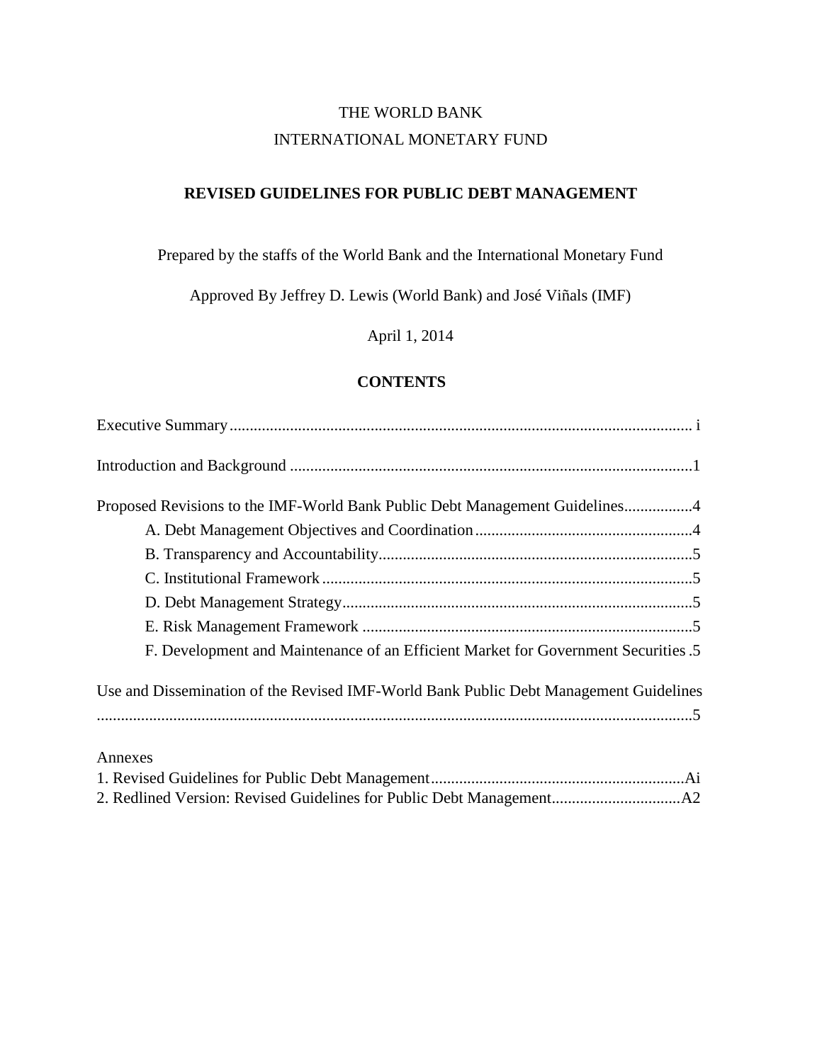THE WORLD BANK

INTERNATIONAL MONETARY FUND

# REVISED GUIDELINES FOR PUBLIC DEBT MANAGEMENT

Prepared by the staffs of the World Bank and the International Monetary Fund

Approved By Jeffrey D. Lewis (World Bank) and José Viñals (IMF)

April 1, 2014

## CONTENTS

Executive Summary .................................................................................................................. i

Introduction and Background ...................................................................................................1

Proposed Revisions to the IMF-World Bank Public Debt Management Guidelines.................4

- A. Debt Management Objectives and Coordination ......................................................4
- B. Transparency and Accountability..............................................................................5
- C. Institutional Framework ............................................................................................5
- D. Debt Management Strategy.......................................................................................5
- E. Risk Management Framework ..................................................................................5
- F. Development and Maintenance of an Efficient Market for Government Securities .5

Use and Dissemination of the Revised IMF-World Bank Public Debt Management Guidelines ....................................................................................................................................5

Annexes

1. Revised Guidelines for Public Debt Management..............................................................Ai
2. Redlined Version: Revised Guidelines for Public Debt Management................................A2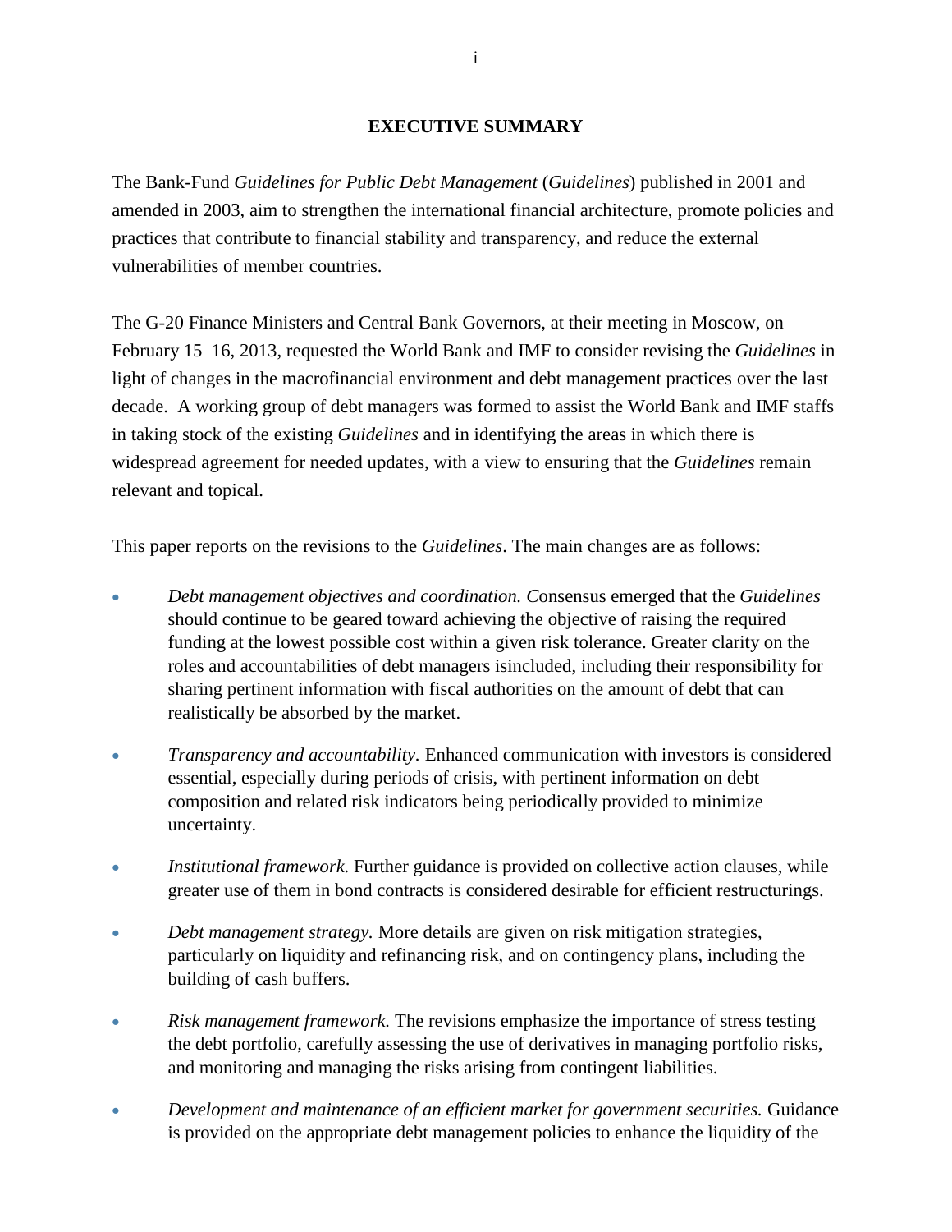## EXECUTIVE SUMMARY

The Bank-Fund *Guidelines for Public Debt Management* (*Guidelines*) published in 2001 and amended in 2003, aim to strengthen the international financial architecture, promote policies and practices that contribute to financial stability and transparency, and reduce the external vulnerabilities of member countries.

The G-20 Finance Ministers and Central Bank Governors, at their meeting in Moscow, on February 15–16, 2013, requested the World Bank and IMF to consider revising the *Guidelines* in light of changes in the macrofinancial environment and debt management practices over the last decade. A working group of debt managers was formed to assist the World Bank and IMF staffs in taking stock of the existing *Guidelines* and in identifying the areas in which there is widespread agreement for needed updates, with a view to ensuring that the *Guidelines* remain relevant and topical.

This paper reports on the revisions to the *Guidelines*. The main changes are as follows:

- *Debt management objectives and coordination. C*onsensus emerged that the *Guidelines* should continue to be geared toward achieving the objective of raising the required funding at the lowest possible cost within a given risk tolerance. Greater clarity on the roles and accountabilities of debt managers isincluded, including their responsibility for sharing pertinent information with fiscal authorities on the amount of debt that can realistically be absorbed by the market.
- *Transparency and accountability.* Enhanced communication with investors is considered essential, especially during periods of crisis, with pertinent information on debt composition and related risk indicators being periodically provided to minimize uncertainty.
- *Institutional framework.* Further guidance is provided on collective action clauses, while greater use of them in bond contracts is considered desirable for efficient restructurings.
- *Debt management strategy.* More details are given on risk mitigation strategies, particularly on liquidity and refinancing risk, and on contingency plans, including the building of cash buffers.
- *Risk management framework.* The revisions emphasize the importance of stress testing the debt portfolio, carefully assessing the use of derivatives in managing portfolio risks, and monitoring and managing the risks arising from contingent liabilities.
- *Development and maintenance of an efficient market for government securities.* Guidance is provided on the appropriate debt management policies to enhance the liquidity of the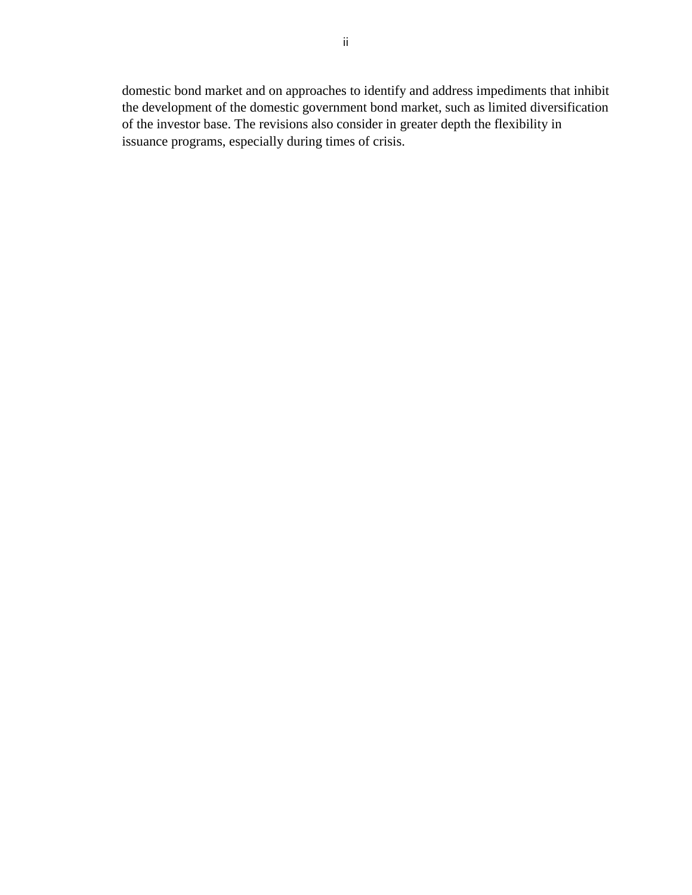domestic bond market and on approaches to identify and address impediments that inhibit the development of the domestic government bond market, such as limited diversification of the investor base. The revisions also consider in greater depth the flexibility in issuance programs, especially during times of crisis.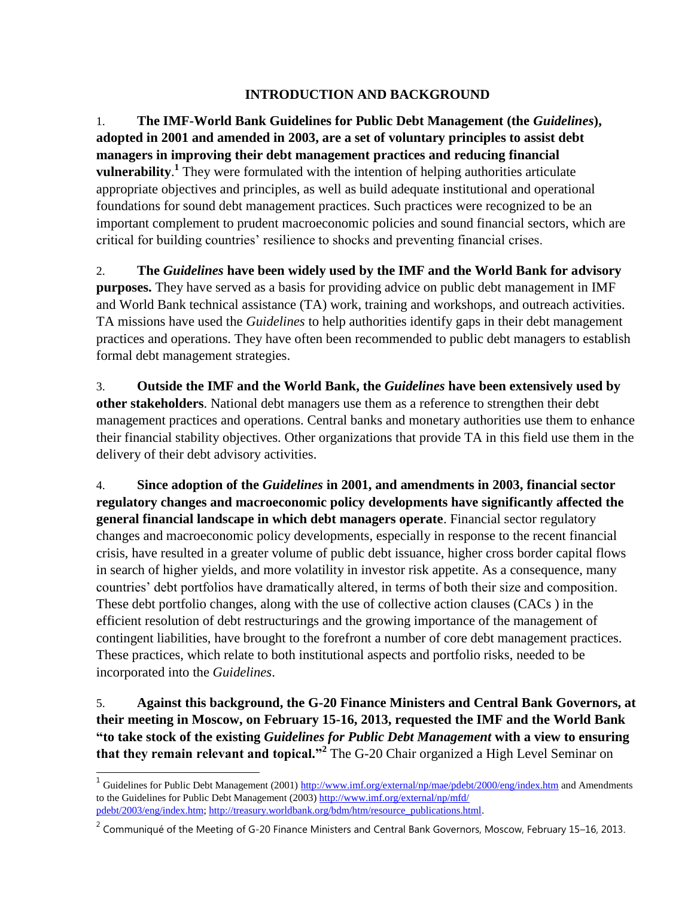## INTRODUCTION AND BACKGROUND

1. **The IMF-World Bank Guidelines for Public Debt Management (the *Guidelines*), adopted in 2001 and amended in 2003, are a set of voluntary principles to assist debt managers in improving their debt management practices and reducing financial vulnerability**.[1] They were formulated with the intention of helping authorities articulate appropriate objectives and principles, as well as build adequate institutional and operational foundations for sound debt management practices. Such practices were recognized to be an important complement to prudent macroeconomic policies and sound financial sectors, which are critical for building countries' resilience to shocks and preventing financial crises.

2. **The *Guidelines* have been widely used by the IMF and the World Bank for advisory purposes.** They have served as a basis for providing advice on public debt management in IMF and World Bank technical assistance (TA) work, training and workshops, and outreach activities. TA missions have used the *Guidelines* to help authorities identify gaps in their debt management practices and operations. They have often been recommended to public debt managers to establish formal debt management strategies.

3. **Outside the IMF and the World Bank, the *Guidelines* have been extensively used by other stakeholders**. National debt managers use them as a reference to strengthen their debt management practices and operations. Central banks and monetary authorities use them to enhance their financial stability objectives. Other organizations that provide TA in this field use them in the delivery of their debt advisory activities.

4. **Since adoption of the *Guidelines* in 2001, and amendments in 2003, financial sector regulatory changes and macroeconomic policy developments have significantly affected the general financial landscape in which debt managers operate**. Financial sector regulatory changes and macroeconomic policy developments, especially in response to the recent financial crisis, have resulted in a greater volume of public debt issuance, higher cross border capital flows in search of higher yields, and more volatility in investor risk appetite. As a consequence, many countries' debt portfolios have dramatically altered, in terms of both their size and composition. These debt portfolio changes, along with the use of collective action clauses (CACs ) in the efficient resolution of debt restructurings and the growing importance of the management of contingent liabilities, have brought to the forefront a number of core debt management practices. These practices, which relate to both institutional aspects and portfolio risks, needed to be incorporated into the *Guidelines*.

5. **Against this background, the G-20 Finance Ministers and Central Bank Governors, at their meeting in Moscow, on February 15-16, 2013, requested the IMF and the World Bank "to take stock of the existing *Guidelines for Public Debt Management* with a view to ensuring that they remain relevant and topical."**[2] The G-20 Chair organized a High Level Seminar on

---

[1] Guidelines for Public Debt Management (2001) http://www.imf.org/external/np/mae/pdebt/2000/eng/index.htm and Amendments to the Guidelines for Public Debt Management (2003) http://www.imf.org/external/np/mfd/pdebt/2003/eng/index.htm; http://treasury.worldbank.org/bdm/htm/resource_publications.html.

[2] Communiqué of the Meeting of G-20 Finance Ministers and Central Bank Governors, Moscow, February 15–16, 2013.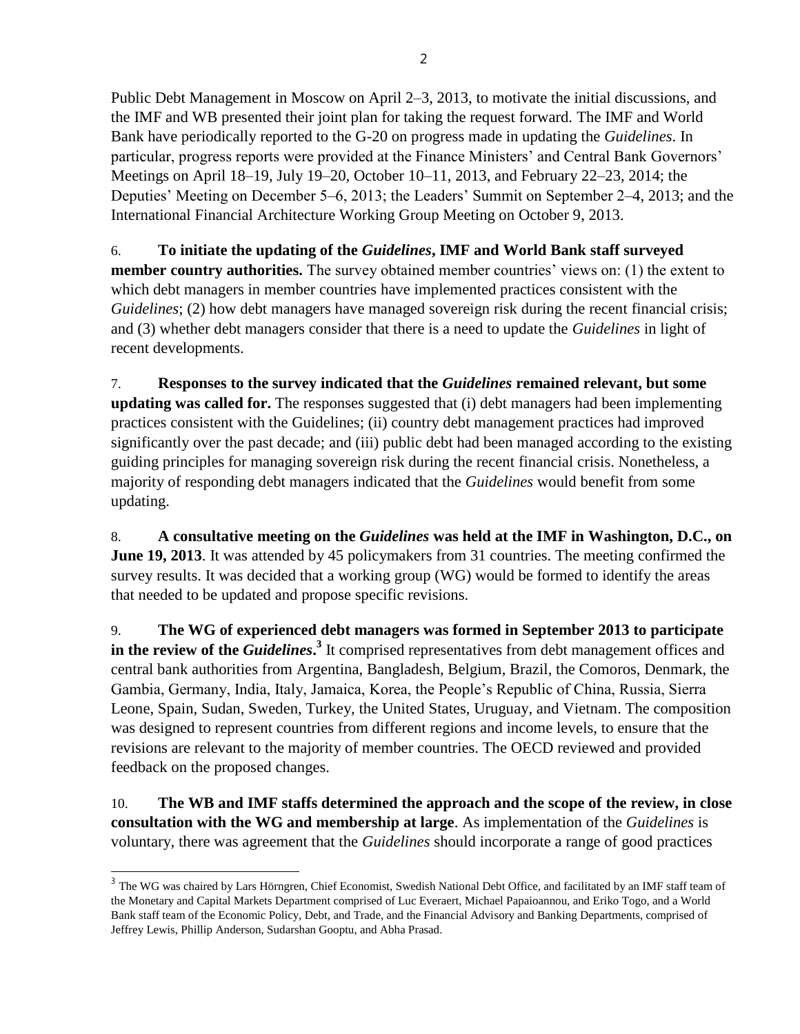Public Debt Management in Moscow on April 2–3, 2013, to motivate the initial discussions, and the IMF and WB presented their joint plan for taking the request forward. The IMF and World Bank have periodically reported to the G-20 on progress made in updating the *Guidelines*. In particular, progress reports were provided at the Finance Ministers' and Central Bank Governors' Meetings on April 18–19, July 19–20, October 10–11, 2013, and February 22–23, 2014; the Deputies' Meeting on December 5–6, 2013; the Leaders' Summit on September 2–4, 2013; and the International Financial Architecture Working Group Meeting on October 9, 2013.

6. **To initiate the updating of the *Guidelines*, IMF and World Bank staff surveyed member country authorities.** The survey obtained member countries' views on: (1) the extent to which debt managers in member countries have implemented practices consistent with the *Guidelines*; (2) how debt managers have managed sovereign risk during the recent financial crisis; and (3) whether debt managers consider that there is a need to update the *Guidelines* in light of recent developments.

7. **Responses to the survey indicated that the *Guidelines* remained relevant, but some updating was called for.** The responses suggested that (i) debt managers had been implementing practices consistent with the Guidelines; (ii) country debt management practices had improved significantly over the past decade; and (iii) public debt had been managed according to the existing guiding principles for managing sovereign risk during the recent financial crisis. Nonetheless, a majority of responding debt managers indicated that the *Guidelines* would benefit from some updating.

8. **A consultative meeting on the *Guidelines* was held at the IMF in Washington, D.C., on June 19, 2013**. It was attended by 45 policymakers from 31 countries. The meeting confirmed the survey results. It was decided that a working group (WG) would be formed to identify the areas that needed to be updated and propose specific revisions.

9. **The WG of experienced debt managers was formed in September 2013 to participate in the review of the *Guidelines*.**[3] It comprised representatives from debt management offices and central bank authorities from Argentina, Bangladesh, Belgium, Brazil, the Comoros, Denmark, the Gambia, Germany, India, Italy, Jamaica, Korea, the People's Republic of China, Russia, Sierra Leone, Spain, Sudan, Sweden, Turkey, the United States, Uruguay, and Vietnam. The composition was designed to represent countries from different regions and income levels, to ensure that the revisions are relevant to the majority of member countries. The OECD reviewed and provided feedback on the proposed changes.

10. **The WB and IMF staffs determined the approach and the scope of the review, in close consultation with the WG and membership at large**. As implementation of the *Guidelines* is voluntary, there was agreement that the *Guidelines* should incorporate a range of good practices

[3] The WG was chaired by Lars Hörngren, Chief Economist, Swedish National Debt Office, and facilitated by an IMF staff team of the Monetary and Capital Markets Department comprised of Luc Everaert, Michael Papaioannou, and Eriko Togo, and a World Bank staff team of the Economic Policy, Debt, and Trade, and the Financial Advisory and Banking Departments, comprised of Jeffrey Lewis, Phillip Anderson, Sudarshan Gooptu, and Abha Prasad.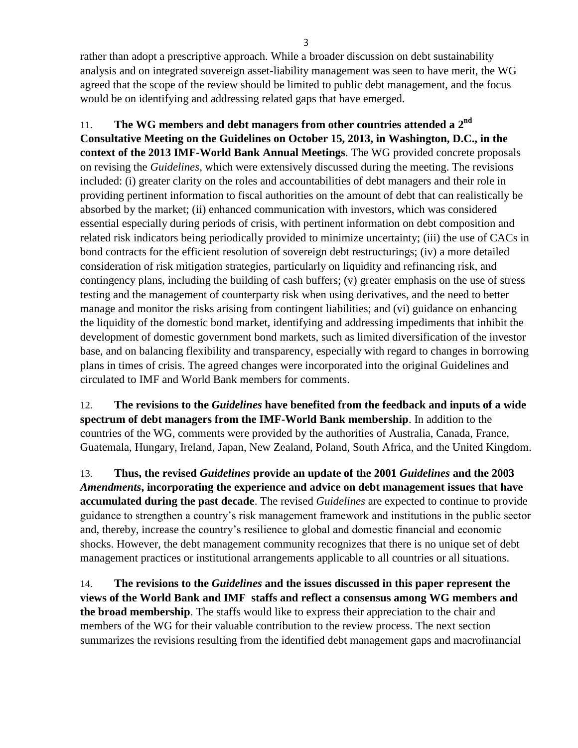rather than adopt a prescriptive approach. While a broader discussion on debt sustainability analysis and on integrated sovereign asset-liability management was seen to have merit, the WG agreed that the scope of the review should be limited to public debt management, and the focus would be on identifying and addressing related gaps that have emerged.

11. **The WG members and debt managers from other countries attended a 2nd Consultative Meeting on the Guidelines on October 15, 2013, in Washington, D.C., in the context of the 2013 IMF-World Bank Annual Meetings**. The WG provided concrete proposals on revising the *Guidelines*, which were extensively discussed during the meeting. The revisions included: (i) greater clarity on the roles and accountabilities of debt managers and their role in providing pertinent information to fiscal authorities on the amount of debt that can realistically be absorbed by the market; (ii) enhanced communication with investors, which was considered essential especially during periods of crisis, with pertinent information on debt composition and related risk indicators being periodically provided to minimize uncertainty; (iii) the use of CACs in bond contracts for the efficient resolution of sovereign debt restructurings; (iv) a more detailed consideration of risk mitigation strategies, particularly on liquidity and refinancing risk, and contingency plans, including the building of cash buffers; (v) greater emphasis on the use of stress testing and the management of counterparty risk when using derivatives, and the need to better manage and monitor the risks arising from contingent liabilities; and (vi) guidance on enhancing the liquidity of the domestic bond market, identifying and addressing impediments that inhibit the development of domestic government bond markets, such as limited diversification of the investor base, and on balancing flexibility and transparency, especially with regard to changes in borrowing plans in times of crisis. The agreed changes were incorporated into the original Guidelines and circulated to IMF and World Bank members for comments.

12. **The revisions to the *Guidelines* have benefited from the feedback and inputs of a wide spectrum of debt managers from the IMF-World Bank membership**. In addition to the countries of the WG, comments were provided by the authorities of Australia, Canada, France, Guatemala, Hungary, Ireland, Japan, New Zealand, Poland, South Africa, and the United Kingdom.

13. **Thus, the revised *Guidelines* provide an update of the 2001 *Guidelines* and the 2003 *Amendments*, incorporating the experience and advice on debt management issues that have accumulated during the past decade**. The revised *Guidelines* are expected to continue to provide guidance to strengthen a country's risk management framework and institutions in the public sector and, thereby, increase the country's resilience to global and domestic financial and economic shocks. However, the debt management community recognizes that there is no unique set of debt management practices or institutional arrangements applicable to all countries or all situations.

14. **The revisions to the *Guidelines* and the issues discussed in this paper represent the views of the World Bank and IMF staffs and reflect a consensus among WG members and the broad membership**. The staffs would like to express their appreciation to the chair and members of the WG for their valuable contribution to the review process. The next section summarizes the revisions resulting from the identified debt management gaps and macrofinancial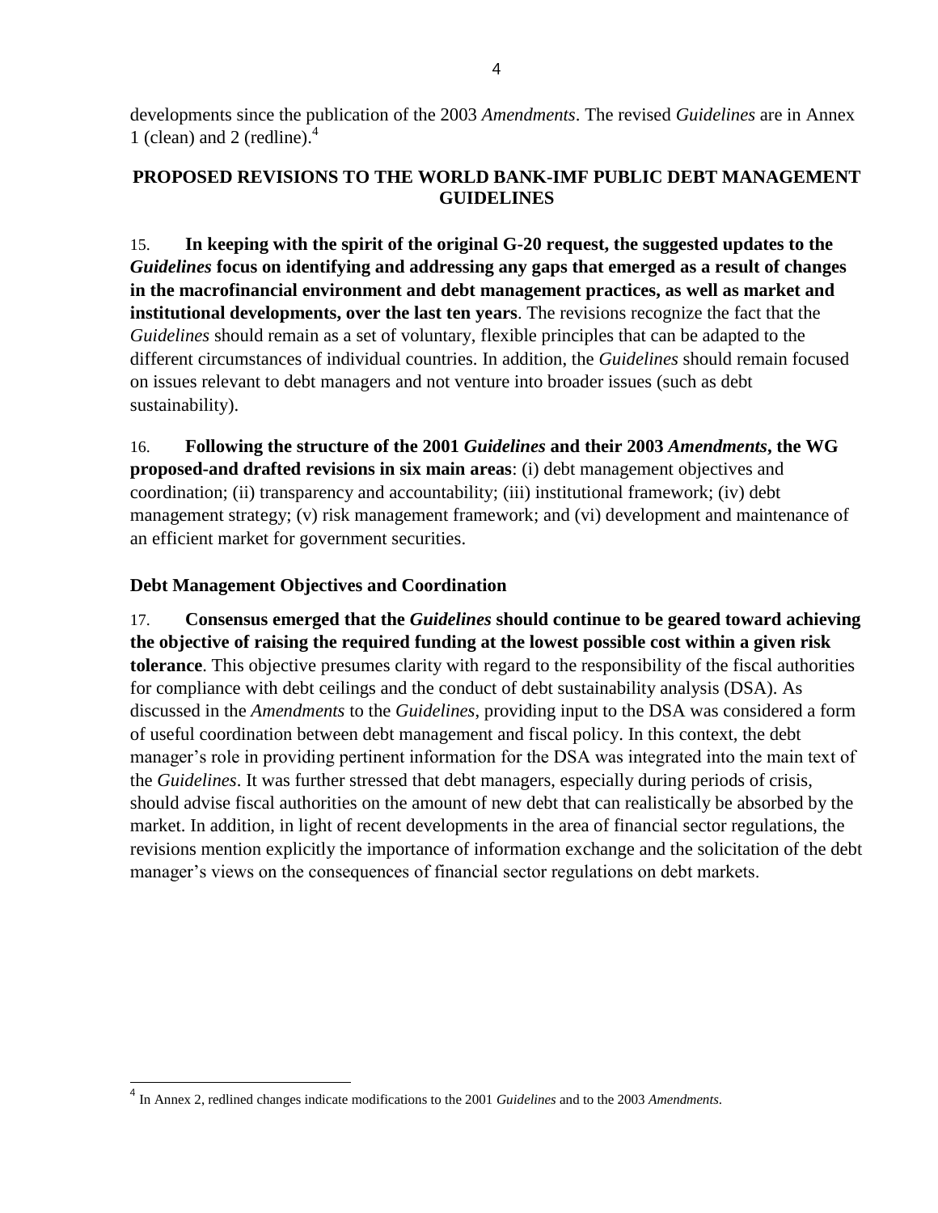developments since the publication of the 2003 *Amendments*. The revised *Guidelines* are in Annex 1 (clean) and 2 (redline).[4]

## PROPOSED REVISIONS TO THE WORLD BANK-IMF PUBLIC DEBT MANAGEMENT GUIDELINES

15. **In keeping with the spirit of the original G-20 request, the suggested updates to the *Guidelines* focus on identifying and addressing any gaps that emerged as a result of changes in the macrofinancial environment and debt management practices, as well as market and institutional developments, over the last ten years**. The revisions recognize the fact that the *Guidelines* should remain as a set of voluntary, flexible principles that can be adapted to the different circumstances of individual countries. In addition, the *Guidelines* should remain focused on issues relevant to debt managers and not venture into broader issues (such as debt sustainability).

16. **Following the structure of the 2001 *Guidelines* and their 2003 *Amendments*, the WG proposed-and drafted revisions in six main areas**: (i) debt management objectives and coordination; (ii) transparency and accountability; (iii) institutional framework; (iv) debt management strategy; (v) risk management framework; and (vi) development and maintenance of an efficient market for government securities.

### Debt Management Objectives and Coordination

17. **Consensus emerged that the *Guidelines* should continue to be geared toward achieving the objective of raising the required funding at the lowest possible cost within a given risk tolerance**. This objective presumes clarity with regard to the responsibility of the fiscal authorities for compliance with debt ceilings and the conduct of debt sustainability analysis (DSA). As discussed in the *Amendments* to the *Guidelines*, providing input to the DSA was considered a form of useful coordination between debt management and fiscal policy. In this context, the debt manager's role in providing pertinent information for the DSA was integrated into the main text of the *Guidelines*. It was further stressed that debt managers, especially during periods of crisis, should advise fiscal authorities on the amount of new debt that can realistically be absorbed by the market. In addition, in light of recent developments in the area of financial sector regulations, the revisions mention explicitly the importance of information exchange and the solicitation of the debt manager's views on the consequences of financial sector regulations on debt markets.

[4] In Annex 2, redlined changes indicate modifications to the 2001 *Guidelines* and to the 2003 *Amendments*.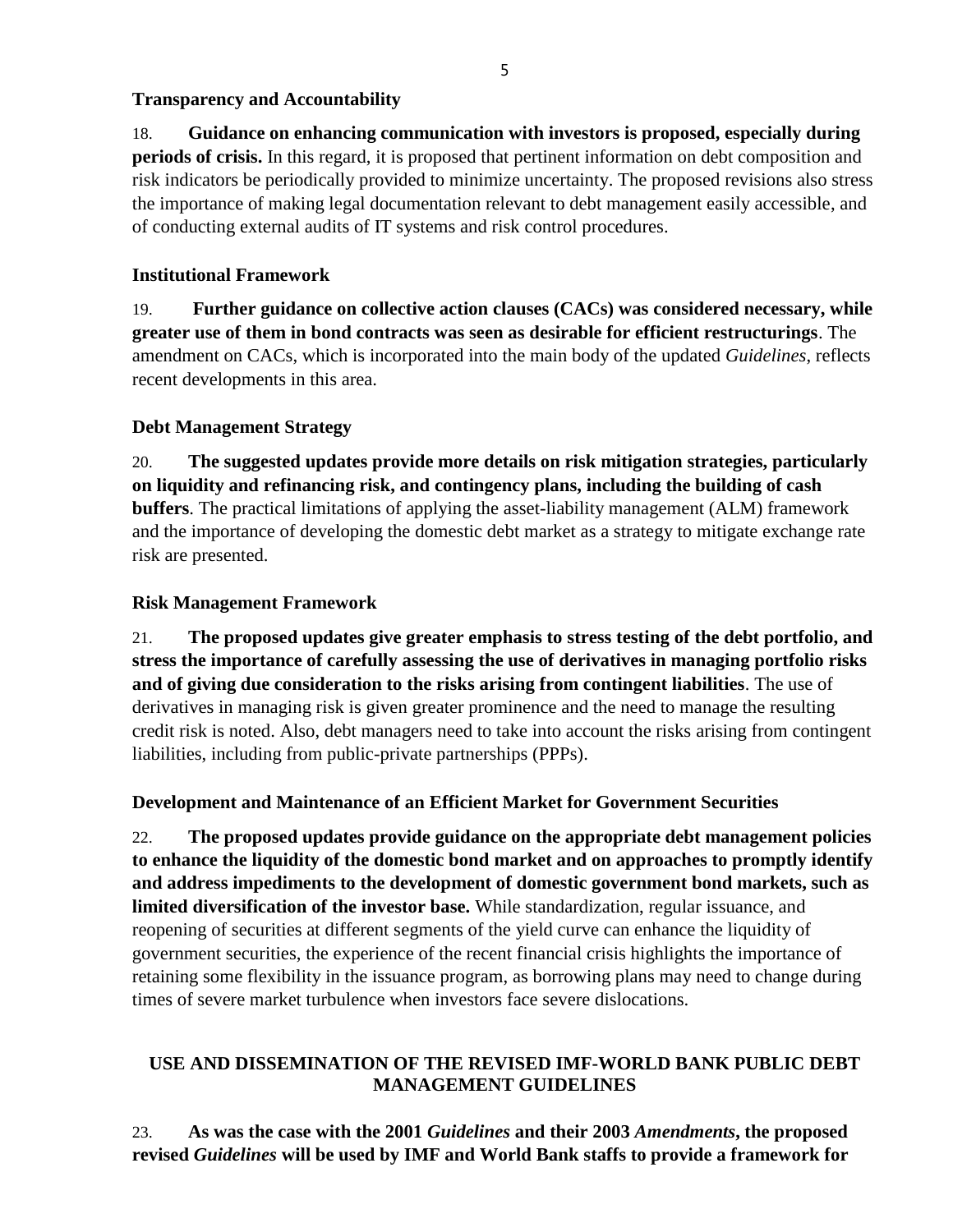### Transparency and Accountability

18. **Guidance on enhancing communication with investors is proposed, especially during periods of crisis.** In this regard, it is proposed that pertinent information on debt composition and risk indicators be periodically provided to minimize uncertainty. The proposed revisions also stress the importance of making legal documentation relevant to debt management easily accessible, and of conducting external audits of IT systems and risk control procedures.

### Institutional Framework

19. **Further guidance on collective action clauses (CACs) was considered necessary, while greater use of them in bond contracts was seen as desirable for efficient restructurings**. The amendment on CACs, which is incorporated into the main body of the updated *Guidelines*, reflects recent developments in this area.

### Debt Management Strategy

20. **The suggested updates provide more details on risk mitigation strategies, particularly on liquidity and refinancing risk, and contingency plans, including the building of cash buffers**. The practical limitations of applying the asset-liability management (ALM) framework and the importance of developing the domestic debt market as a strategy to mitigate exchange rate risk are presented.

### Risk Management Framework

21. **The proposed updates give greater emphasis to stress testing of the debt portfolio, and stress the importance of carefully assessing the use of derivatives in managing portfolio risks and of giving due consideration to the risks arising from contingent liabilities**. The use of derivatives in managing risk is given greater prominence and the need to manage the resulting credit risk is noted. Also, debt managers need to take into account the risks arising from contingent liabilities, including from public-private partnerships (PPPs).

### Development and Maintenance of an Efficient Market for Government Securities

22. **The proposed updates provide guidance on the appropriate debt management policies to enhance the liquidity of the domestic bond market and on approaches to promptly identify and address impediments to the development of domestic government bond markets, such as limited diversification of the investor base.** While standardization, regular issuance, and reopening of securities at different segments of the yield curve can enhance the liquidity of government securities, the experience of the recent financial crisis highlights the importance of retaining some flexibility in the issuance program, as borrowing plans may need to change during times of severe market turbulence when investors face severe dislocations.

## USE AND DISSEMINATION OF THE REVISED IMF-WORLD BANK PUBLIC DEBT MANAGEMENT GUIDELINES

23. **As was the case with the 2001 *Guidelines* and their 2003 *Amendments*, the proposed revised *Guidelines* will be used by IMF and World Bank staffs to provide a framework for**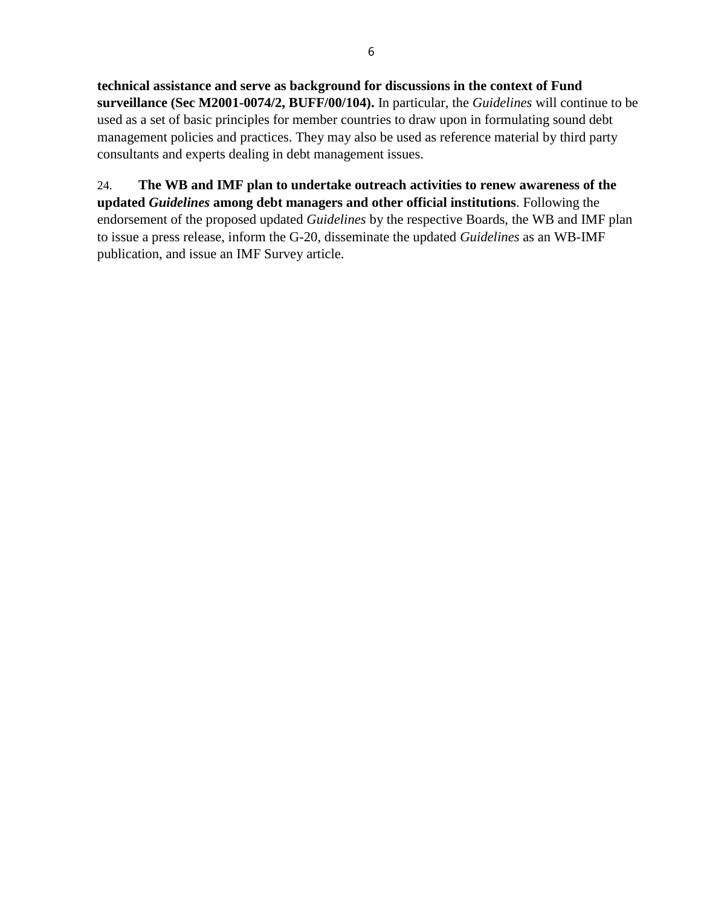**technical assistance and serve as background for discussions in the context of Fund surveillance (Sec M2001-0074/2, BUFF/00/104).** In particular, the *Guidelines* will continue to be used as a set of basic principles for member countries to draw upon in formulating sound debt management policies and practices. They may also be used as reference material by third party consultants and experts dealing in debt management issues.

24. **The WB and IMF plan to undertake outreach activities to renew awareness of the updated *Guidelines* among debt managers and other official institutions**. Following the endorsement of the proposed updated *Guidelines* by the respective Boards, the WB and IMF plan to issue a press release, inform the G-20, disseminate the updated *Guidelines* as an WB-IMF publication, and issue an IMF Survey article.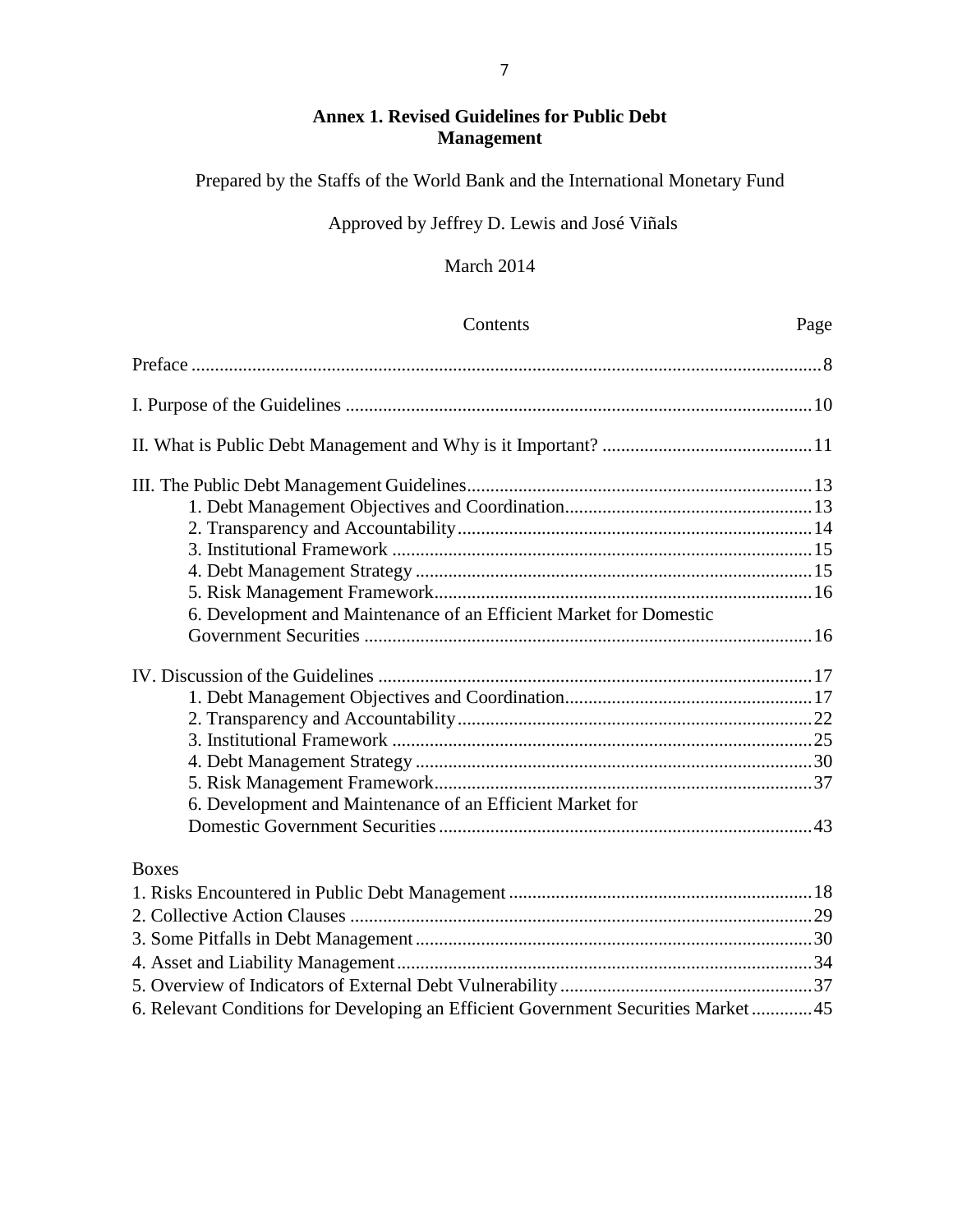# Annex 1. Revised Guidelines for Public Debt Management

Prepared by the Staffs of the World Bank and the International Monetary Fund

Approved by Jeffrey D. Lewis and José Viñals

March 2014

| Contents | Page |
| --- | --- |
| Preface | 8 |
| I. Purpose of the Guidelines | 10 |
| II. What is Public Debt Management and Why is it Important? | 11 |
| III. The Public Debt Management Guidelines | 13 |
| 1. Debt Management Objectives and Coordination | 13 |
| 2. Transparency and Accountability | 14 |
| 3. Institutional Framework | 15 |
| 4. Debt Management Strategy | 15 |
| 5. Risk Management Framework | 16 |
| 6. Development and Maintenance of an Efficient Market for Domestic Government Securities | 16 |
| IV. Discussion of the Guidelines | 17 |
| 1. Debt Management Objectives and Coordination | 17 |
| 2. Transparency and Accountability | 22 |
| 3. Institutional Framework | 25 |
| 4. Debt Management Strategy | 30 |
| 5. Risk Management Framework | 37 |
| 6. Development and Maintenance of an Efficient Market for Domestic Government Securities | 43 |

Boxes

| Box | Page |
| --- | --- |
| 1. Risks Encountered in Public Debt Management | 18 |
| 2. Collective Action Clauses | 29 |
| 3. Some Pitfalls in Debt Management | 30 |
| 4. Asset and Liability Management | 34 |
| 5. Overview of Indicators of External Debt Vulnerability | 37 |
| 6. Relevant Conditions for Developing an Efficient Government Securities Market | 45 |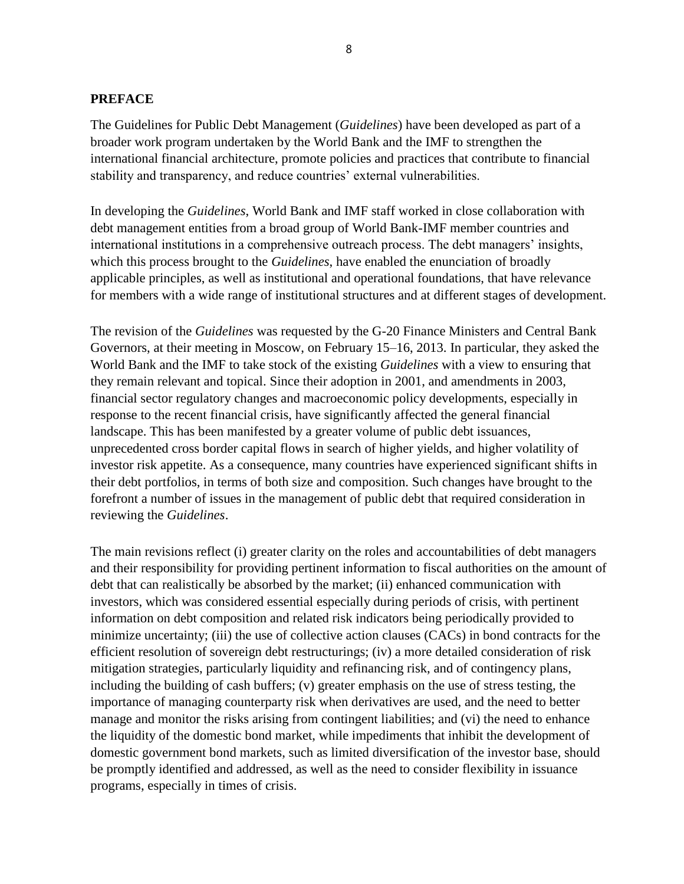## PREFACE

The Guidelines for Public Debt Management (*Guidelines*) have been developed as part of a broader work program undertaken by the World Bank and the IMF to strengthen the international financial architecture, promote policies and practices that contribute to financial stability and transparency, and reduce countries' external vulnerabilities.

In developing the *Guidelines*, World Bank and IMF staff worked in close collaboration with debt management entities from a broad group of World Bank-IMF member countries and international institutions in a comprehensive outreach process. The debt managers' insights, which this process brought to the *Guidelines*, have enabled the enunciation of broadly applicable principles, as well as institutional and operational foundations, that have relevance for members with a wide range of institutional structures and at different stages of development.

The revision of the *Guidelines* was requested by the G-20 Finance Ministers and Central Bank Governors, at their meeting in Moscow, on February 15–16, 2013. In particular, they asked the World Bank and the IMF to take stock of the existing *Guidelines* with a view to ensuring that they remain relevant and topical. Since their adoption in 2001, and amendments in 2003, financial sector regulatory changes and macroeconomic policy developments, especially in response to the recent financial crisis, have significantly affected the general financial landscape. This has been manifested by a greater volume of public debt issuances, unprecedented cross border capital flows in search of higher yields, and higher volatility of investor risk appetite. As a consequence, many countries have experienced significant shifts in their debt portfolios, in terms of both size and composition. Such changes have brought to the forefront a number of issues in the management of public debt that required consideration in reviewing the *Guidelines*.

The main revisions reflect (i) greater clarity on the roles and accountabilities of debt managers and their responsibility for providing pertinent information to fiscal authorities on the amount of debt that can realistically be absorbed by the market; (ii) enhanced communication with investors, which was considered essential especially during periods of crisis, with pertinent information on debt composition and related risk indicators being periodically provided to minimize uncertainty; (iii) the use of collective action clauses (CACs) in bond contracts for the efficient resolution of sovereign debt restructurings; (iv) a more detailed consideration of risk mitigation strategies, particularly liquidity and refinancing risk, and of contingency plans, including the building of cash buffers; (v) greater emphasis on the use of stress testing, the importance of managing counterparty risk when derivatives are used, and the need to better manage and monitor the risks arising from contingent liabilities; and (vi) the need to enhance the liquidity of the domestic bond market, while impediments that inhibit the development of domestic government bond markets, such as limited diversification of the investor base, should be promptly identified and addressed, as well as the need to consider flexibility in issuance programs, especially in times of crisis.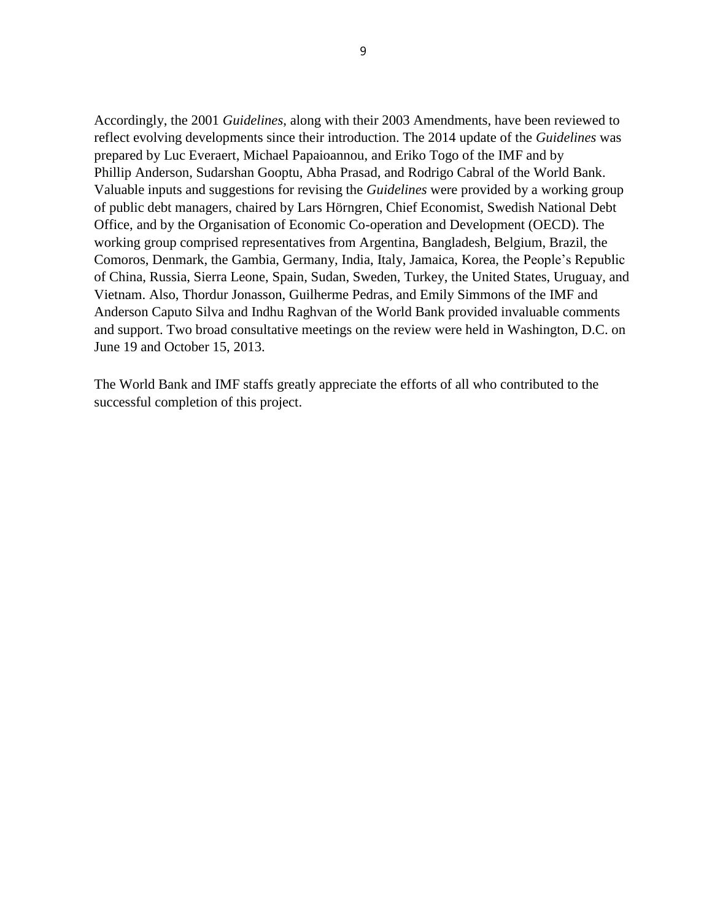Accordingly, the 2001 *Guidelines*, along with their 2003 Amendments, have been reviewed to reflect evolving developments since their introduction. The 2014 update of the *Guidelines* was prepared by Luc Everaert, Michael Papaioannou, and Eriko Togo of the IMF and by Phillip Anderson, Sudarshan Gooptu, Abha Prasad, and Rodrigo Cabral of the World Bank. Valuable inputs and suggestions for revising the *Guidelines* were provided by a working group of public debt managers, chaired by Lars Hörngren, Chief Economist, Swedish National Debt Office, and by the Organisation of Economic Co-operation and Development (OECD). The working group comprised representatives from Argentina, Bangladesh, Belgium, Brazil, the Comoros, Denmark, the Gambia, Germany, India, Italy, Jamaica, Korea, the People's Republic of China, Russia, Sierra Leone, Spain, Sudan, Sweden, Turkey, the United States, Uruguay, and Vietnam. Also, Thordur Jonasson, Guilherme Pedras, and Emily Simmons of the IMF and Anderson Caputo Silva and Indhu Raghvan of the World Bank provided invaluable comments and support. Two broad consultative meetings on the review were held in Washington, D.C. on June 19 and October 15, 2013.

The World Bank and IMF staffs greatly appreciate the efforts of all who contributed to the successful completion of this project.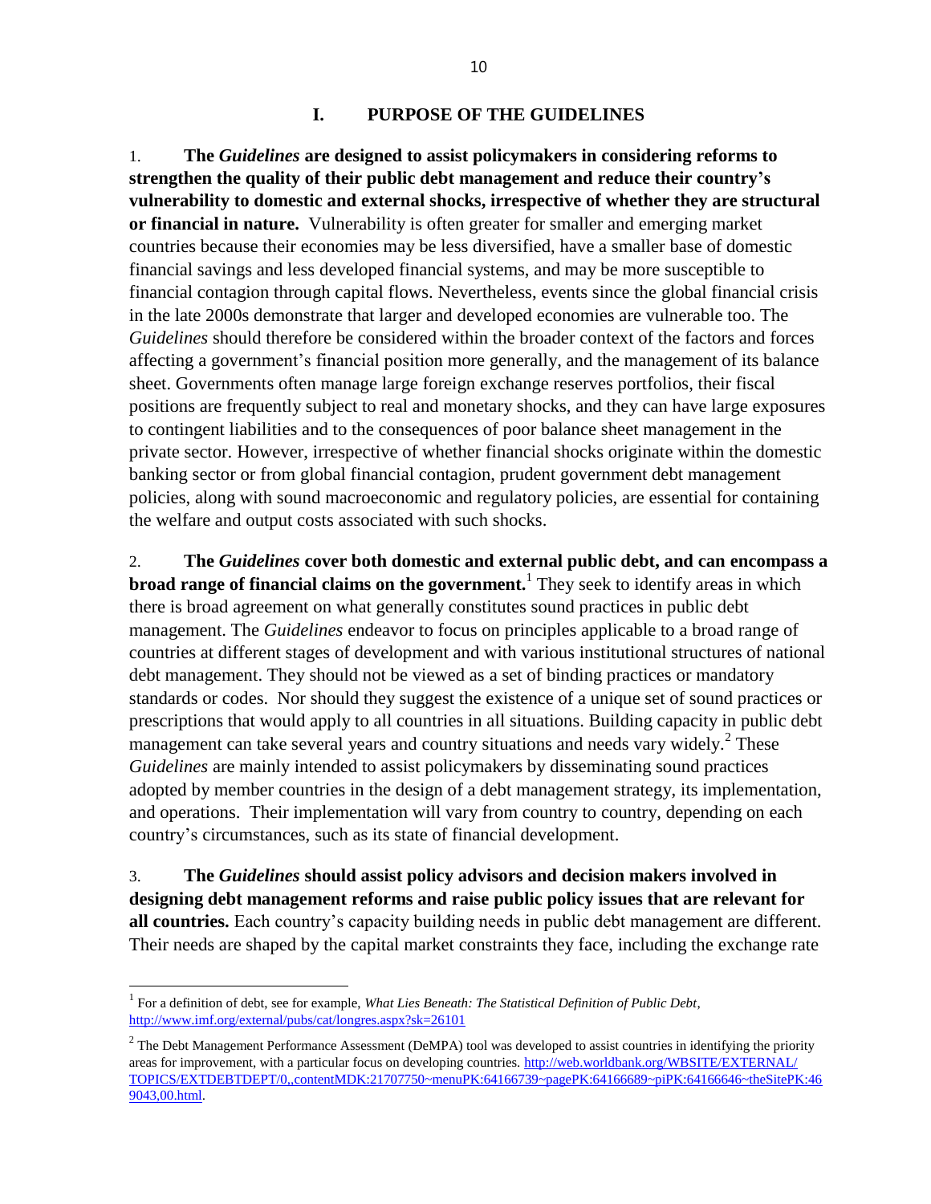## I. PURPOSE OF THE GUIDELINES

1. **The *Guidelines* are designed to assist policymakers in considering reforms to strengthen the quality of their public debt management and reduce their country's vulnerability to domestic and external shocks, irrespective of whether they are structural or financial in nature.** Vulnerability is often greater for smaller and emerging market countries because their economies may be less diversified, have a smaller base of domestic financial savings and less developed financial systems, and may be more susceptible to financial contagion through capital flows. Nevertheless, events since the global financial crisis in the late 2000s demonstrate that larger and developed economies are vulnerable too. The *Guidelines* should therefore be considered within the broader context of the factors and forces affecting a government's financial position more generally, and the management of its balance sheet. Governments often manage large foreign exchange reserves portfolios, their fiscal positions are frequently subject to real and monetary shocks, and they can have large exposures to contingent liabilities and to the consequences of poor balance sheet management in the private sector. However, irrespective of whether financial shocks originate within the domestic banking sector or from global financial contagion, prudent government debt management policies, along with sound macroeconomic and regulatory policies, are essential for containing the welfare and output costs associated with such shocks.

2. **The *Guidelines* cover both domestic and external public debt, and can encompass a broad range of financial claims on the government.**[1] They seek to identify areas in which there is broad agreement on what generally constitutes sound practices in public debt management. The *Guidelines* endeavor to focus on principles applicable to a broad range of countries at different stages of development and with various institutional structures of national debt management. They should not be viewed as a set of binding practices or mandatory standards or codes. Nor should they suggest the existence of a unique set of sound practices or prescriptions that would apply to all countries in all situations. Building capacity in public debt management can take several years and country situations and needs vary widely.[2] These *Guidelines* are mainly intended to assist policymakers by disseminating sound practices adopted by member countries in the design of a debt management strategy, its implementation, and operations. Their implementation will vary from country to country, depending on each country's circumstances, such as its state of financial development.

3. **The *Guidelines* should assist policy advisors and decision makers involved in designing debt management reforms and raise public policy issues that are relevant for all countries.** Each country's capacity building needs in public debt management are different. Their needs are shaped by the capital market constraints they face, including the exchange rate

---

[1] For a definition of debt, see for example, *What Lies Beneath: The Statistical Definition of Public Debt*, http://www.imf.org/external/pubs/cat/longres.aspx?sk=26101

[2] The Debt Management Performance Assessment (DeMPA) tool was developed to assist countries in identifying the priority areas for improvement, with a particular focus on developing countries. http://web.worldbank.org/WBSITE/EXTERNAL/TOPICS/EXTDEBTDEPT/0,,contentMDK:21707750~menuPK:64166739~pagePK:64166689~piPK:64166646~theSitePK:469043,00.html.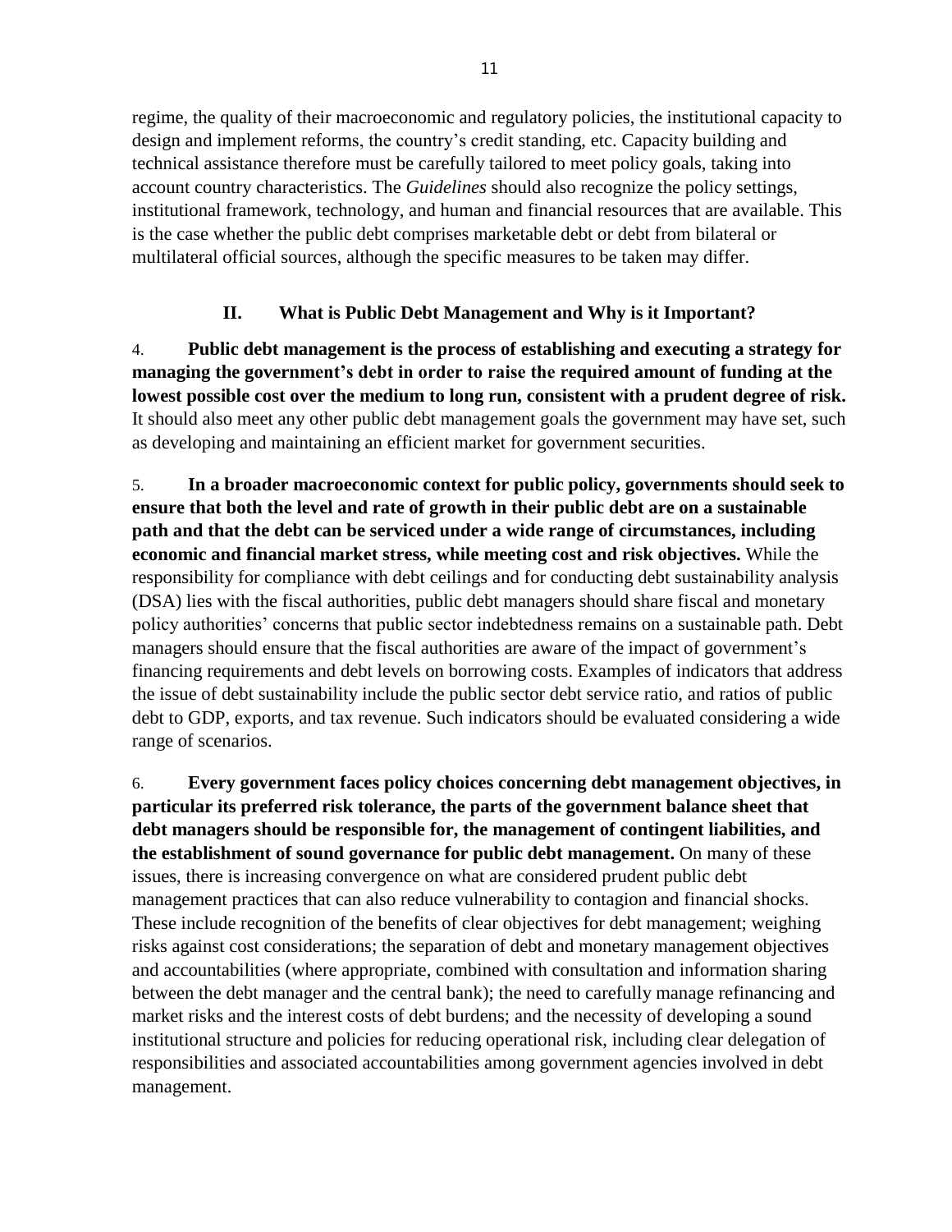regime, the quality of their macroeconomic and regulatory policies, the institutional capacity to design and implement reforms, the country's credit standing, etc. Capacity building and technical assistance therefore must be carefully tailored to meet policy goals, taking into account country characteristics. The *Guidelines* should also recognize the policy settings, institutional framework, technology, and human and financial resources that are available. This is the case whether the public debt comprises marketable debt or debt from bilateral or multilateral official sources, although the specific measures to be taken may differ.

## II. What is Public Debt Management and Why is it Important?

4. **Public debt management is the process of establishing and executing a strategy for managing the government's debt in order to raise the required amount of funding at the lowest possible cost over the medium to long run, consistent with a prudent degree of risk.** It should also meet any other public debt management goals the government may have set, such as developing and maintaining an efficient market for government securities.

5. **In a broader macroeconomic context for public policy, governments should seek to ensure that both the level and rate of growth in their public debt are on a sustainable path and that the debt can be serviced under a wide range of circumstances, including economic and financial market stress, while meeting cost and risk objectives.** While the responsibility for compliance with debt ceilings and for conducting debt sustainability analysis (DSA) lies with the fiscal authorities, public debt managers should share fiscal and monetary policy authorities' concerns that public sector indebtedness remains on a sustainable path. Debt managers should ensure that the fiscal authorities are aware of the impact of government's financing requirements and debt levels on borrowing costs. Examples of indicators that address the issue of debt sustainability include the public sector debt service ratio, and ratios of public debt to GDP, exports, and tax revenue. Such indicators should be evaluated considering a wide range of scenarios.

6. **Every government faces policy choices concerning debt management objectives, in particular its preferred risk tolerance, the parts of the government balance sheet that debt managers should be responsible for, the management of contingent liabilities, and the establishment of sound governance for public debt management.** On many of these issues, there is increasing convergence on what are considered prudent public debt management practices that can also reduce vulnerability to contagion and financial shocks. These include recognition of the benefits of clear objectives for debt management; weighing risks against cost considerations; the separation of debt and monetary management objectives and accountabilities (where appropriate, combined with consultation and information sharing between the debt manager and the central bank); the need to carefully manage refinancing and market risks and the interest costs of debt burdens; and the necessity of developing a sound institutional structure and policies for reducing operational risk, including clear delegation of responsibilities and associated accountabilities among government agencies involved in debt management.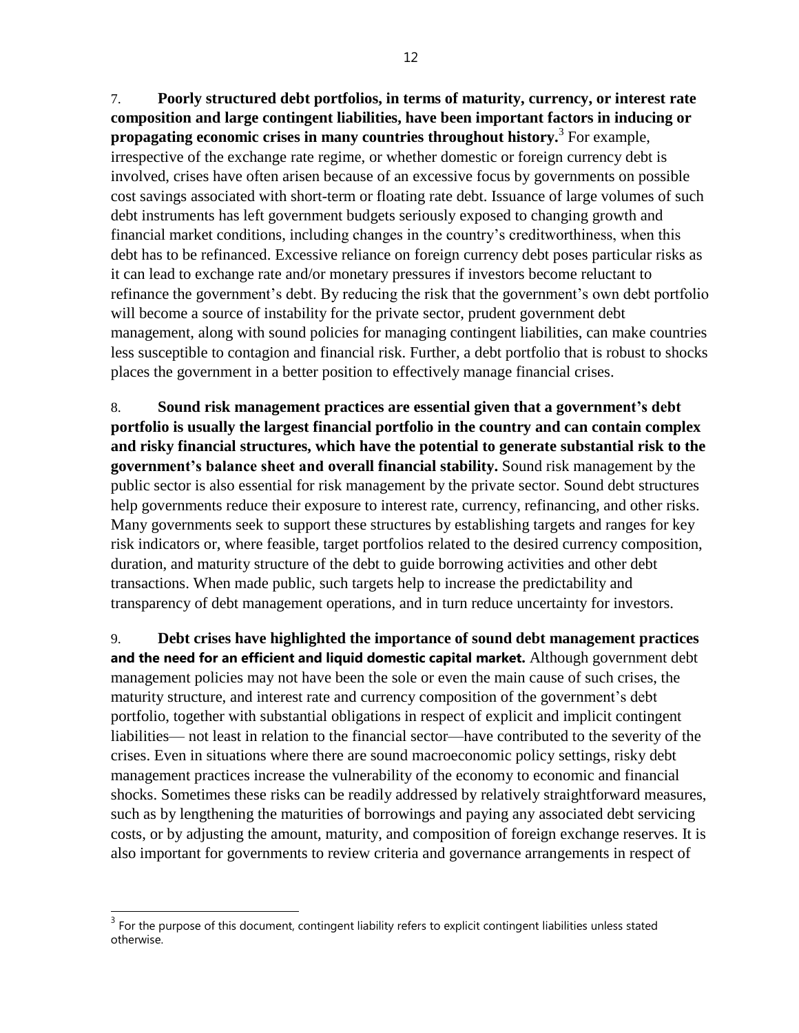7. **Poorly structured debt portfolios, in terms of maturity, currency, or interest rate composition and large contingent liabilities, have been important factors in inducing or propagating economic crises in many countries throughout history.**[3] For example, irrespective of the exchange rate regime, or whether domestic or foreign currency debt is involved, crises have often arisen because of an excessive focus by governments on possible cost savings associated with short-term or floating rate debt. Issuance of large volumes of such debt instruments has left government budgets seriously exposed to changing growth and financial market conditions, including changes in the country's creditworthiness, when this debt has to be refinanced. Excessive reliance on foreign currency debt poses particular risks as it can lead to exchange rate and/or monetary pressures if investors become reluctant to refinance the government's debt. By reducing the risk that the government's own debt portfolio will become a source of instability for the private sector, prudent government debt management, along with sound policies for managing contingent liabilities, can make countries less susceptible to contagion and financial risk. Further, a debt portfolio that is robust to shocks places the government in a better position to effectively manage financial crises.

8. **Sound risk management practices are essential given that a government's debt portfolio is usually the largest financial portfolio in the country and can contain complex and risky financial structures, which have the potential to generate substantial risk to the government's balance sheet and overall financial stability.** Sound risk management by the public sector is also essential for risk management by the private sector. Sound debt structures help governments reduce their exposure to interest rate, currency, refinancing, and other risks. Many governments seek to support these structures by establishing targets and ranges for key risk indicators or, where feasible, target portfolios related to the desired currency composition, duration, and maturity structure of the debt to guide borrowing activities and other debt transactions. When made public, such targets help to increase the predictability and transparency of debt management operations, and in turn reduce uncertainty for investors.

9. **Debt crises have highlighted the importance of sound debt management practices and the need for an efficient and liquid domestic capital market.** Although government debt management policies may not have been the sole or even the main cause of such crises, the maturity structure, and interest rate and currency composition of the government's debt portfolio, together with substantial obligations in respect of explicit and implicit contingent liabilities— not least in relation to the financial sector—have contributed to the severity of the crises. Even in situations where there are sound macroeconomic policy settings, risky debt management practices increase the vulnerability of the economy to economic and financial shocks. Sometimes these risks can be readily addressed by relatively straightforward measures, such as by lengthening the maturities of borrowings and paying any associated debt servicing costs, or by adjusting the amount, maturity, and composition of foreign exchange reserves. It is also important for governments to review criteria and governance arrangements in respect of

[3] For the purpose of this document, contingent liability refers to explicit contingent liabilities unless stated otherwise.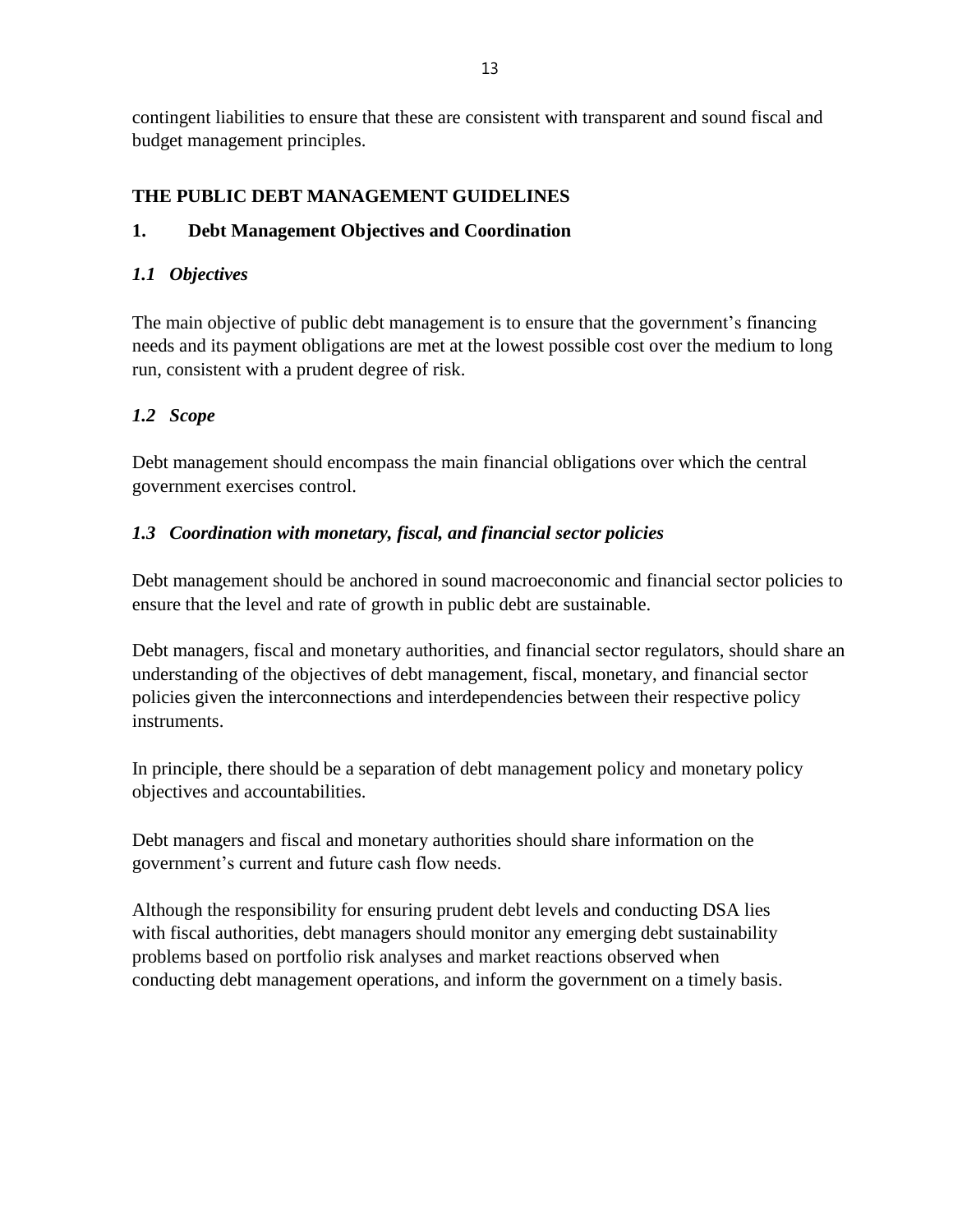contingent liabilities to ensure that these are consistent with transparent and sound fiscal and budget management principles.

## THE PUBLIC DEBT MANAGEMENT GUIDELINES

## 1. Debt Management Objectives and Coordination

### *1.1 Objectives*

The main objective of public debt management is to ensure that the government's financing needs and its payment obligations are met at the lowest possible cost over the medium to long run, consistent with a prudent degree of risk.

### *1.2 Scope*

Debt management should encompass the main financial obligations over which the central government exercises control.

### *1.3 Coordination with monetary, fiscal, and financial sector policies*

Debt management should be anchored in sound macroeconomic and financial sector policies to ensure that the level and rate of growth in public debt are sustainable.

Debt managers, fiscal and monetary authorities, and financial sector regulators, should share an understanding of the objectives of debt management, fiscal, monetary, and financial sector policies given the interconnections and interdependencies between their respective policy instruments.

In principle, there should be a separation of debt management policy and monetary policy objectives and accountabilities.

Debt managers and fiscal and monetary authorities should share information on the government's current and future cash flow needs.

Although the responsibility for ensuring prudent debt levels and conducting DSA lies with fiscal authorities, debt managers should monitor any emerging debt sustainability problems based on portfolio risk analyses and market reactions observed when conducting debt management operations, and inform the government on a timely basis.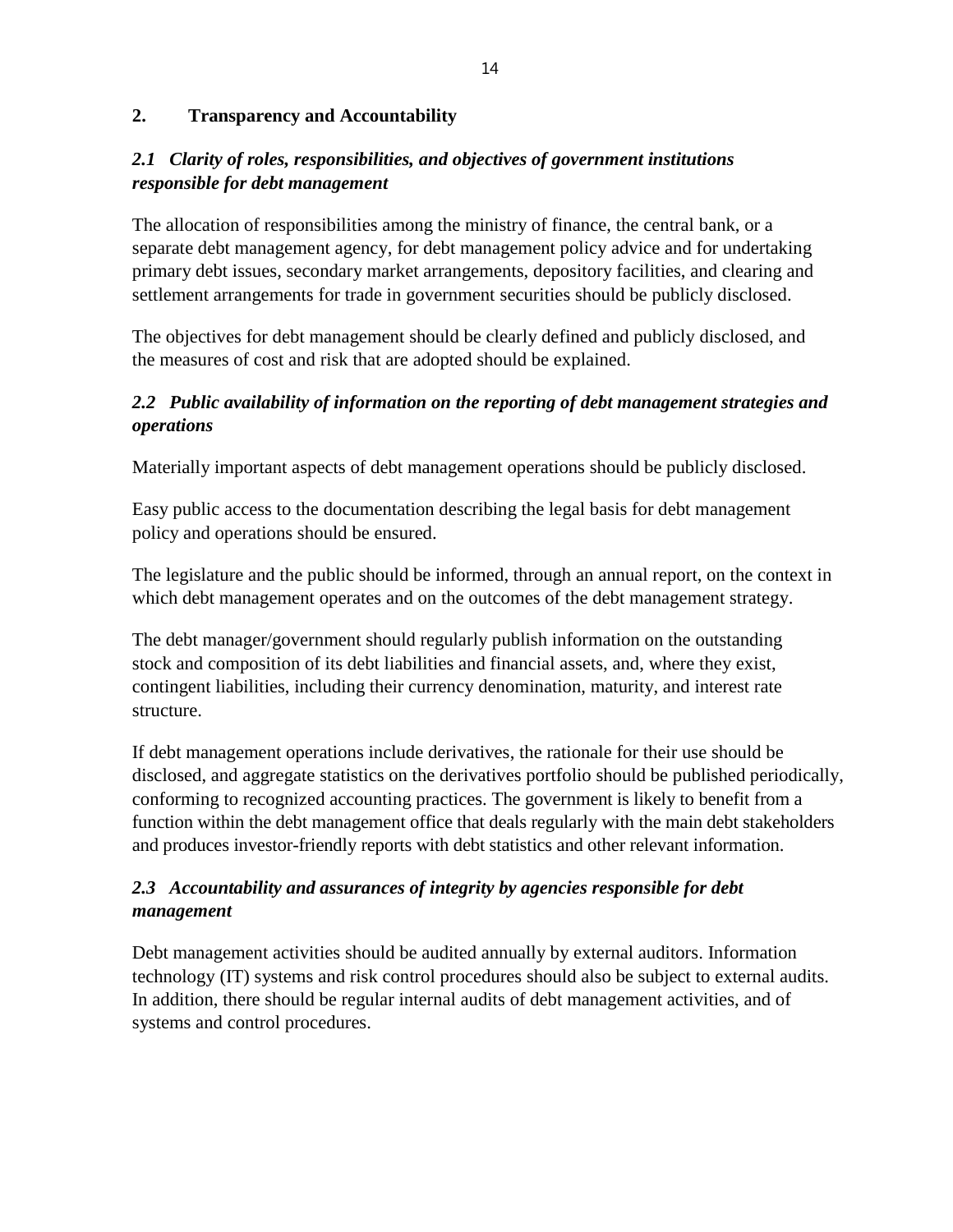## 2. Transparency and Accountability

### *2.1 Clarity of roles, responsibilities, and objectives of government institutions responsible for debt management*

The allocation of responsibilities among the ministry of finance, the central bank, or a separate debt management agency, for debt management policy advice and for undertaking primary debt issues, secondary market arrangements, depository facilities, and clearing and settlement arrangements for trade in government securities should be publicly disclosed.

The objectives for debt management should be clearly defined and publicly disclosed, and the measures of cost and risk that are adopted should be explained.

### *2.2 Public availability of information on the reporting of debt management strategies and operations*

Materially important aspects of debt management operations should be publicly disclosed.

Easy public access to the documentation describing the legal basis for debt management policy and operations should be ensured.

The legislature and the public should be informed, through an annual report, on the context in which debt management operates and on the outcomes of the debt management strategy.

The debt manager/government should regularly publish information on the outstanding stock and composition of its debt liabilities and financial assets, and, where they exist, contingent liabilities, including their currency denomination, maturity, and interest rate structure.

If debt management operations include derivatives, the rationale for their use should be disclosed, and aggregate statistics on the derivatives portfolio should be published periodically, conforming to recognized accounting practices. The government is likely to benefit from a function within the debt management office that deals regularly with the main debt stakeholders and produces investor-friendly reports with debt statistics and other relevant information.

### *2.3 Accountability and assurances of integrity by agencies responsible for debt management*

Debt management activities should be audited annually by external auditors. Information technology (IT) systems and risk control procedures should also be subject to external audits. In addition, there should be regular internal audits of debt management activities, and of systems and control procedures.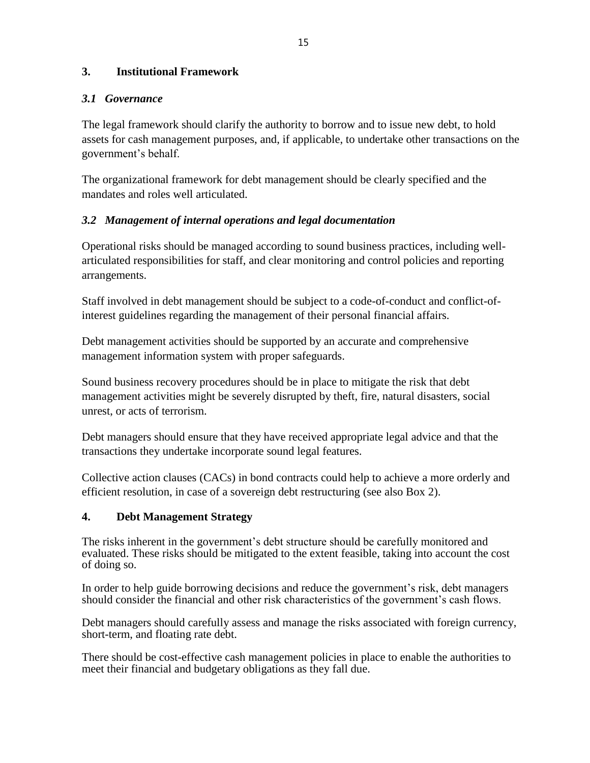## 3. Institutional Framework

### *3.1 Governance*

The legal framework should clarify the authority to borrow and to issue new debt, to hold assets for cash management purposes, and, if applicable, to undertake other transactions on the government's behalf.

The organizational framework for debt management should be clearly specified and the mandates and roles well articulated.

### *3.2 Management of internal operations and legal documentation*

Operational risks should be managed according to sound business practices, including well-articulated responsibilities for staff, and clear monitoring and control policies and reporting arrangements.

Staff involved in debt management should be subject to a code-of-conduct and conflict-of-interest guidelines regarding the management of their personal financial affairs.

Debt management activities should be supported by an accurate and comprehensive management information system with proper safeguards.

Sound business recovery procedures should be in place to mitigate the risk that debt management activities might be severely disrupted by theft, fire, natural disasters, social unrest, or acts of terrorism.

Debt managers should ensure that they have received appropriate legal advice and that the transactions they undertake incorporate sound legal features.

Collective action clauses (CACs) in bond contracts could help to achieve a more orderly and efficient resolution, in case of a sovereign debt restructuring (see also Box 2).

## 4. Debt Management Strategy

The risks inherent in the government's debt structure should be carefully monitored and evaluated. These risks should be mitigated to the extent feasible, taking into account the cost of doing so.

In order to help guide borrowing decisions and reduce the government's risk, debt managers should consider the financial and other risk characteristics of the government's cash flows.

Debt managers should carefully assess and manage the risks associated with foreign currency, short-term, and floating rate debt.

There should be cost-effective cash management policies in place to enable the authorities to meet their financial and budgetary obligations as they fall due.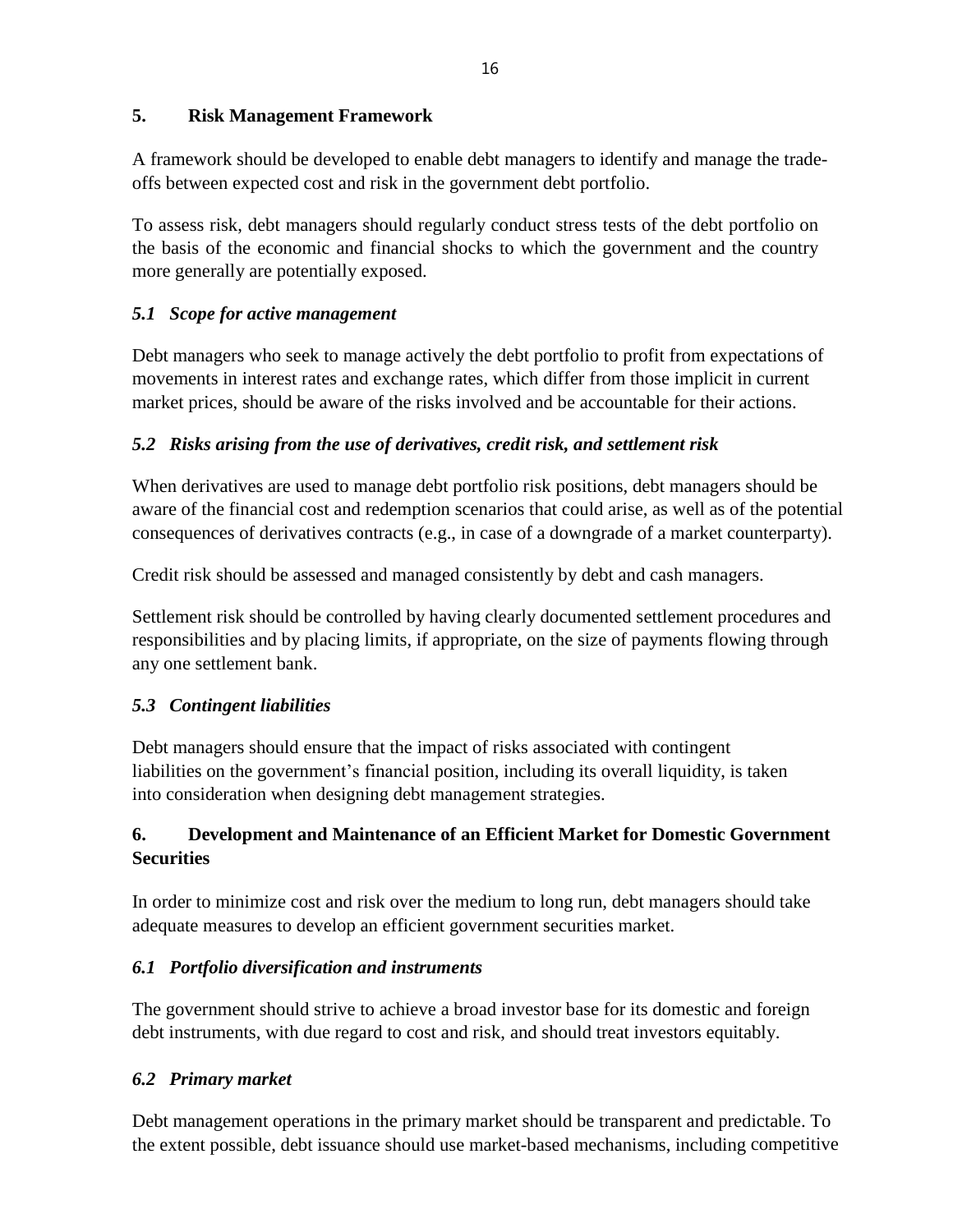## 5. Risk Management Framework

A framework should be developed to enable debt managers to identify and manage the trade-offs between expected cost and risk in the government debt portfolio.

To assess risk, debt managers should regularly conduct stress tests of the debt portfolio on the basis of the economic and financial shocks to which the government and the country more generally are potentially exposed.

### *5.1 Scope for active management*

Debt managers who seek to manage actively the debt portfolio to profit from expectations of movements in interest rates and exchange rates, which differ from those implicit in current market prices, should be aware of the risks involved and be accountable for their actions.

### *5.2 Risks arising from the use of derivatives, credit risk, and settlement risk*

When derivatives are used to manage debt portfolio risk positions, debt managers should be aware of the financial cost and redemption scenarios that could arise, as well as of the potential consequences of derivatives contracts (e.g., in case of a downgrade of a market counterparty).

Credit risk should be assessed and managed consistently by debt and cash managers.

Settlement risk should be controlled by having clearly documented settlement procedures and responsibilities and by placing limits, if appropriate, on the size of payments flowing through any one settlement bank.

### *5.3 Contingent liabilities*

Debt managers should ensure that the impact of risks associated with contingent liabilities on the government's financial position, including its overall liquidity, is taken into consideration when designing debt management strategies.

## 6. Development and Maintenance of an Efficient Market for Domestic Government Securities

In order to minimize cost and risk over the medium to long run, debt managers should take adequate measures to develop an efficient government securities market.

### *6.1 Portfolio diversification and instruments*

The government should strive to achieve a broad investor base for its domestic and foreign debt instruments, with due regard to cost and risk, and should treat investors equitably.

### *6.2 Primary market*

Debt management operations in the primary market should be transparent and predictable. To the extent possible, debt issuance should use market-based mechanisms, including competitive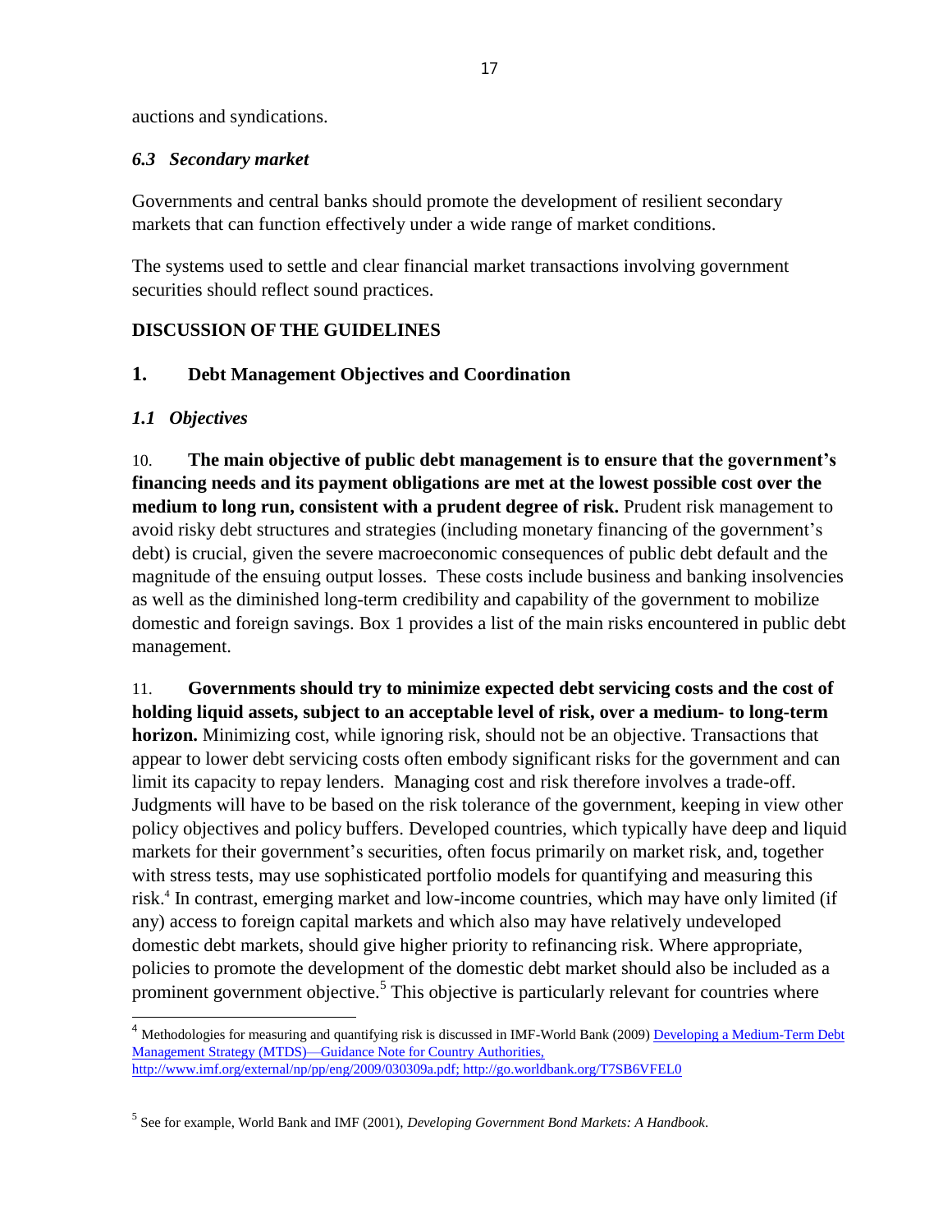auctions and syndications.

### *6.3 Secondary market*

Governments and central banks should promote the development of resilient secondary markets that can function effectively under a wide range of market conditions.

The systems used to settle and clear financial market transactions involving government securities should reflect sound practices.

## DISCUSSION OF THE GUIDELINES

## 1. Debt Management Objectives and Coordination

### *1.1 Objectives*

10. **The main objective of public debt management is to ensure that the government's financing needs and its payment obligations are met at the lowest possible cost over the medium to long run, consistent with a prudent degree of risk.** Prudent risk management to avoid risky debt structures and strategies (including monetary financing of the government's debt) is crucial, given the severe macroeconomic consequences of public debt default and the magnitude of the ensuing output losses. These costs include business and banking insolvencies as well as the diminished long-term credibility and capability of the government to mobilize domestic and foreign savings. Box 1 provides a list of the main risks encountered in public debt management.

11. **Governments should try to minimize expected debt servicing costs and the cost of holding liquid assets, subject to an acceptable level of risk, over a medium- to long-term horizon.** Minimizing cost, while ignoring risk, should not be an objective. Transactions that appear to lower debt servicing costs often embody significant risks for the government and can limit its capacity to repay lenders. Managing cost and risk therefore involves a trade-off. Judgments will have to be based on the risk tolerance of the government, keeping in view other policy objectives and policy buffers. Developed countries, which typically have deep and liquid markets for their government's securities, often focus primarily on market risk, and, together with stress tests, may use sophisticated portfolio models for quantifying and measuring this risk.[4] In contrast, emerging market and low-income countries, which may have only limited (if any) access to foreign capital markets and which also may have relatively undeveloped domestic debt markets, should give higher priority to refinancing risk. Where appropriate, policies to promote the development of the domestic debt market should also be included as a prominent government objective.[5] This objective is particularly relevant for countries where

[4] Methodologies for measuring and quantifying risk is discussed in IMF-World Bank (2009) Developing a Medium-Term Debt Management Strategy (MTDS)—Guidance Note for Country Authorities, http://www.imf.org/external/np/pp/eng/2009/030309a.pdf; http://go.worldbank.org/T7SB6VFEL0

[5] See for example, World Bank and IMF (2001), *Developing Government Bond Markets: A Handbook*.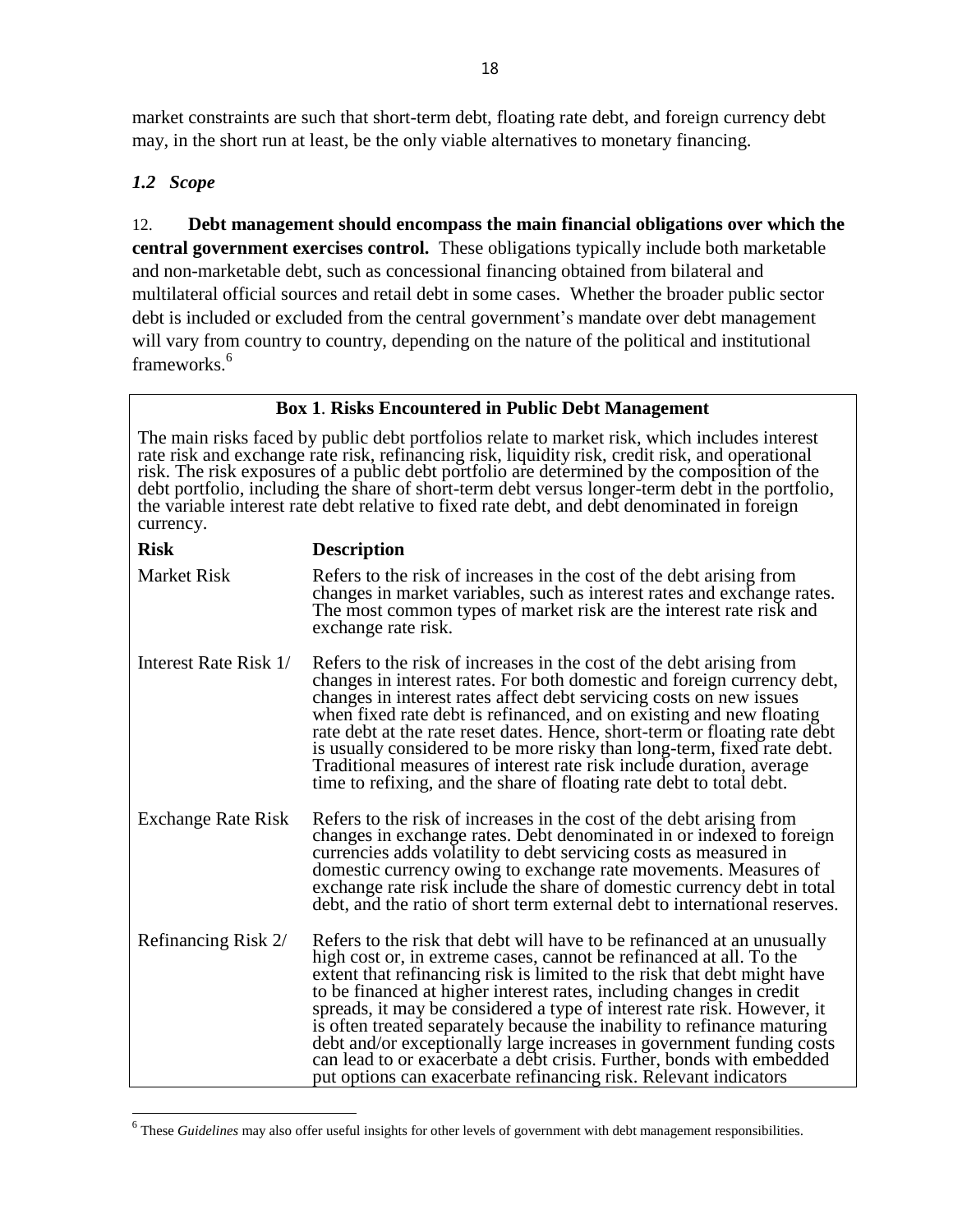market constraints are such that short-term debt, floating rate debt, and foreign currency debt may, in the short run at least, be the only viable alternatives to monetary financing.

### *1.2 Scope*

12. **Debt management should encompass the main financial obligations over which the central government exercises control.** These obligations typically include both marketable and non-marketable debt, such as concessional financing obtained from bilateral and multilateral official sources and retail debt in some cases. Whether the broader public sector debt is included or excluded from the central government's mandate over debt management will vary from country to country, depending on the nature of the political and institutional frameworks.[6]

**Box 1. Risks Encountered in Public Debt Management**

The main risks faced by public debt portfolios relate to market risk, which includes interest rate risk and exchange rate risk, refinancing risk, liquidity risk, credit risk, and operational risk. The risk exposures of a public debt portfolio are determined by the composition of the debt portfolio, including the share of short-term debt versus longer-term debt in the portfolio, the variable interest rate debt relative to fixed rate debt, and debt denominated in foreign currency.

| Risk | Description |
|---|---|
| Market Risk | Refers to the risk of increases in the cost of the debt arising from changes in market variables, such as interest rates and exchange rates. The most common types of market risk are the interest rate risk and exchange rate risk. |
| Interest Rate Risk 1/ | Refers to the risk of increases in the cost of the debt arising from changes in interest rates. For both domestic and foreign currency debt, changes in interest rates affect debt servicing costs on new issues when fixed rate debt is refinanced, and on existing and new floating rate debt at the rate reset dates. Hence, short-term or floating rate debt is usually considered to be more risky than long-term, fixed rate debt. Traditional measures of interest rate risk include duration, average time to refixing, and the share of floating rate debt to total debt. |
| Exchange Rate Risk | Refers to the risk of increases in the cost of the debt arising from changes in exchange rates. Debt denominated in or indexed to foreign currencies adds volatility to debt servicing costs as measured in domestic currency owing to exchange rate movements. Measures of exchange rate risk include the share of domestic currency debt in total debt, and the ratio of short term external debt to international reserves. |
| Refinancing Risk 2/ | Refers to the risk that debt will have to be refinanced at an unusually high cost or, in extreme cases, cannot be refinanced at all. To the extent that refinancing risk is limited to the risk that debt might have to be financed at higher interest rates, including changes in credit spreads, it may be considered a type of interest rate risk. However, it is often treated separately because the inability to refinance maturing debt and/or exceptionally large increases in government funding costs can lead to or exacerbate a debt crisis. Further, bonds with embedded put options can exacerbate refinancing risk. Relevant indicators |

[6] These *Guidelines* may also offer useful insights for other levels of government with debt management responsibilities.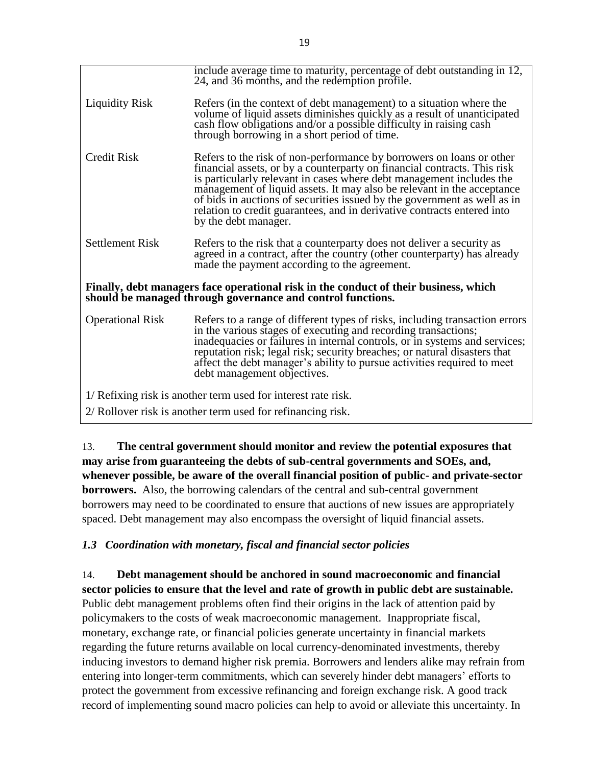| | |
|---|---|
| | include average time to maturity, percentage of debt outstanding in 12, 24, and 36 months, and the redemption profile. |
| Liquidity Risk | Refers (in the context of debt management) to a situation where the volume of liquid assets diminishes quickly as a result of unanticipated cash flow obligations and/or a possible difficulty in raising cash through borrowing in a short period of time. |
| Credit Risk | Refers to the risk of non-performance by borrowers on loans or other financial assets, or by a counterparty on financial contracts. This risk is particularly relevant in cases where debt management includes the management of liquid assets. It may also be relevant in the acceptance of bids in auctions of securities issued by the government as well as in relation to credit guarantees, and in derivative contracts entered into by the debt manager. |
| Settlement Risk | Refers to the risk that a counterparty does not deliver a security as agreed in a contract, after the country (other counterparty) has already made the payment according to the agreement. |
| **Finally, debt managers face operational risk in the conduct of their business, which should be managed through governance and control functions.** | |
| Operational Risk | Refers to a range of different types of risks, including transaction errors in the various stages of executing and recording transactions; inadequacies or failures in internal controls, or in systems and services; reputation risk; legal risk; security breaches; or natural disasters that affect the debt manager's ability to pursue activities required to meet debt management objectives. |

1/ Refixing risk is another term used for interest rate risk.

2/ Rollover risk is another term used for refinancing risk.

13. **The central government should monitor and review the potential exposures that may arise from guaranteeing the debts of sub-central governments and SOEs, and, whenever possible, be aware of the overall financial position of public- and private-sector borrowers.** Also, the borrowing calendars of the central and sub-central government borrowers may need to be coordinated to ensure that auctions of new issues are appropriately spaced. Debt management may also encompass the oversight of liquid financial assets.

### *1.3 Coordination with monetary, fiscal and financial sector policies*

14. **Debt management should be anchored in sound macroeconomic and financial sector policies to ensure that the level and rate of growth in public debt are sustainable.** Public debt management problems often find their origins in the lack of attention paid by policymakers to the costs of weak macroeconomic management. Inappropriate fiscal, monetary, exchange rate, or financial policies generate uncertainty in financial markets regarding the future returns available on local currency-denominated investments, thereby inducing investors to demand higher risk premia. Borrowers and lenders alike may refrain from entering into longer-term commitments, which can severely hinder debt managers' efforts to protect the government from excessive refinancing and foreign exchange risk. A good track record of implementing sound macro policies can help to avoid or alleviate this uncertainty. In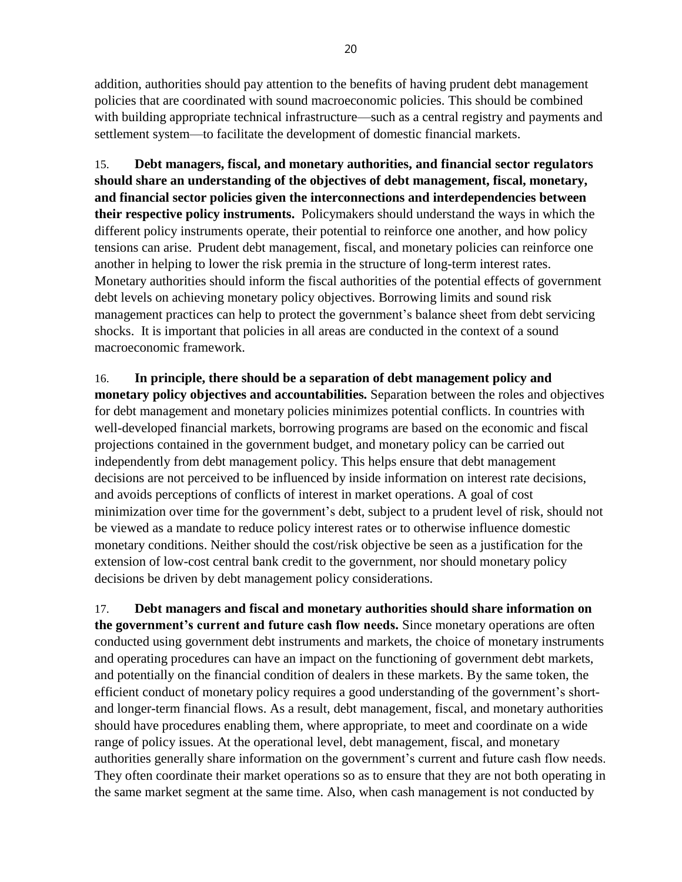addition, authorities should pay attention to the benefits of having prudent debt management policies that are coordinated with sound macroeconomic policies. This should be combined with building appropriate technical infrastructure—such as a central registry and payments and settlement system—to facilitate the development of domestic financial markets.

15. **Debt managers, fiscal, and monetary authorities, and financial sector regulators should share an understanding of the objectives of debt management, fiscal, monetary, and financial sector policies given the interconnections and interdependencies between their respective policy instruments.** Policymakers should understand the ways in which the different policy instruments operate, their potential to reinforce one another, and how policy tensions can arise. Prudent debt management, fiscal, and monetary policies can reinforce one another in helping to lower the risk premia in the structure of long-term interest rates. Monetary authorities should inform the fiscal authorities of the potential effects of government debt levels on achieving monetary policy objectives. Borrowing limits and sound risk management practices can help to protect the government's balance sheet from debt servicing shocks. It is important that policies in all areas are conducted in the context of a sound macroeconomic framework.

16. **In principle, there should be a separation of debt management policy and monetary policy objectives and accountabilities.** Separation between the roles and objectives for debt management and monetary policies minimizes potential conflicts. In countries with well-developed financial markets, borrowing programs are based on the economic and fiscal projections contained in the government budget, and monetary policy can be carried out independently from debt management policy. This helps ensure that debt management decisions are not perceived to be influenced by inside information on interest rate decisions, and avoids perceptions of conflicts of interest in market operations. A goal of cost minimization over time for the government's debt, subject to a prudent level of risk, should not be viewed as a mandate to reduce policy interest rates or to otherwise influence domestic monetary conditions. Neither should the cost/risk objective be seen as a justification for the extension of low-cost central bank credit to the government, nor should monetary policy decisions be driven by debt management policy considerations.

17. **Debt managers and fiscal and monetary authorities should share information on the government's current and future cash flow needs.** Since monetary operations are often conducted using government debt instruments and markets, the choice of monetary instruments and operating procedures can have an impact on the functioning of government debt markets, and potentially on the financial condition of dealers in these markets. By the same token, the efficient conduct of monetary policy requires a good understanding of the government's short- and longer-term financial flows. As a result, debt management, fiscal, and monetary authorities should have procedures enabling them, where appropriate, to meet and coordinate on a wide range of policy issues. At the operational level, debt management, fiscal, and monetary authorities generally share information on the government's current and future cash flow needs. They often coordinate their market operations so as to ensure that they are not both operating in the same market segment at the same time. Also, when cash management is not conducted by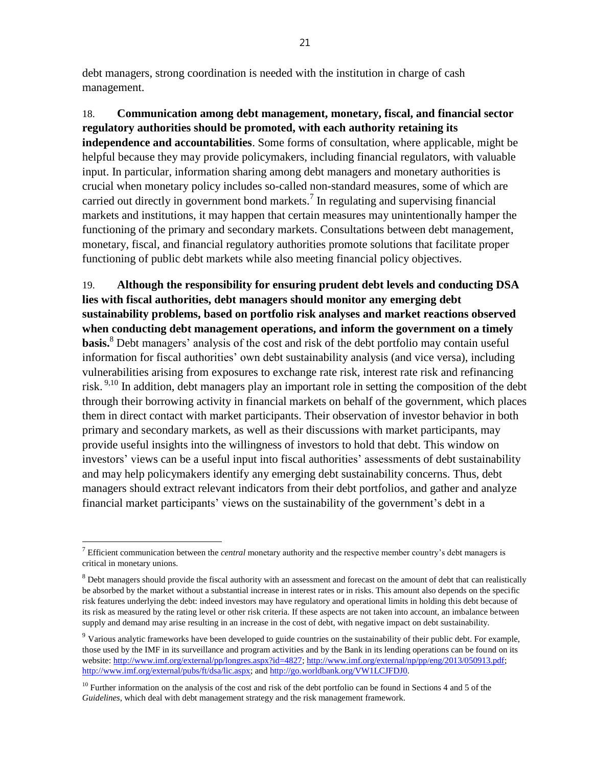debt managers, strong coordination is needed with the institution in charge of cash management.

18. **Communication among debt management, monetary, fiscal, and financial sector regulatory authorities should be promoted, with each authority retaining its independence and accountabilities**. Some forms of consultation, where applicable, might be helpful because they may provide policymakers, including financial regulators, with valuable input. In particular, information sharing among debt managers and monetary authorities is crucial when monetary policy includes so-called non-standard measures, some of which are carried out directly in government bond markets.[7] In regulating and supervising financial markets and institutions, it may happen that certain measures may unintentionally hamper the functioning of the primary and secondary markets. Consultations between debt management, monetary, fiscal, and financial regulatory authorities promote solutions that facilitate proper functioning of public debt markets while also meeting financial policy objectives.

19. **Although the responsibility for ensuring prudent debt levels and conducting DSA lies with fiscal authorities, debt managers should monitor any emerging debt sustainability problems, based on portfolio risk analyses and market reactions observed when conducting debt management operations, and inform the government on a timely basis.**[8] Debt managers' analysis of the cost and risk of the debt portfolio may contain useful information for fiscal authorities' own debt sustainability analysis (and vice versa), including vulnerabilities arising from exposures to exchange rate risk, interest rate risk and refinancing risk.[9,10] In addition, debt managers play an important role in setting the composition of the debt through their borrowing activity in financial markets on behalf of the government, which places them in direct contact with market participants. Their observation of investor behavior in both primary and secondary markets, as well as their discussions with market participants, may provide useful insights into the willingness of investors to hold that debt. This window on investors' views can be a useful input into fiscal authorities' assessments of debt sustainability and may help policymakers identify any emerging debt sustainability concerns. Thus, debt managers should extract relevant indicators from their debt portfolios, and gather and analyze financial market participants' views on the sustainability of the government's debt in a

---

[7] Efficient communication between the *central* monetary authority and the respective member country's debt managers is critical in monetary unions.

[8] Debt managers should provide the fiscal authority with an assessment and forecast on the amount of debt that can realistically be absorbed by the market without a substantial increase in interest rates or in risks. This amount also depends on the specific risk features underlying the debt: indeed investors may have regulatory and operational limits in holding this debt because of its risk as measured by the rating level or other risk criteria. If these aspects are not taken into account, an imbalance between supply and demand may arise resulting in an increase in the cost of debt, with negative impact on debt sustainability.

[9] Various analytic frameworks have been developed to guide countries on the sustainability of their public debt. For example, those used by the IMF in its surveillance and program activities and by the Bank in its lending operations can be found on its website: http://www.imf.org/external/pp/longres.aspx?id=4827; http://www.imf.org/external/np/pp/eng/2013/050913.pdf; http://www.imf.org/external/pubs/ft/dsa/lic.aspx; and http://go.worldbank.org/VW1LCJFDJ0.

[10] Further information on the analysis of the cost and risk of the debt portfolio can be found in Sections 4 and 5 of the *Guidelines*, which deal with debt management strategy and the risk management framework.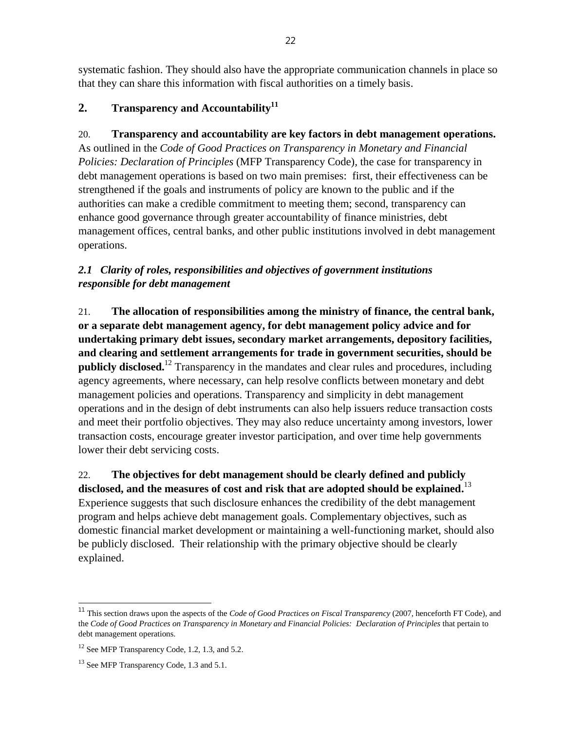systematic fashion. They should also have the appropriate communication channels in place so that they can share this information with fiscal authorities on a timely basis.

## 2. Transparency and Accountability[11]

20. **Transparency and accountability are key factors in debt management operations.** As outlined in the *Code of Good Practices on Transparency in Monetary and Financial Policies: Declaration of Principles* (MFP Transparency Code), the case for transparency in debt management operations is based on two main premises: first, their effectiveness can be strengthened if the goals and instruments of policy are known to the public and if the authorities can make a credible commitment to meeting them; second, transparency can enhance good governance through greater accountability of finance ministries, debt management offices, central banks, and other public institutions involved in debt management operations.

### *2.1 Clarity of roles, responsibilities and objectives of government institutions responsible for debt management*

21. **The allocation of responsibilities among the ministry of finance, the central bank, or a separate debt management agency, for debt management policy advice and for undertaking primary debt issues, secondary market arrangements, depository facilities, and clearing and settlement arrangements for trade in government securities, should be publicly disclosed.**[12] Transparency in the mandates and clear rules and procedures, including agency agreements, where necessary, can help resolve conflicts between monetary and debt management policies and operations. Transparency and simplicity in debt management operations and in the design of debt instruments can also help issuers reduce transaction costs and meet their portfolio objectives. They may also reduce uncertainty among investors, lower transaction costs, encourage greater investor participation, and over time help governments lower their debt servicing costs.

22. **The objectives for debt management should be clearly defined and publicly disclosed, and the measures of cost and risk that are adopted should be explained.**[13] Experience suggests that such disclosure enhances the credibility of the debt management program and helps achieve debt management goals. Complementary objectives, such as domestic financial market development or maintaining a well-functioning market, should also be publicly disclosed. Their relationship with the primary objective should be clearly explained.

---

[11] This section draws upon the aspects of the *Code of Good Practices on Fiscal Transparency* (2007, henceforth FT Code), and the *Code of Good Practices on Transparency in Monetary and Financial Policies: Declaration of Principles* that pertain to debt management operations.

[12] See MFP Transparency Code, 1.2, 1.3, and 5.2.

[13] See MFP Transparency Code, 1.3 and 5.1.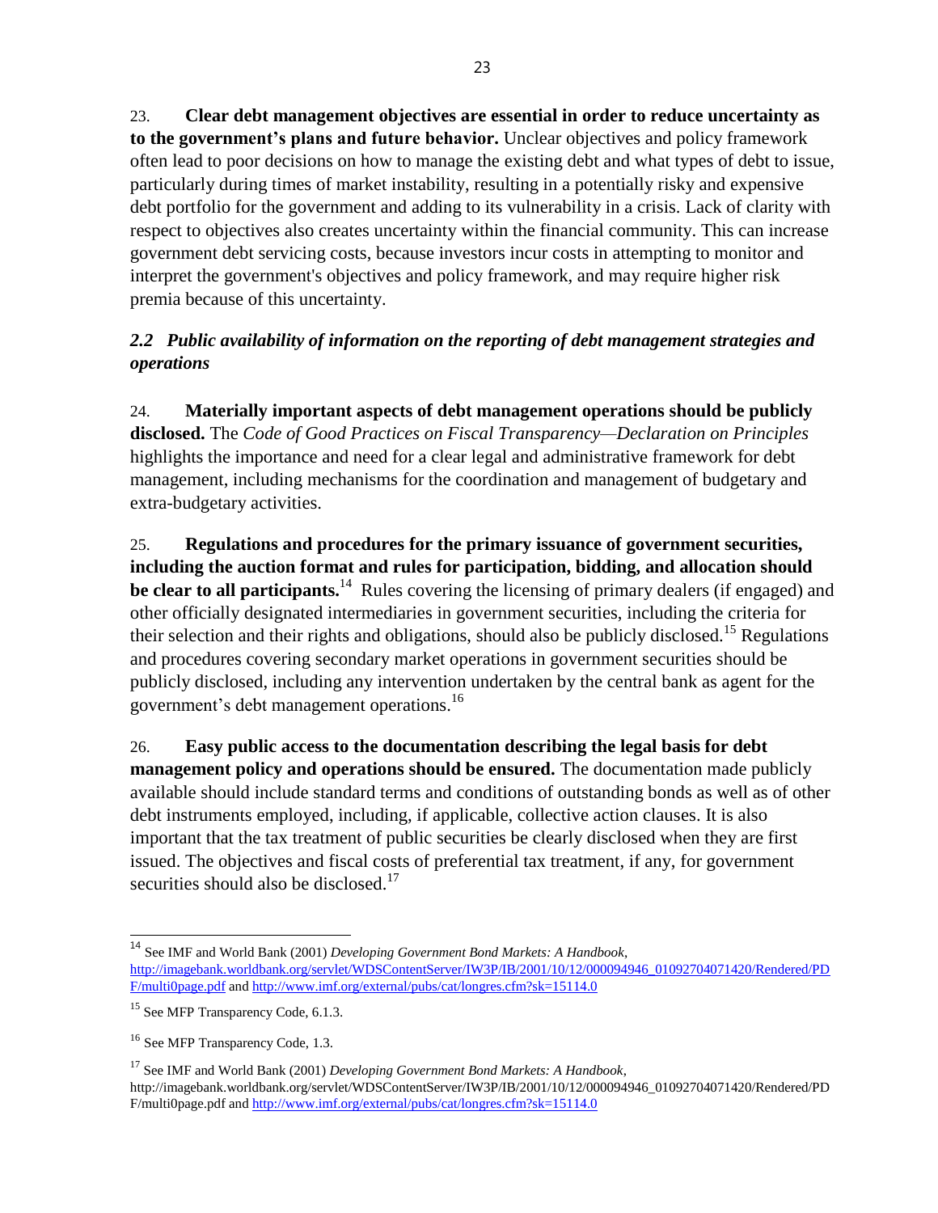23. **Clear debt management objectives are essential in order to reduce uncertainty as to the government's plans and future behavior.** Unclear objectives and policy framework often lead to poor decisions on how to manage the existing debt and what types of debt to issue, particularly during times of market instability, resulting in a potentially risky and expensive debt portfolio for the government and adding to its vulnerability in a crisis. Lack of clarity with respect to objectives also creates uncertainty within the financial community. This can increase government debt servicing costs, because investors incur costs in attempting to monitor and interpret the government's objectives and policy framework, and may require higher risk premia because of this uncertainty.

## *2.2 Public availability of information on the reporting of debt management strategies and operations*

24. **Materially important aspects of debt management operations should be publicly disclosed.** The *Code of Good Practices on Fiscal Transparency—Declaration on Principles* highlights the importance and need for a clear legal and administrative framework for debt management, including mechanisms for the coordination and management of budgetary and extra-budgetary activities.

25. **Regulations and procedures for the primary issuance of government securities, including the auction format and rules for participation, bidding, and allocation should be clear to all participants.**[14] Rules covering the licensing of primary dealers (if engaged) and other officially designated intermediaries in government securities, including the criteria for their selection and their rights and obligations, should also be publicly disclosed.[15] Regulations and procedures covering secondary market operations in government securities should be publicly disclosed, including any intervention undertaken by the central bank as agent for the government's debt management operations.[16]

26. **Easy public access to the documentation describing the legal basis for debt management policy and operations should be ensured.** The documentation made publicly available should include standard terms and conditions of outstanding bonds as well as of other debt instruments employed, including, if applicable, collective action clauses. It is also important that the tax treatment of public securities be clearly disclosed when they are first issued. The objectives and fiscal costs of preferential tax treatment, if any, for government securities should also be disclosed.[17]

---

[14] See IMF and World Bank (2001) *Developing Government Bond Markets: A Handbook*, http://imagebank.worldbank.org/servlet/WDSContentServer/IW3P/IB/2001/10/12/000094946_01092704071420/Rendered/PDF/multi0page.pdf and http://www.imf.org/external/pubs/cat/longres.cfm?sk=15114.0

[15] See MFP Transparency Code, 6.1.3.

[16] See MFP Transparency Code, 1.3.

[17] See IMF and World Bank (2001) *Developing Government Bond Markets: A Handbook*, http://imagebank.worldbank.org/servlet/WDSContentServer/IW3P/IB/2001/10/12/000094946_01092704071420/Rendered/PDF/multi0page.pdf and http://www.imf.org/external/pubs/cat/longres.cfm?sk=15114.0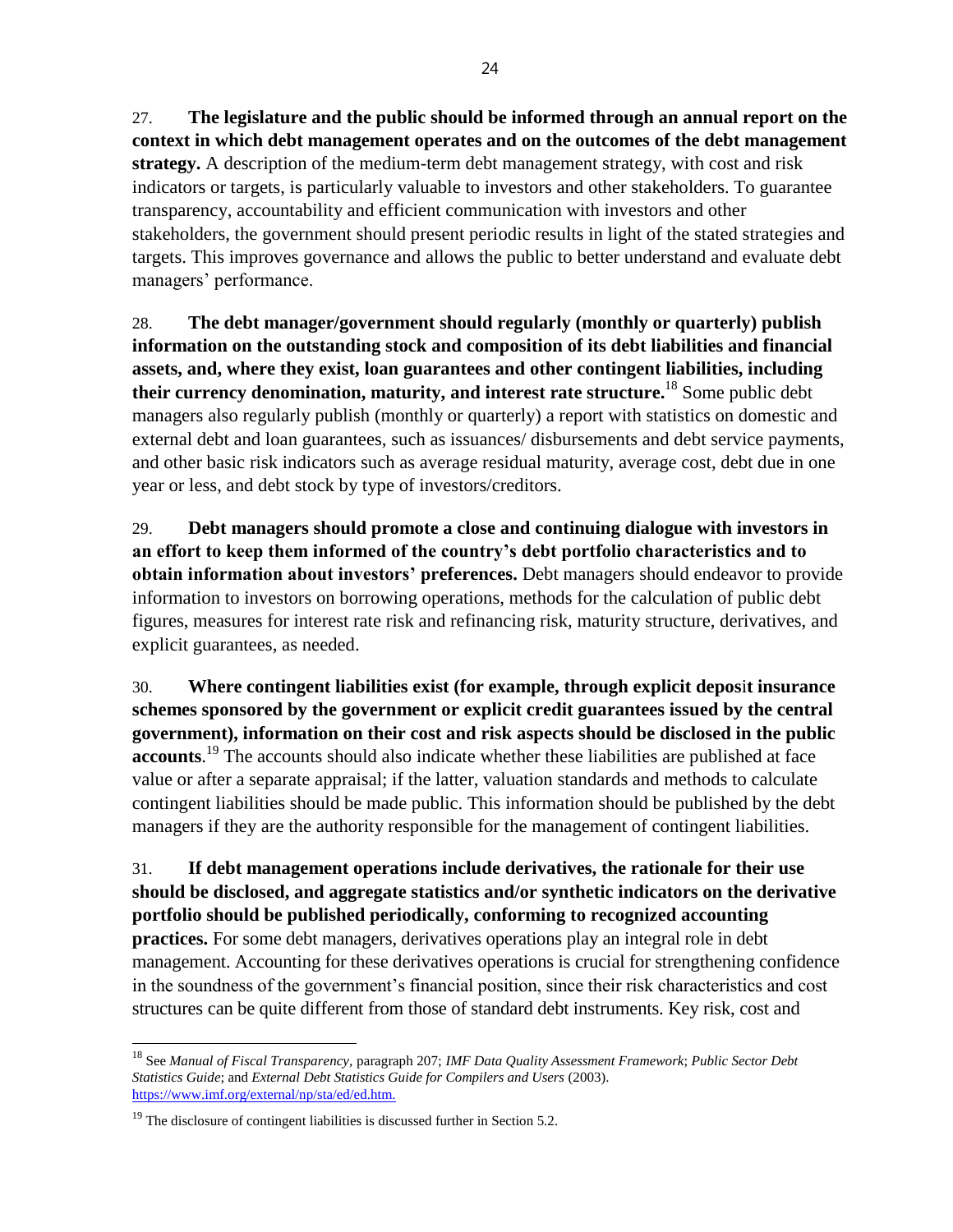27. **The legislature and the public should be informed through an annual report on the context in which debt management operates and on the outcomes of the debt management strategy.** A description of the medium-term debt management strategy, with cost and risk indicators or targets, is particularly valuable to investors and other stakeholders. To guarantee transparency, accountability and efficient communication with investors and other stakeholders, the government should present periodic results in light of the stated strategies and targets. This improves governance and allows the public to better understand and evaluate debt managers' performance.

28. **The debt manager/government should regularly (monthly or quarterly) publish information on the outstanding stock and composition of its debt liabilities and financial assets, and, where they exist, loan guarantees and other contingent liabilities, including their currency denomination, maturity, and interest rate structure.**[18] Some public debt managers also regularly publish (monthly or quarterly) a report with statistics on domestic and external debt and loan guarantees, such as issuances/ disbursements and debt service payments, and other basic risk indicators such as average residual maturity, average cost, debt due in one year or less, and debt stock by type of investors/creditors.

29. **Debt managers should promote a close and continuing dialogue with investors in an effort to keep them informed of the country's debt portfolio characteristics and to obtain information about investors' preferences.** Debt managers should endeavor to provide information to investors on borrowing operations, methods for the calculation of public debt figures, measures for interest rate risk and refinancing risk, maturity structure, derivatives, and explicit guarantees, as needed.

30. **Where contingent liabilities exist (for example, through explicit deposit insurance schemes sponsored by the government or explicit credit guarantees issued by the central government), information on their cost and risk aspects should be disclosed in the public accounts**.[19] The accounts should also indicate whether these liabilities are published at face value or after a separate appraisal; if the latter, valuation standards and methods to calculate contingent liabilities should be made public. This information should be published by the debt managers if they are the authority responsible for the management of contingent liabilities.

31. **If debt management operations include derivatives, the rationale for their use should be disclosed, and aggregate statistics and/or synthetic indicators on the derivative portfolio should be published periodically, conforming to recognized accounting practices.** For some debt managers, derivatives operations play an integral role in debt management. Accounting for these derivatives operations is crucial for strengthening confidence in the soundness of the government's financial position, since their risk characteristics and cost structures can be quite different from those of standard debt instruments. Key risk, cost and

---

[18] See *Manual of Fiscal Transparency*, paragraph 207; *IMF Data Quality Assessment Framework*; *Public Sector Debt Statistics Guide*; and *External Debt Statistics Guide for Compilers and Users* (2003). https://www.imf.org/external/np/sta/ed/ed.htm.

[19] The disclosure of contingent liabilities is discussed further in Section 5.2.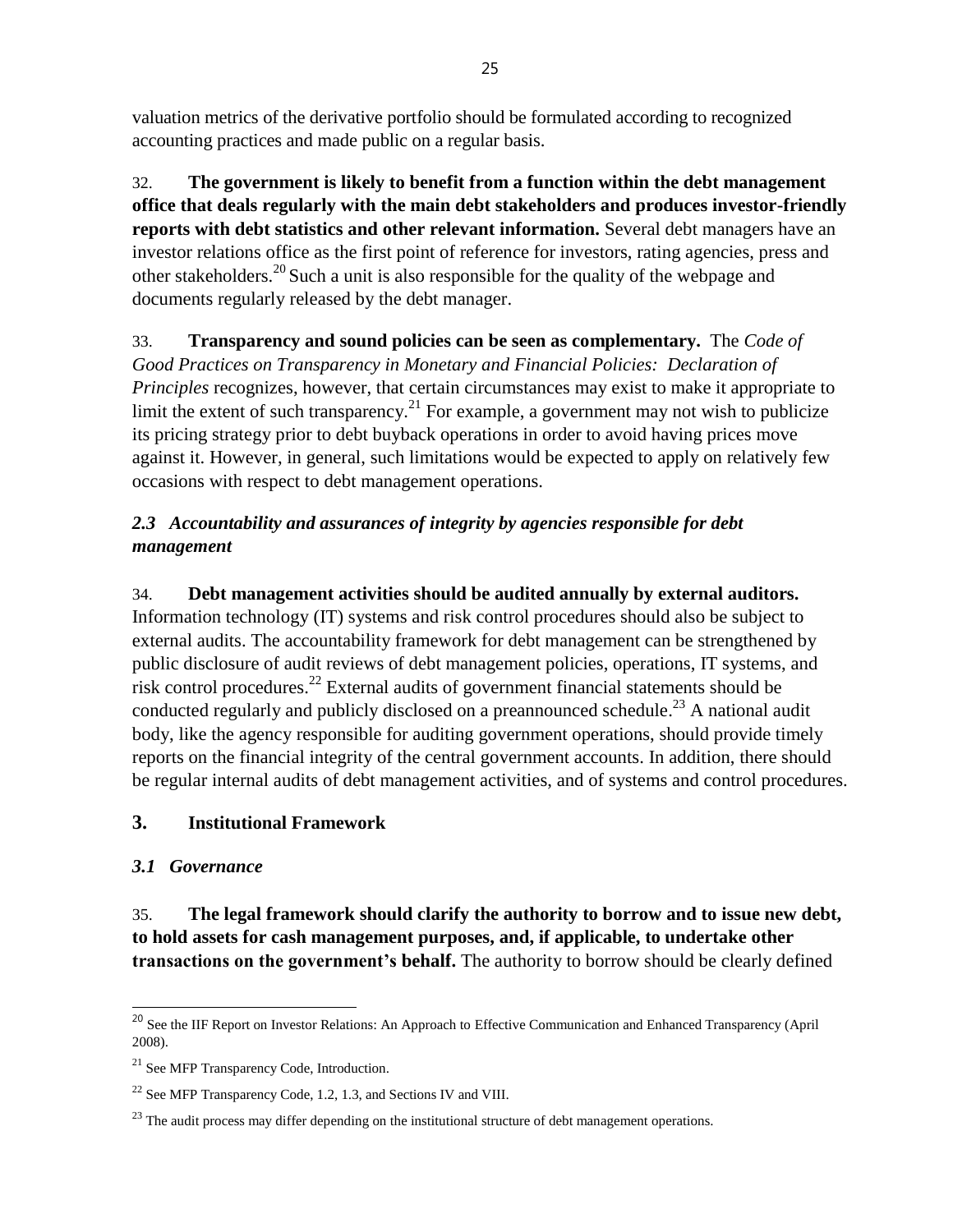valuation metrics of the derivative portfolio should be formulated according to recognized accounting practices and made public on a regular basis.

32. **The government is likely to benefit from a function within the debt management office that deals regularly with the main debt stakeholders and produces investor-friendly reports with debt statistics and other relevant information.** Several debt managers have an investor relations office as the first point of reference for investors, rating agencies, press and other stakeholders.[20] Such a unit is also responsible for the quality of the webpage and documents regularly released by the debt manager.

33. **Transparency and sound policies can be seen as complementary.** The *Code of Good Practices on Transparency in Monetary and Financial Policies: Declaration of Principles* recognizes, however, that certain circumstances may exist to make it appropriate to limit the extent of such transparency.[21] For example, a government may not wish to publicize its pricing strategy prior to debt buyback operations in order to avoid having prices move against it. However, in general, such limitations would be expected to apply on relatively few occasions with respect to debt management operations.

### *2.3 Accountability and assurances of integrity by agencies responsible for debt management*

34. **Debt management activities should be audited annually by external auditors.** Information technology (IT) systems and risk control procedures should also be subject to external audits. The accountability framework for debt management can be strengthened by public disclosure of audit reviews of debt management policies, operations, IT systems, and risk control procedures.[22] External audits of government financial statements should be conducted regularly and publicly disclosed on a preannounced schedule.[23] A national audit body, like the agency responsible for auditing government operations, should provide timely reports on the financial integrity of the central government accounts. In addition, there should be regular internal audits of debt management activities, and of systems and control procedures.

## 3. Institutional Framework

### *3.1 Governance*

35. **The legal framework should clarify the authority to borrow and to issue new debt, to hold assets for cash management purposes, and, if applicable, to undertake other transactions on the government's behalf.** The authority to borrow should be clearly defined

---

[20] See the IIF Report on Investor Relations: An Approach to Effective Communication and Enhanced Transparency (April 2008).

[21] See MFP Transparency Code, Introduction.

[22] See MFP Transparency Code, 1.2, 1.3, and Sections IV and VIII.

[23] The audit process may differ depending on the institutional structure of debt management operations.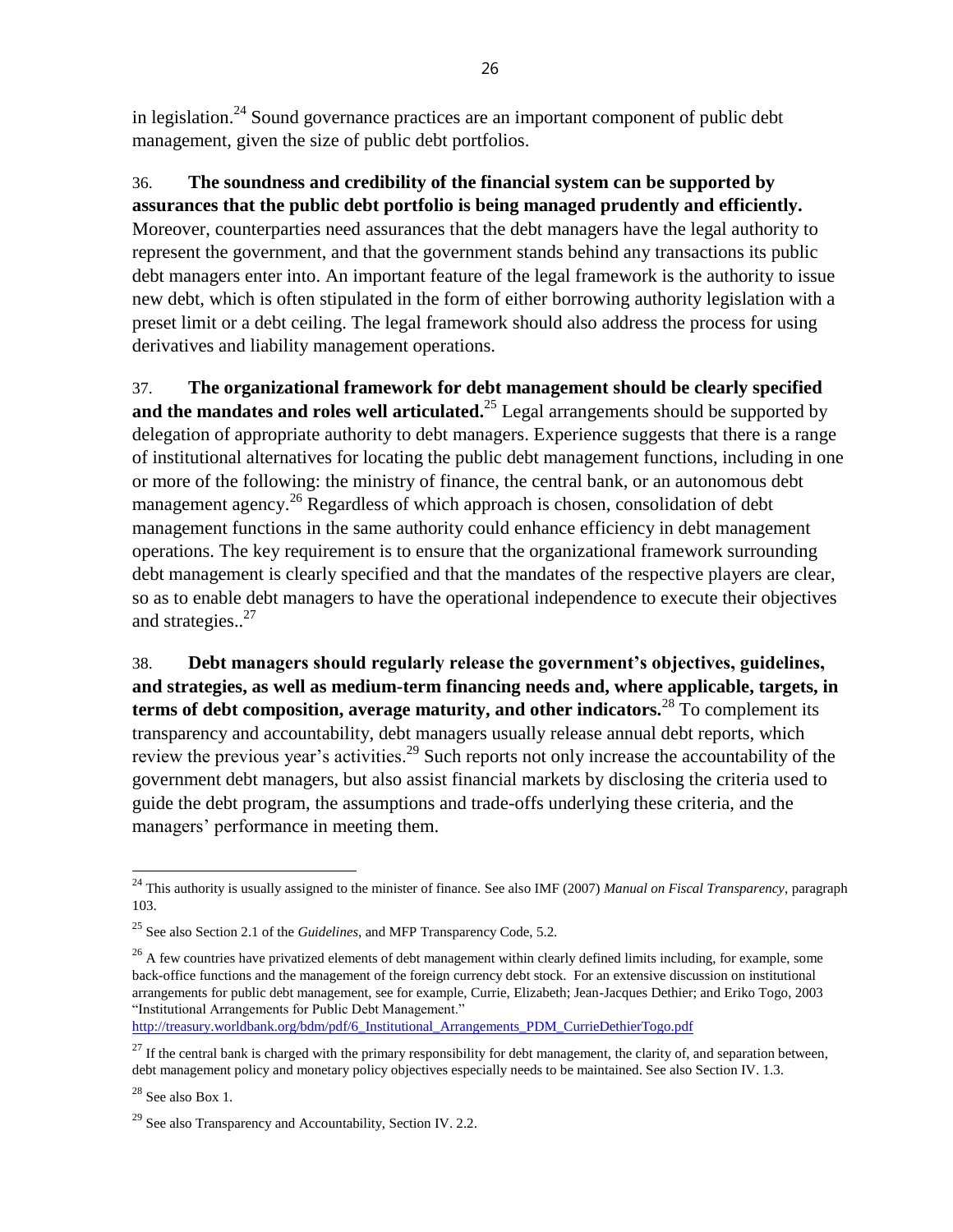in legislation.[24] Sound governance practices are an important component of public debt management, given the size of public debt portfolios.

36. **The soundness and credibility of the financial system can be supported by assurances that the public debt portfolio is being managed prudently and efficiently.** Moreover, counterparties need assurances that the debt managers have the legal authority to represent the government, and that the government stands behind any transactions its public debt managers enter into. An important feature of the legal framework is the authority to issue new debt, which is often stipulated in the form of either borrowing authority legislation with a preset limit or a debt ceiling. The legal framework should also address the process for using derivatives and liability management operations.

37. **The organizational framework for debt management should be clearly specified and the mandates and roles well articulated.**[25] Legal arrangements should be supported by delegation of appropriate authority to debt managers. Experience suggests that there is a range of institutional alternatives for locating the public debt management functions, including in one or more of the following: the ministry of finance, the central bank, or an autonomous debt management agency.[26] Regardless of which approach is chosen, consolidation of debt management functions in the same authority could enhance efficiency in debt management operations. The key requirement is to ensure that the organizational framework surrounding debt management is clearly specified and that the mandates of the respective players are clear, so as to enable debt managers to have the operational independence to execute their objectives and strategies..[27]

38. **Debt managers should regularly release the government's objectives, guidelines, and strategies, as well as medium-term financing needs and, where applicable, targets, in terms of debt composition, average maturity, and other indicators.**[28] To complement its transparency and accountability, debt managers usually release annual debt reports, which review the previous year's activities.[29] Such reports not only increase the accountability of the government debt managers, but also assist financial markets by disclosing the criteria used to guide the debt program, the assumptions and trade-offs underlying these criteria, and the managers' performance in meeting them.

---

[24] This authority is usually assigned to the minister of finance. See also IMF (2007) *Manual on Fiscal Transparency*, paragraph 103.

[25] See also Section 2.1 of the *Guidelines*, and MFP Transparency Code, 5.2.

[26] A few countries have privatized elements of debt management within clearly defined limits including, for example, some back-office functions and the management of the foreign currency debt stock. For an extensive discussion on institutional arrangements for public debt management, see for example, Currie, Elizabeth; Jean-Jacques Dethier; and Eriko Togo, 2003 "Institutional Arrangements for Public Debt Management." http://treasury.worldbank.org/bdm/pdf/6_Institutional_Arrangements_PDM_CurrieDethierTogo.pdf

[27] If the central bank is charged with the primary responsibility for debt management, the clarity of, and separation between, debt management policy and monetary policy objectives especially needs to be maintained. See also Section IV. 1.3.

[28] See also Box 1.

[29] See also Transparency and Accountability, Section IV. 2.2.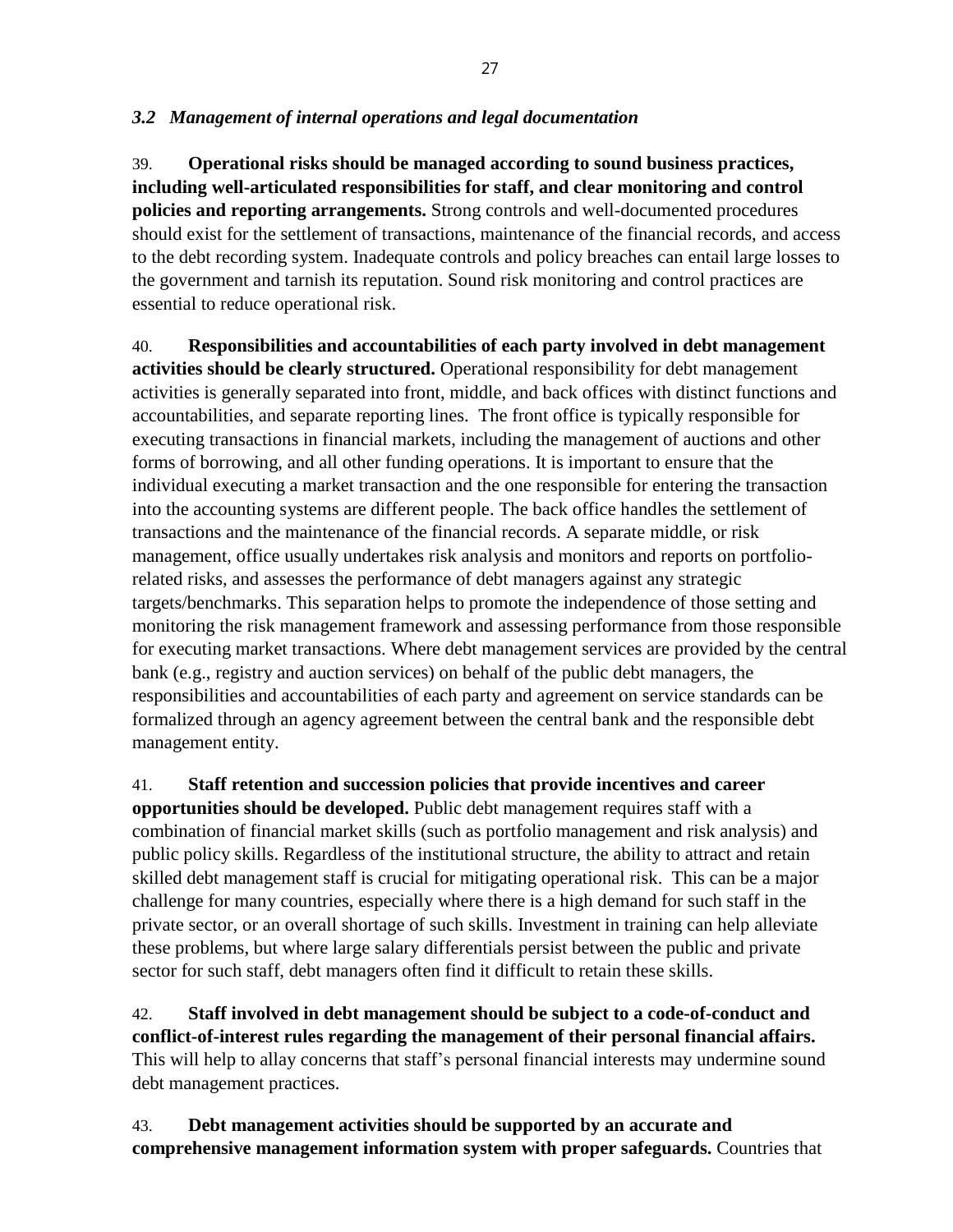### *3.2 Management of internal operations and legal documentation*

39. **Operational risks should be managed according to sound business practices, including well-articulated responsibilities for staff, and clear monitoring and control policies and reporting arrangements.** Strong controls and well-documented procedures should exist for the settlement of transactions, maintenance of the financial records, and access to the debt recording system. Inadequate controls and policy breaches can entail large losses to the government and tarnish its reputation. Sound risk monitoring and control practices are essential to reduce operational risk.

40. **Responsibilities and accountabilities of each party involved in debt management activities should be clearly structured.** Operational responsibility for debt management activities is generally separated into front, middle, and back offices with distinct functions and accountabilities, and separate reporting lines. The front office is typically responsible for executing transactions in financial markets, including the management of auctions and other forms of borrowing, and all other funding operations. It is important to ensure that the individual executing a market transaction and the one responsible for entering the transaction into the accounting systems are different people. The back office handles the settlement of transactions and the maintenance of the financial records. A separate middle, or risk management, office usually undertakes risk analysis and monitors and reports on portfolio-related risks, and assesses the performance of debt managers against any strategic targets/benchmarks. This separation helps to promote the independence of those setting and monitoring the risk management framework and assessing performance from those responsible for executing market transactions. Where debt management services are provided by the central bank (e.g., registry and auction services) on behalf of the public debt managers, the responsibilities and accountabilities of each party and agreement on service standards can be formalized through an agency agreement between the central bank and the responsible debt management entity.

41. **Staff retention and succession policies that provide incentives and career opportunities should be developed.** Public debt management requires staff with a combination of financial market skills (such as portfolio management and risk analysis) and public policy skills. Regardless of the institutional structure, the ability to attract and retain skilled debt management staff is crucial for mitigating operational risk. This can be a major challenge for many countries, especially where there is a high demand for such staff in the private sector, or an overall shortage of such skills. Investment in training can help alleviate these problems, but where large salary differentials persist between the public and private sector for such staff, debt managers often find it difficult to retain these skills.

42. **Staff involved in debt management should be subject to a code-of-conduct and conflict-of-interest rules regarding the management of their personal financial affairs.** This will help to allay concerns that staff's personal financial interests may undermine sound debt management practices.

43. **Debt management activities should be supported by an accurate and comprehensive management information system with proper safeguards.** Countries that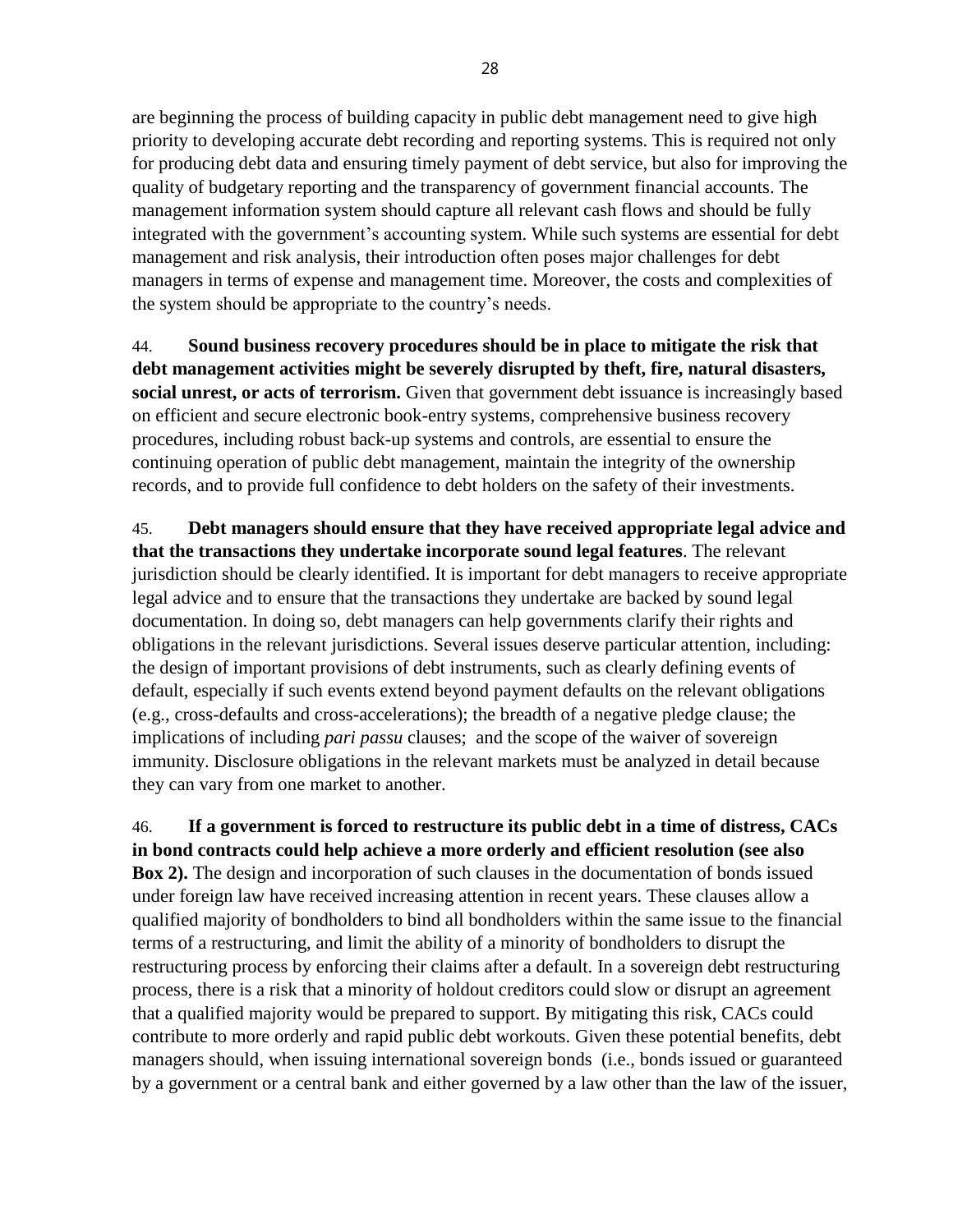are beginning the process of building capacity in public debt management need to give high priority to developing accurate debt recording and reporting systems. This is required not only for producing debt data and ensuring timely payment of debt service, but also for improving the quality of budgetary reporting and the transparency of government financial accounts. The management information system should capture all relevant cash flows and should be fully integrated with the government's accounting system. While such systems are essential for debt management and risk analysis, their introduction often poses major challenges for debt managers in terms of expense and management time. Moreover, the costs and complexities of the system should be appropriate to the country's needs.

44. **Sound business recovery procedures should be in place to mitigate the risk that debt management activities might be severely disrupted by theft, fire, natural disasters, social unrest, or acts of terrorism.** Given that government debt issuance is increasingly based on efficient and secure electronic book-entry systems, comprehensive business recovery procedures, including robust back-up systems and controls, are essential to ensure the continuing operation of public debt management, maintain the integrity of the ownership records, and to provide full confidence to debt holders on the safety of their investments.

45. **Debt managers should ensure that they have received appropriate legal advice and that the transactions they undertake incorporate sound legal features**. The relevant jurisdiction should be clearly identified. It is important for debt managers to receive appropriate legal advice and to ensure that the transactions they undertake are backed by sound legal documentation. In doing so, debt managers can help governments clarify their rights and obligations in the relevant jurisdictions. Several issues deserve particular attention, including: the design of important provisions of debt instruments, such as clearly defining events of default, especially if such events extend beyond payment defaults on the relevant obligations (e.g., cross-defaults and cross-accelerations); the breadth of a negative pledge clause; the implications of including *pari passu* clauses; and the scope of the waiver of sovereign immunity. Disclosure obligations in the relevant markets must be analyzed in detail because they can vary from one market to another.

46. **If a government is forced to restructure its public debt in a time of distress, CACs in bond contracts could help achieve a more orderly and efficient resolution (see also Box 2).** The design and incorporation of such clauses in the documentation of bonds issued under foreign law have received increasing attention in recent years. These clauses allow a qualified majority of bondholders to bind all bondholders within the same issue to the financial terms of a restructuring, and limit the ability of a minority of bondholders to disrupt the restructuring process by enforcing their claims after a default. In a sovereign debt restructuring process, there is a risk that a minority of holdout creditors could slow or disrupt an agreement that a qualified majority would be prepared to support. By mitigating this risk, CACs could contribute to more orderly and rapid public debt workouts. Given these potential benefits, debt managers should, when issuing international sovereign bonds (i.e., bonds issued or guaranteed by a government or a central bank and either governed by a law other than the law of the issuer,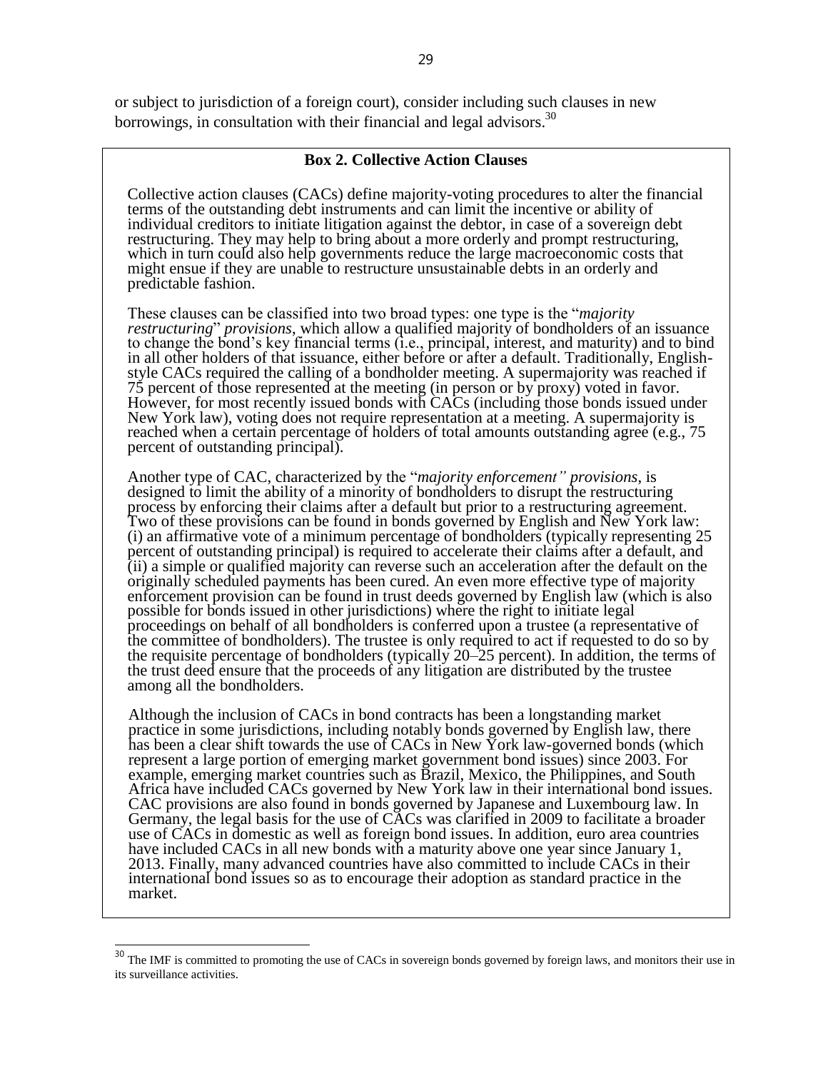or subject to jurisdiction of a foreign court), consider including such clauses in new borrowings, in consultation with their financial and legal advisors.[30]

**Box 2. Collective Action Clauses**

Collective action clauses (CACs) define majority-voting procedures to alter the financial terms of the outstanding debt instruments and can limit the incentive or ability of individual creditors to initiate litigation against the debtor, in case of a sovereign debt restructuring. They may help to bring about a more orderly and prompt restructuring, which in turn could also help governments reduce the large macroeconomic costs that might ensue if they are unable to restructure unsustainable debts in an orderly and predictable fashion.

These clauses can be classified into two broad types: one type is the "*majority restructuring*" *provisions*, which allow a qualified majority of bondholders of an issuance to change the bond's key financial terms (i.e., principal, interest, and maturity) and to bind in all other holders of that issuance, either before or after a default. Traditionally, English-style CACs required the calling of a bondholder meeting. A supermajority was reached if 75 percent of those represented at the meeting (in person or by proxy) voted in favor. However, for most recently issued bonds with CACs (including those bonds issued under New York law), voting does not require representation at a meeting. A supermajority is reached when a certain percentage of holders of total amounts outstanding agree (e.g., 75 percent of outstanding principal).

Another type of CAC, characterized by the "*majority enforcement" provisions,* is designed to limit the ability of a minority of bondholders to disrupt the restructuring process by enforcing their claims after a default but prior to a restructuring agreement. Two of these provisions can be found in bonds governed by English and New York law: (i) an affirmative vote of a minimum percentage of bondholders (typically representing 25 percent of outstanding principal) is required to accelerate their claims after a default, and (ii) a simple or qualified majority can reverse such an acceleration after the default on the originally scheduled payments has been cured. An even more effective type of majority enforcement provision can be found in trust deeds governed by English law (which is also possible for bonds issued in other jurisdictions) where the right to initiate legal proceedings on behalf of all bondholders is conferred upon a trustee (a representative of the committee of bondholders). The trustee is only required to act if requested to do so by the requisite percentage of bondholders (typically 20–25 percent). In addition, the terms of the trust deed ensure that the proceeds of any litigation are distributed by the trustee among all the bondholders.

Although the inclusion of CACs in bond contracts has been a longstanding market practice in some jurisdictions, including notably bonds governed by English law, there has been a clear shift towards the use of CACs in New York law-governed bonds (which represent a large portion of emerging market government bond issues) since 2003. For example, emerging market countries such as Brazil, Mexico, the Philippines, and South Africa have included CACs governed by New York law in their international bond issues. CAC provisions are also found in bonds governed by Japanese and Luxembourg law. In Germany, the legal basis for the use of CACs was clarified in 2009 to facilitate a broader use of CACs in domestic as well as foreign bond issues. In addition, euro area countries have included CACs in all new bonds with a maturity above one year since January 1, 2013. Finally, many advanced countries have also committed to include CACs in their international bond issues so as to encourage their adoption as standard practice in the market.

---

[30] The IMF is committed to promoting the use of CACs in sovereign bonds governed by foreign laws, and monitors their use in its surveillance activities.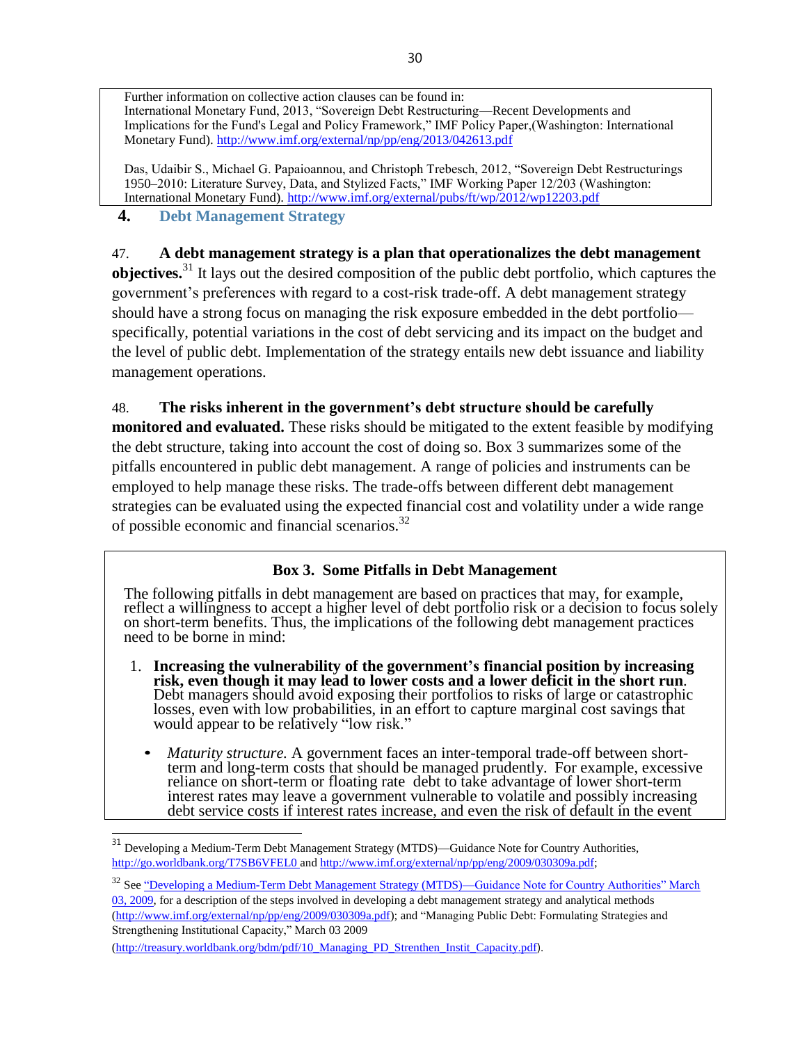Further information on collective action clauses can be found in:
International Monetary Fund, 2013, "Sovereign Debt Restructuring—Recent Developments and Implications for the Fund's Legal and Policy Framework," IMF Policy Paper,(Washington: International Monetary Fund). http://www.imf.org/external/np/pp/eng/2013/042613.pdf

Das, Udaibir S., Michael G. Papaioannou, and Christoph Trebesch, 2012, "Sovereign Debt Restructurings 1950–2010: Literature Survey, Data, and Stylized Facts," IMF Working Paper 12/203 (Washington: International Monetary Fund). http://www.imf.org/external/pubs/ft/wp/2012/wp12203.pdf

## 4. Debt Management Strategy

47. **A debt management strategy is a plan that operationalizes the debt management objectives.**[31] It lays out the desired composition of the public debt portfolio, which captures the government's preferences with regard to a cost-risk trade-off. A debt management strategy should have a strong focus on managing the risk exposure embedded in the debt portfolio—specifically, potential variations in the cost of debt servicing and its impact on the budget and the level of public debt. Implementation of the strategy entails new debt issuance and liability management operations.

48. **The risks inherent in the government's debt structure should be carefully monitored and evaluated.** These risks should be mitigated to the extent feasible by modifying the debt structure, taking into account the cost of doing so. Box 3 summarizes some of the pitfalls encountered in public debt management. A range of policies and instruments can be employed to help manage these risks. The trade-offs between different debt management strategies can be evaluated using the expected financial cost and volatility under a wide range of possible economic and financial scenarios.[32]

**Box 3. Some Pitfalls in Debt Management**

The following pitfalls in debt management are based on practices that may, for example, reflect a willingness to accept a higher level of debt portfolio risk or a decision to focus solely on short-term benefits. Thus, the implications of the following debt management practices need to be borne in mind:

1. **Increasing the vulnerability of the government's financial position by increasing risk, even though it may lead to lower costs and a lower deficit in the short run**. Debt managers should avoid exposing their portfolios to risks of large or catastrophic losses, even with low probabilities, in an effort to capture marginal cost savings that would appear to be relatively "low risk."

   - *Maturity structure.* A government faces an inter-temporal trade-off between short-term and long-term costs that should be managed prudently. For example, excessive reliance on short-term or floating rate debt to take advantage of lower short-term interest rates may leave a government vulnerable to volatile and possibly increasing debt service costs if interest rates increase, and even the risk of default in the event

---

[31] Developing a Medium-Term Debt Management Strategy (MTDS)—Guidance Note for Country Authorities, http://go.worldbank.org/T7SB6VFEL0 and http://www.imf.org/external/np/pp/eng/2009/030309a.pdf;

[32] See "Developing a Medium-Term Debt Management Strategy (MTDS)—Guidance Note for Country Authorities" March 03, 2009, for a description of the steps involved in developing a debt management strategy and analytical methods (http://www.imf.org/external/np/pp/eng/2009/030309a.pdf); and "Managing Public Debt: Formulating Strategies and Strengthening Institutional Capacity," March 03 2009 (http://treasury.worldbank.org/bdm/pdf/10_Managing_PD_Strenthen_Instit_Capacity.pdf).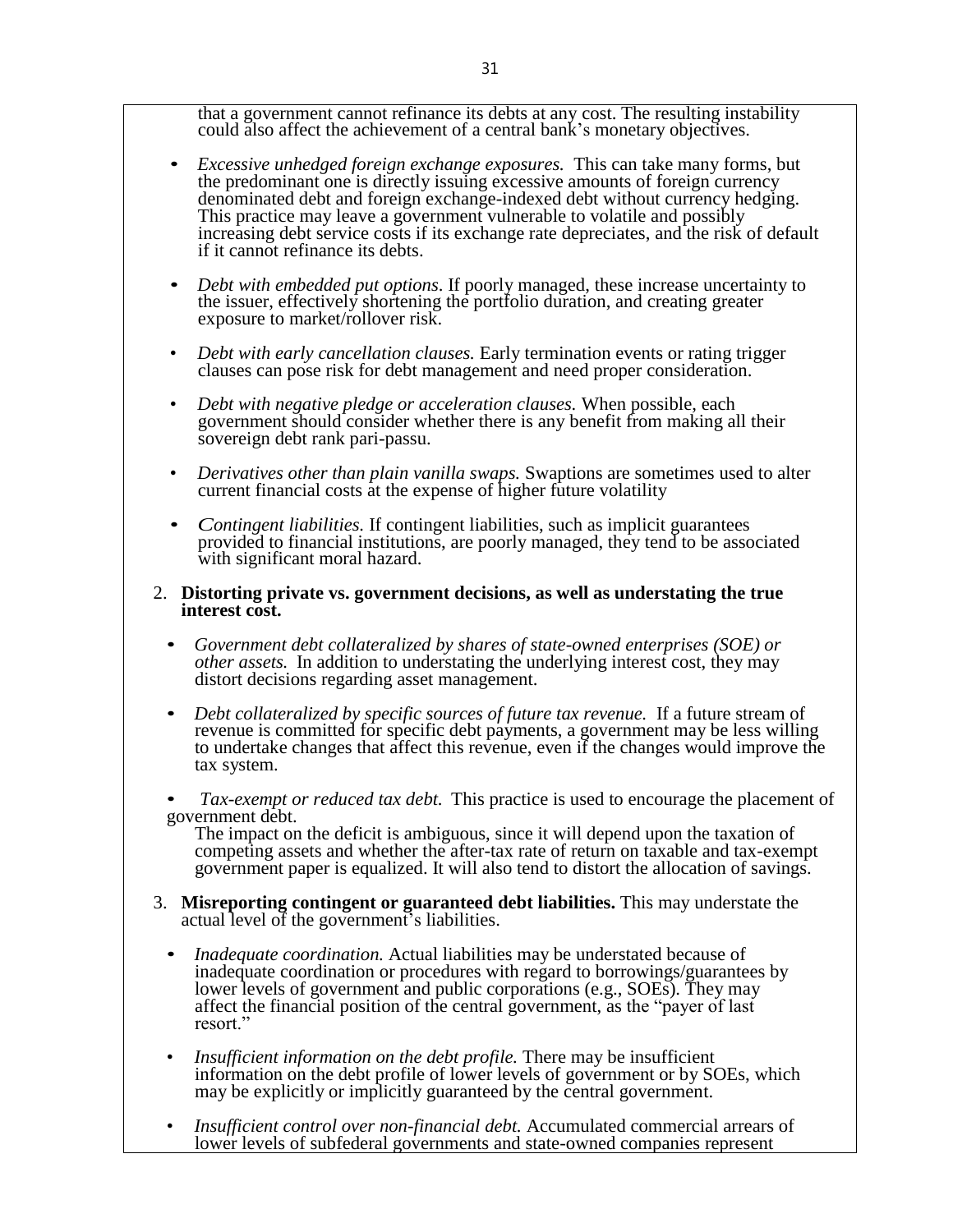that a government cannot refinance its debts at any cost. The resulting instability could also affect the achievement of a central bank's monetary objectives.

- *Excessive unhedged foreign exchange exposures.* This can take many forms, but the predominant one is directly issuing excessive amounts of foreign currency denominated debt and foreign exchange-indexed debt without currency hedging. This practice may leave a government vulnerable to volatile and possibly increasing debt service costs if its exchange rate depreciates, and the risk of default if it cannot refinance its debts.

- *Debt with embedded put options*. If poorly managed, these increase uncertainty to the issuer, effectively shortening the portfolio duration, and creating greater exposure to market/rollover risk.

- *Debt with early cancellation clauses.* Early termination events or rating trigger clauses can pose risk for debt management and need proper consideration.

- *Debt with negative pledge or acceleration clauses.* When possible, each government should consider whether there is any benefit from making all their sovereign debt rank pari-passu.

- *Derivatives other than plain vanilla swaps.* Swaptions are sometimes used to alter current financial costs at the expense of higher future volatility

- *Contingent liabilities.* If contingent liabilities, such as implicit guarantees provided to financial institutions, are poorly managed, they tend to be associated with significant moral hazard.

2. **Distorting private vs. government decisions, as well as understating the true interest cost.**

- *Government debt collateralized by shares of state-owned enterprises (SOE) or other assets.* In addition to understating the underlying interest cost, they may distort decisions regarding asset management.

- *Debt collateralized by specific sources of future tax revenue.* If a future stream of revenue is committed for specific debt payments, a government may be less willing to undertake changes that affect this revenue, even if the changes would improve the tax system.

- *Tax-exempt or reduced tax debt.* This practice is used to encourage the placement of government debt.

  The impact on the deficit is ambiguous, since it will depend upon the taxation of competing assets and whether the after-tax rate of return on taxable and tax-exempt government paper is equalized. It will also tend to distort the allocation of savings.

3. **Misreporting contingent or guaranteed debt liabilities.** This may understate the actual level of the government's liabilities.

- *Inadequate coordination.* Actual liabilities may be understated because of inadequate coordination or procedures with regard to borrowings/guarantees by lower levels of government and public corporations (e.g., SOEs). They may affect the financial position of the central government, as the "payer of last resort."

- *Insufficient information on the debt profile.* There may be insufficient information on the debt profile of lower levels of government or by SOEs, which may be explicitly or implicitly guaranteed by the central government.

- *Insufficient control over non-financial debt.* Accumulated commercial arrears of lower levels of subfederal governments and state-owned companies represent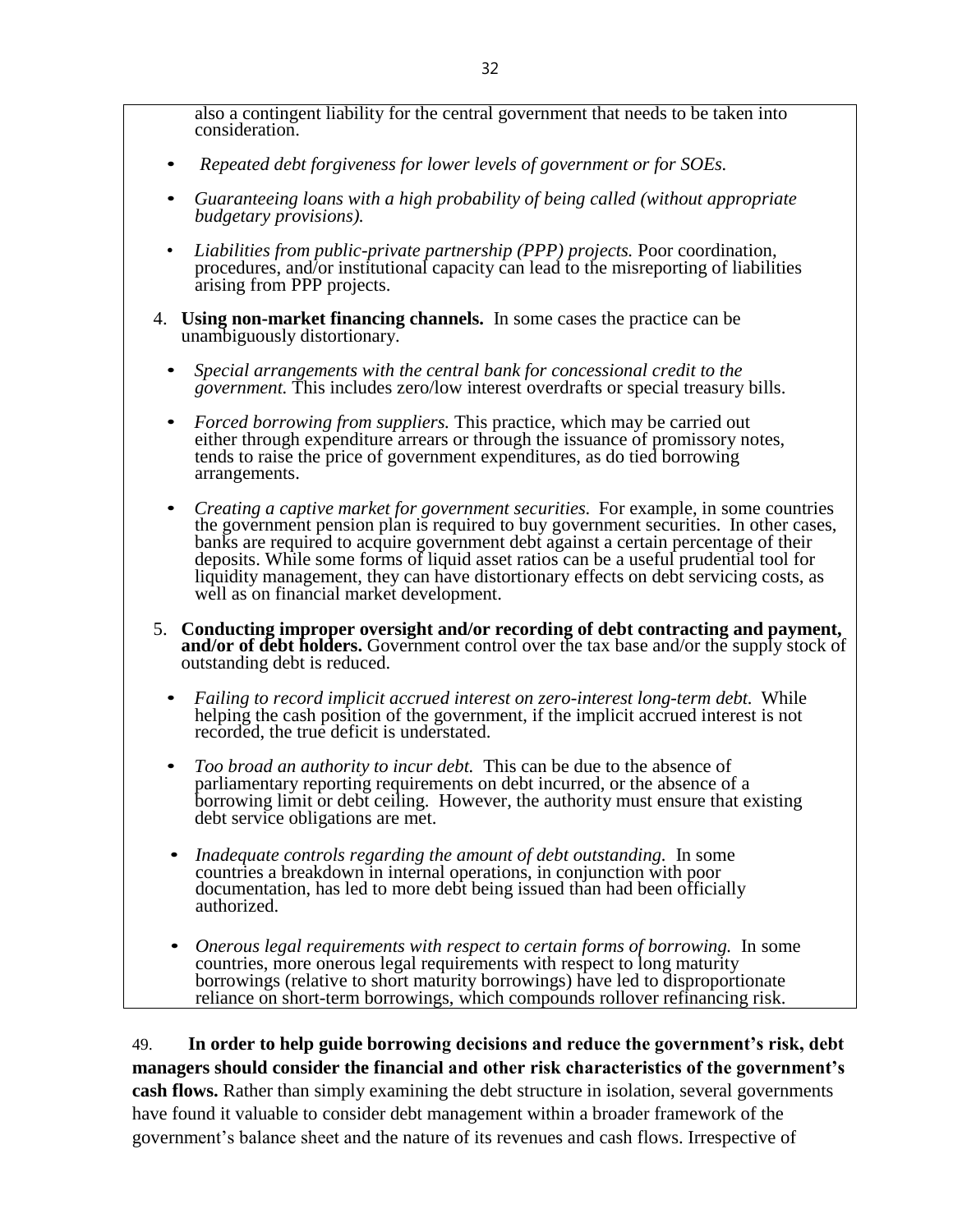also a contingent liability for the central government that needs to be taken into consideration.

- *Repeated debt forgiveness for lower levels of government or for SOEs.*
- *Guaranteeing loans with a high probability of being called (without appropriate budgetary provisions).*
- *Liabilities from public-private partnership (PPP) projects.* Poor coordination, procedures, and/or institutional capacity can lead to the misreporting of liabilities arising from PPP projects.

4. **Using non-market financing channels.** In some cases the practice can be unambiguously distortionary.

   - *Special arrangements with the central bank for concessional credit to the government.* This includes zero/low interest overdrafts or special treasury bills.
   - *Forced borrowing from suppliers.* This practice, which may be carried out either through expenditure arrears or through the issuance of promissory notes, tends to raise the price of government expenditures, as do tied borrowing arrangements.
   - *Creating a captive market for government securities.* For example, in some countries the government pension plan is required to buy government securities. In other cases, banks are required to acquire government debt against a certain percentage of their deposits. While some forms of liquid asset ratios can be a useful prudential tool for liquidity management, they can have distortionary effects on debt servicing costs, as well as on financial market development.

5. **Conducting improper oversight and/or recording of debt contracting and payment, and/or of debt holders.** Government control over the tax base and/or the supply stock of outstanding debt is reduced.

   - *Failing to record implicit accrued interest on zero-interest long-term debt.* While helping the cash position of the government, if the implicit accrued interest is not recorded, the true deficit is understated.
   - *Too broad an authority to incur debt.* This can be due to the absence of parliamentary reporting requirements on debt incurred, or the absence of a borrowing limit or debt ceiling. However, the authority must ensure that existing debt service obligations are met.
   - *Inadequate controls regarding the amount of debt outstanding.* In some countries a breakdown in internal operations, in conjunction with poor documentation, has led to more debt being issued than had been officially authorized.
   - *Onerous legal requirements with respect to certain forms of borrowing.* In some countries, more onerous legal requirements with respect to long maturity borrowings (relative to short maturity borrowings) have led to disproportionate reliance on short-term borrowings, which compounds rollover refinancing risk.

49. **In order to help guide borrowing decisions and reduce the government's risk, debt managers should consider the financial and other risk characteristics of the government's cash flows.** Rather than simply examining the debt structure in isolation, several governments have found it valuable to consider debt management within a broader framework of the government's balance sheet and the nature of its revenues and cash flows. Irrespective of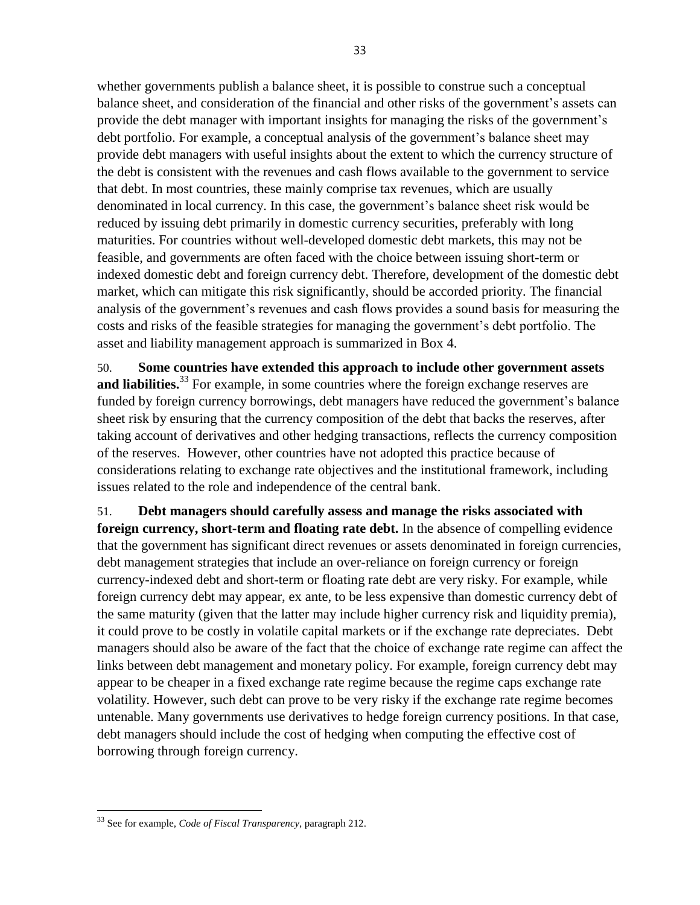whether governments publish a balance sheet, it is possible to construe such a conceptual balance sheet, and consideration of the financial and other risks of the government's assets can provide the debt manager with important insights for managing the risks of the government's debt portfolio. For example, a conceptual analysis of the government's balance sheet may provide debt managers with useful insights about the extent to which the currency structure of the debt is consistent with the revenues and cash flows available to the government to service that debt. In most countries, these mainly comprise tax revenues, which are usually denominated in local currency. In this case, the government's balance sheet risk would be reduced by issuing debt primarily in domestic currency securities, preferably with long maturities. For countries without well-developed domestic debt markets, this may not be feasible, and governments are often faced with the choice between issuing short-term or indexed domestic debt and foreign currency debt. Therefore, development of the domestic debt market, which can mitigate this risk significantly, should be accorded priority. The financial analysis of the government's revenues and cash flows provides a sound basis for measuring the costs and risks of the feasible strategies for managing the government's debt portfolio. The asset and liability management approach is summarized in Box 4.

50. **Some countries have extended this approach to include other government assets and liabilities.**[33] For example, in some countries where the foreign exchange reserves are funded by foreign currency borrowings, debt managers have reduced the government's balance sheet risk by ensuring that the currency composition of the debt that backs the reserves, after taking account of derivatives and other hedging transactions, reflects the currency composition of the reserves. However, other countries have not adopted this practice because of considerations relating to exchange rate objectives and the institutional framework, including issues related to the role and independence of the central bank.

51. **Debt managers should carefully assess and manage the risks associated with foreign currency, short-term and floating rate debt.** In the absence of compelling evidence that the government has significant direct revenues or assets denominated in foreign currencies, debt management strategies that include an over-reliance on foreign currency or foreign currency-indexed debt and short-term or floating rate debt are very risky. For example, while foreign currency debt may appear, ex ante, to be less expensive than domestic currency debt of the same maturity (given that the latter may include higher currency risk and liquidity premia), it could prove to be costly in volatile capital markets or if the exchange rate depreciates. Debt managers should also be aware of the fact that the choice of exchange rate regime can affect the links between debt management and monetary policy. For example, foreign currency debt may appear to be cheaper in a fixed exchange rate regime because the regime caps exchange rate volatility. However, such debt can prove to be very risky if the exchange rate regime becomes untenable. Many governments use derivatives to hedge foreign currency positions. In that case, debt managers should include the cost of hedging when computing the effective cost of borrowing through foreign currency.

---

[33] See for example, *Code of Fiscal Transparency*, paragraph 212.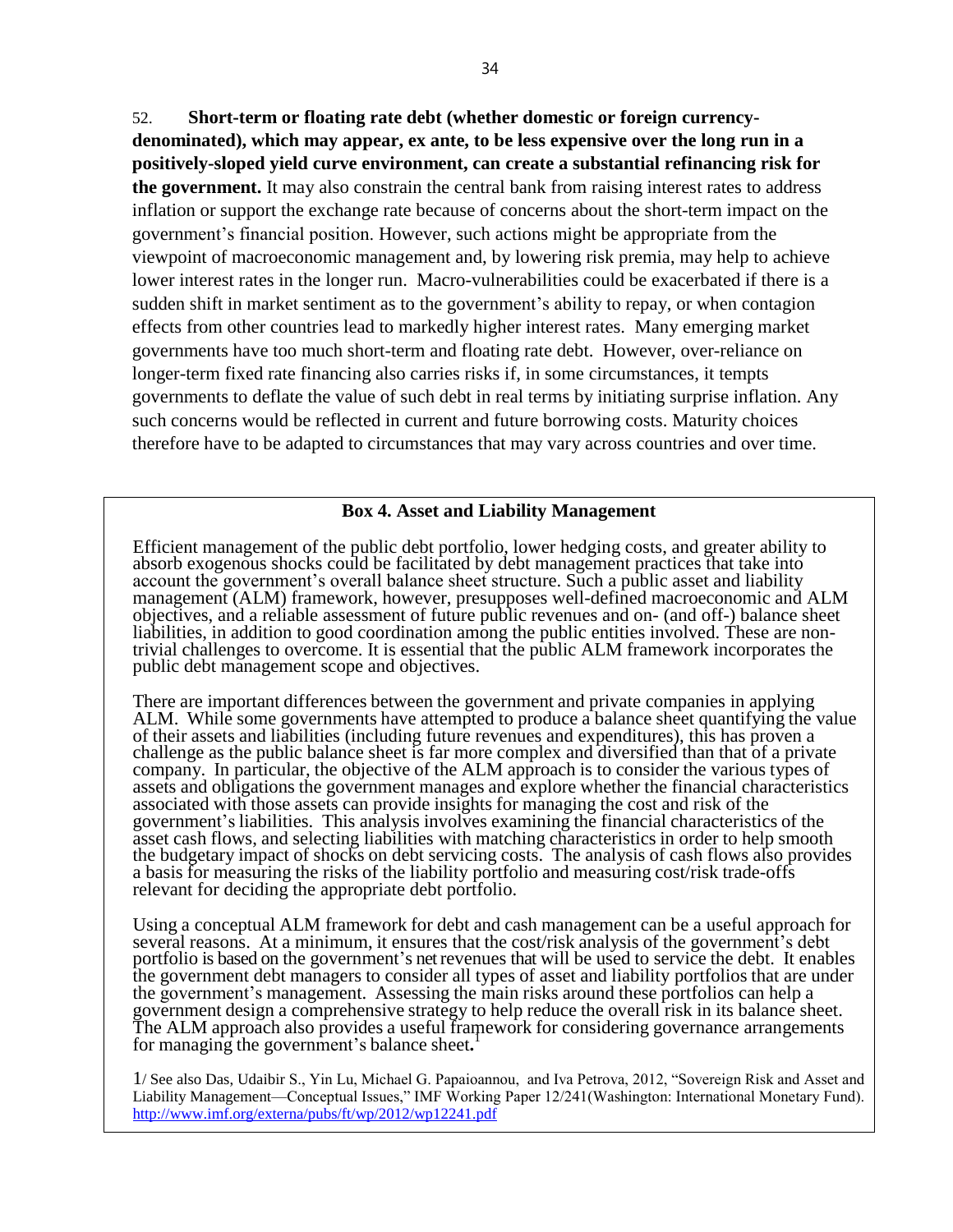52. **Short-term or floating rate debt (whether domestic or foreign currency-denominated), which may appear, ex ante, to be less expensive over the long run in a positively-sloped yield curve environment, can create a substantial refinancing risk for the government.** It may also constrain the central bank from raising interest rates to address inflation or support the exchange rate because of concerns about the short-term impact on the government's financial position. However, such actions might be appropriate from the viewpoint of macroeconomic management and, by lowering risk premia, may help to achieve lower interest rates in the longer run. Macro-vulnerabilities could be exacerbated if there is a sudden shift in market sentiment as to the government's ability to repay, or when contagion effects from other countries lead to markedly higher interest rates. Many emerging market governments have too much short-term and floating rate debt. However, over-reliance on longer-term fixed rate financing also carries risks if, in some circumstances, it tempts governments to deflate the value of such debt in real terms by initiating surprise inflation. Any such concerns would be reflected in current and future borrowing costs. Maturity choices therefore have to be adapted to circumstances that may vary across countries and over time.

---

**Box 4. Asset and Liability Management**

Efficient management of the public debt portfolio, lower hedging costs, and greater ability to absorb exogenous shocks could be facilitated by debt management practices that take into account the government's overall balance sheet structure. Such a public asset and liability management (ALM) framework, however, presupposes well-defined macroeconomic and ALM objectives, and a reliable assessment of future public revenues and on- (and off-) balance sheet liabilities, in addition to good coordination among the public entities involved. These are non-trivial challenges to overcome. It is essential that the public ALM framework incorporates the public debt management scope and objectives.

There are important differences between the government and private companies in applying ALM. While some governments have attempted to produce a balance sheet quantifying the value of their assets and liabilities (including future revenues and expenditures), this has proven a challenge as the public balance sheet is far more complex and diversified than that of a private company. In particular, the objective of the ALM approach is to consider the various types of assets and obligations the government manages and explore whether the financial characteristics associated with those assets can provide insights for managing the cost and risk of the government's liabilities. This analysis involves examining the financial characteristics of the asset cash flows, and selecting liabilities with matching characteristics in order to help smooth the budgetary impact of shocks on debt servicing costs. The analysis of cash flows also provides a basis for measuring the risks of the liability portfolio and measuring cost/risk trade-offs relevant for deciding the appropriate debt portfolio.

Using a conceptual ALM framework for debt and cash management can be a useful approach for several reasons. At a minimum, it ensures that the cost/risk analysis of the government's debt portfolio is based on the government's net revenues that will be used to service the debt. It enables the government debt managers to consider all types of asset and liability portfolios that are under the government's management. Assessing the main risks around these portfolios can help a government design a comprehensive strategy to help reduce the overall risk in its balance sheet. The ALM approach also provides a useful framework for considering governance arrangements for managing the government's balance sheet.[1]

1/ See also Das, Udaibir S., Yin Lu, Michael G. Papaioannou, and Iva Petrova, 2012, "Sovereign Risk and Asset and Liability Management—Conceptual Issues," IMF Working Paper 12/241(Washington: International Monetary Fund). http://www.imf.org/externa/pubs/ft/wp/2012/wp12241.pdf

---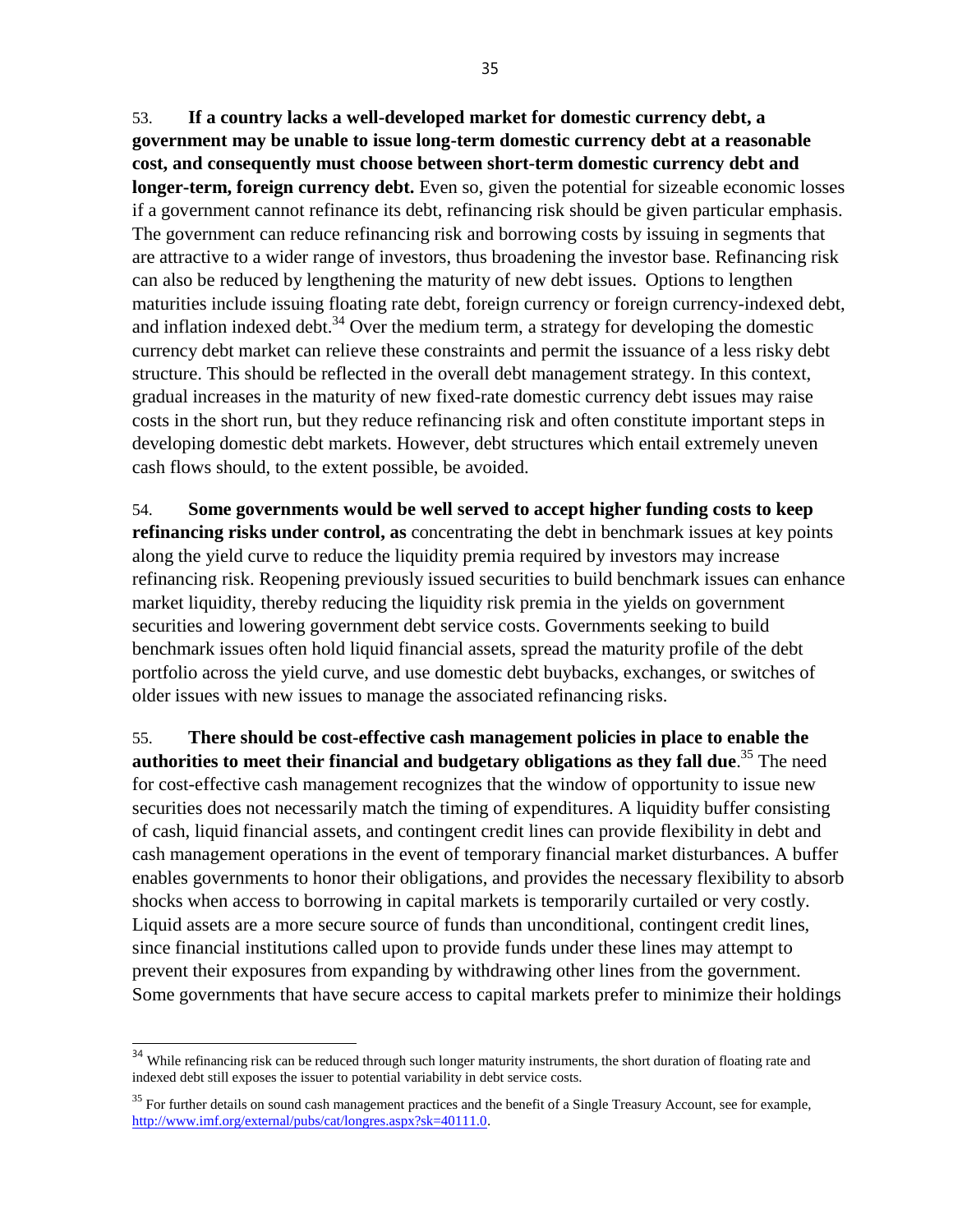53. **If a country lacks a well-developed market for domestic currency debt, a government may be unable to issue long-term domestic currency debt at a reasonable cost, and consequently must choose between short-term domestic currency debt and longer-term, foreign currency debt.** Even so, given the potential for sizeable economic losses if a government cannot refinance its debt, refinancing risk should be given particular emphasis. The government can reduce refinancing risk and borrowing costs by issuing in segments that are attractive to a wider range of investors, thus broadening the investor base. Refinancing risk can also be reduced by lengthening the maturity of new debt issues. Options to lengthen maturities include issuing floating rate debt, foreign currency or foreign currency-indexed debt, and inflation indexed debt.[34] Over the medium term, a strategy for developing the domestic currency debt market can relieve these constraints and permit the issuance of a less risky debt structure. This should be reflected in the overall debt management strategy. In this context, gradual increases in the maturity of new fixed-rate domestic currency debt issues may raise costs in the short run, but they reduce refinancing risk and often constitute important steps in developing domestic debt markets. However, debt structures which entail extremely uneven cash flows should, to the extent possible, be avoided.

54. **Some governments would be well served to accept higher funding costs to keep refinancing risks under control, as** concentrating the debt in benchmark issues at key points along the yield curve to reduce the liquidity premia required by investors may increase refinancing risk. Reopening previously issued securities to build benchmark issues can enhance market liquidity, thereby reducing the liquidity risk premia in the yields on government securities and lowering government debt service costs. Governments seeking to build benchmark issues often hold liquid financial assets, spread the maturity profile of the debt portfolio across the yield curve, and use domestic debt buybacks, exchanges, or switches of older issues with new issues to manage the associated refinancing risks.

55. **There should be cost-effective cash management policies in place to enable the authorities to meet their financial and budgetary obligations as they fall due**.[35] The need for cost-effective cash management recognizes that the window of opportunity to issue new securities does not necessarily match the timing of expenditures. A liquidity buffer consisting of cash, liquid financial assets, and contingent credit lines can provide flexibility in debt and cash management operations in the event of temporary financial market disturbances. A buffer enables governments to honor their obligations, and provides the necessary flexibility to absorb shocks when access to borrowing in capital markets is temporarily curtailed or very costly. Liquid assets are a more secure source of funds than unconditional, contingent credit lines, since financial institutions called upon to provide funds under these lines may attempt to prevent their exposures from expanding by withdrawing other lines from the government. Some governments that have secure access to capital markets prefer to minimize their holdings

---

[34] While refinancing risk can be reduced through such longer maturity instruments, the short duration of floating rate and indexed debt still exposes the issuer to potential variability in debt service costs.

[35] For further details on sound cash management practices and the benefit of a Single Treasury Account, see for example, http://www.imf.org/external/pubs/cat/longres.aspx?sk=40111.0.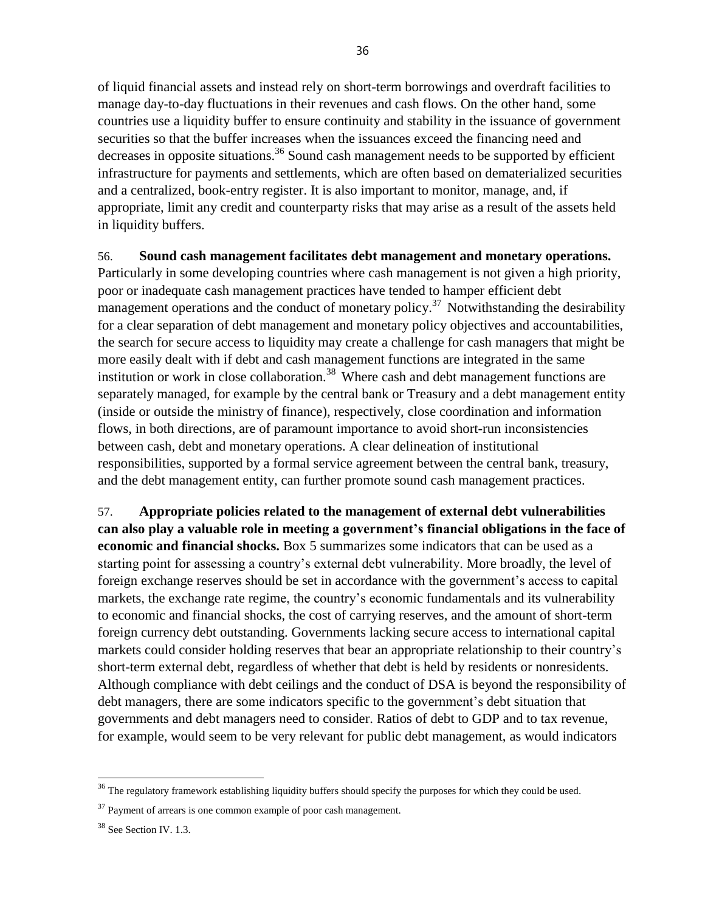of liquid financial assets and instead rely on short-term borrowings and overdraft facilities to manage day-to-day fluctuations in their revenues and cash flows. On the other hand, some countries use a liquidity buffer to ensure continuity and stability in the issuance of government securities so that the buffer increases when the issuances exceed the financing need and decreases in opposite situations.[36] Sound cash management needs to be supported by efficient infrastructure for payments and settlements, which are often based on dematerialized securities and a centralized, book-entry register. It is also important to monitor, manage, and, if appropriate, limit any credit and counterparty risks that may arise as a result of the assets held in liquidity buffers.

56. **Sound cash management facilitates debt management and monetary operations.** Particularly in some developing countries where cash management is not given a high priority, poor or inadequate cash management practices have tended to hamper efficient debt management operations and the conduct of monetary policy.[37] Notwithstanding the desirability for a clear separation of debt management and monetary policy objectives and accountabilities, the search for secure access to liquidity may create a challenge for cash managers that might be more easily dealt with if debt and cash management functions are integrated in the same institution or work in close collaboration.[38] Where cash and debt management functions are separately managed, for example by the central bank or Treasury and a debt management entity (inside or outside the ministry of finance), respectively, close coordination and information flows, in both directions, are of paramount importance to avoid short-run inconsistencies between cash, debt and monetary operations. A clear delineation of institutional responsibilities, supported by a formal service agreement between the central bank, treasury, and the debt management entity, can further promote sound cash management practices.

57. **Appropriate policies related to the management of external debt vulnerabilities can also play a valuable role in meeting a government's financial obligations in the face of economic and financial shocks.** Box 5 summarizes some indicators that can be used as a starting point for assessing a country's external debt vulnerability. More broadly, the level of foreign exchange reserves should be set in accordance with the government's access to capital markets, the exchange rate regime, the country's economic fundamentals and its vulnerability to economic and financial shocks, the cost of carrying reserves, and the amount of short-term foreign currency debt outstanding. Governments lacking secure access to international capital markets could consider holding reserves that bear an appropriate relationship to their country's short-term external debt, regardless of whether that debt is held by residents or nonresidents. Although compliance with debt ceilings and the conduct of DSA is beyond the responsibility of debt managers, there are some indicators specific to the government's debt situation that governments and debt managers need to consider. Ratios of debt to GDP and to tax revenue, for example, would seem to be very relevant for public debt management, as would indicators

---

[36] The regulatory framework establishing liquidity buffers should specify the purposes for which they could be used.

[37] Payment of arrears is one common example of poor cash management.

[38] See Section IV. 1.3.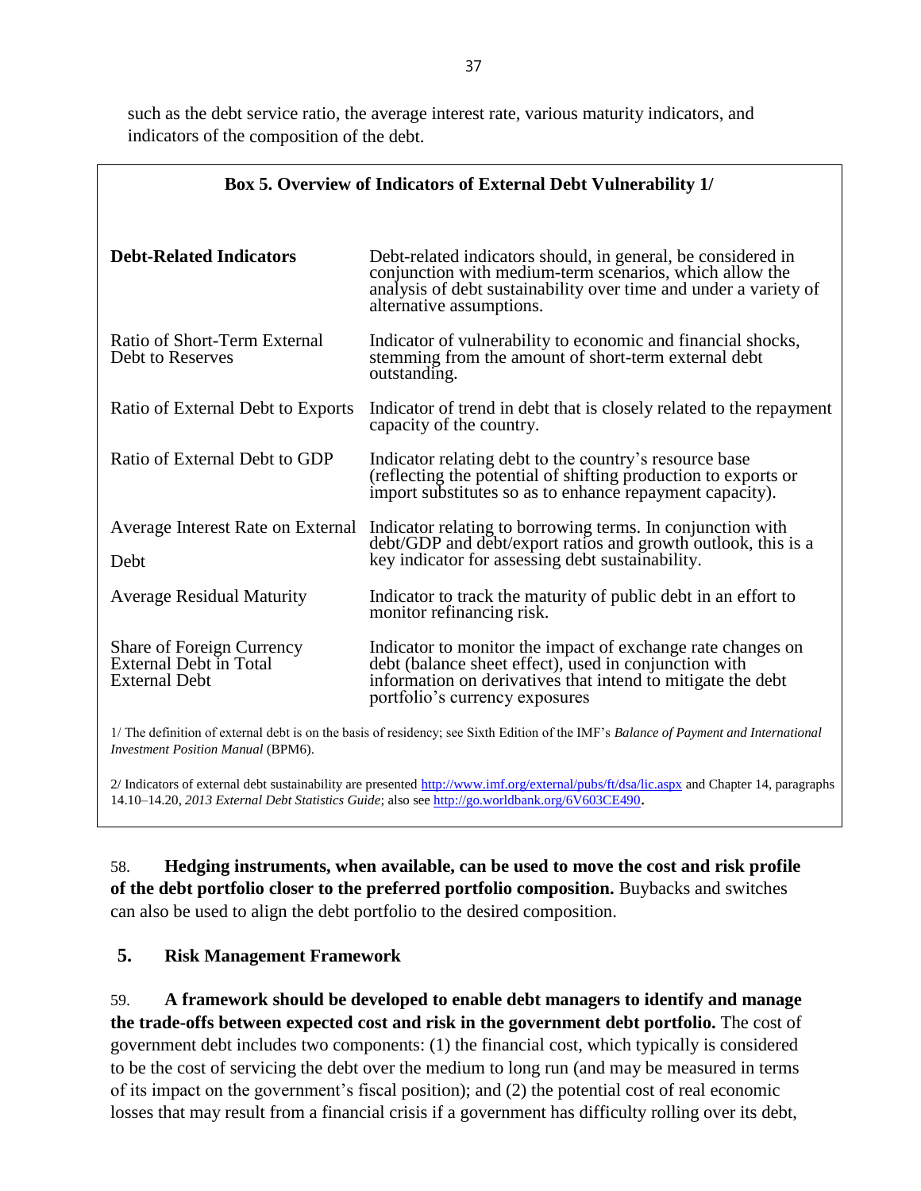such as the debt service ratio, the average interest rate, various maturity indicators, and indicators of the composition of the debt.

**Box 5. Overview of Indicators of External Debt Vulnerability 1/**

| **Debt-Related Indicators** | Debt-related indicators should, in general, be considered in conjunction with medium-term scenarios, which allow the analysis of debt sustainability over time and under a variety of alternative assumptions. |
|---|---|
| Ratio of Short-Term External Debt to Reserves | Indicator of vulnerability to economic and financial shocks, stemming from the amount of short-term external debt outstanding. |
| Ratio of External Debt to Exports | Indicator of trend in debt that is closely related to the repayment capacity of the country. |
| Ratio of External Debt to GDP | Indicator relating debt to the country's resource base (reflecting the potential of shifting production to exports or import substitutes so as to enhance repayment capacity). |
| Average Interest Rate on External Debt | Indicator relating to borrowing terms. In conjunction with debt/GDP and debt/export ratios and growth outlook, this is a key indicator for assessing debt sustainability. |
| Average Residual Maturity | Indicator to track the maturity of public debt in an effort to monitor refinancing risk. |
| Share of Foreign Currency External Debt in Total External Debt | Indicator to monitor the impact of exchange rate changes on debt (balance sheet effect), used in conjunction with information on derivatives that intend to mitigate the debt portfolio's currency exposures |

1/ The definition of external debt is on the basis of residency; see Sixth Edition of the IMF's *Balance of Payment and International Investment Position Manual* (BPM6).

2/ Indicators of external debt sustainability are presented http://www.imf.org/external/pubs/ft/dsa/lic.aspx and Chapter 14, paragraphs 14.10–14.20, *2013 External Debt Statistics Guide*; also see http://go.worldbank.org/6V603CE490.

58. **Hedging instruments, when available, can be used to move the cost and risk profile of the debt portfolio closer to the preferred portfolio composition.** Buybacks and switches can also be used to align the debt portfolio to the desired composition.

## 5. Risk Management Framework

59. **A framework should be developed to enable debt managers to identify and manage the trade-offs between expected cost and risk in the government debt portfolio.** The cost of government debt includes two components: (1) the financial cost, which typically is considered to be the cost of servicing the debt over the medium to long run (and may be measured in terms of its impact on the government's fiscal position); and (2) the potential cost of real economic losses that may result from a financial crisis if a government has difficulty rolling over its debt,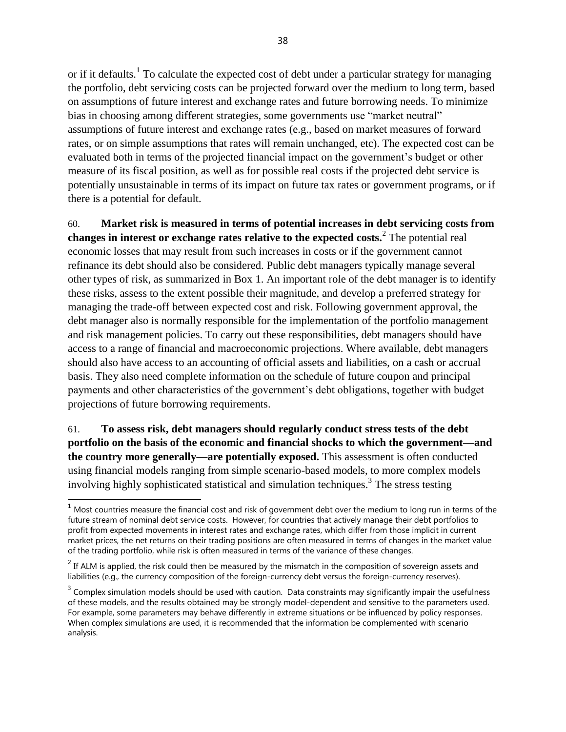or if it defaults.[1] To calculate the expected cost of debt under a particular strategy for managing the portfolio, debt servicing costs can be projected forward over the medium to long term, based on assumptions of future interest and exchange rates and future borrowing needs. To minimize bias in choosing among different strategies, some governments use "market neutral" assumptions of future interest and exchange rates (e.g., based on market measures of forward rates, or on simple assumptions that rates will remain unchanged, etc). The expected cost can be evaluated both in terms of the projected financial impact on the government's budget or other measure of its fiscal position, as well as for possible real costs if the projected debt service is potentially unsustainable in terms of its impact on future tax rates or government programs, or if there is a potential for default.

60. **Market risk is measured in terms of potential increases in debt servicing costs from changes in interest or exchange rates relative to the expected costs.**[2] The potential real economic losses that may result from such increases in costs or if the government cannot refinance its debt should also be considered. Public debt managers typically manage several other types of risk, as summarized in Box 1. An important role of the debt manager is to identify these risks, assess to the extent possible their magnitude, and develop a preferred strategy for managing the trade-off between expected cost and risk. Following government approval, the debt manager also is normally responsible for the implementation of the portfolio management and risk management policies. To carry out these responsibilities, debt managers should have access to a range of financial and macroeconomic projections. Where available, debt managers should also have access to an accounting of official assets and liabilities, on a cash or accrual basis. They also need complete information on the schedule of future coupon and principal payments and other characteristics of the government's debt obligations, together with budget projections of future borrowing requirements.

61. **To assess risk, debt managers should regularly conduct stress tests of the debt portfolio on the basis of the economic and financial shocks to which the government—and the country more generally—are potentially exposed.** This assessment is often conducted using financial models ranging from simple scenario-based models, to more complex models involving highly sophisticated statistical and simulation techniques.[3] The stress testing

---

[1] Most countries measure the financial cost and risk of government debt over the medium to long run in terms of the future stream of nominal debt service costs. However, for countries that actively manage their debt portfolios to profit from expected movements in interest rates and exchange rates, which differ from those implicit in current market prices, the net returns on their trading positions are often measured in terms of changes in the market value of the trading portfolio, while risk is often measured in terms of the variance of these changes.

[2] If ALM is applied, the risk could then be measured by the mismatch in the composition of sovereign assets and liabilities (e.g., the currency composition of the foreign-currency debt versus the foreign-currency reserves).

[3] Complex simulation models should be used with caution. Data constraints may significantly impair the usefulness of these models, and the results obtained may be strongly model-dependent and sensitive to the parameters used. For example, some parameters may behave differently in extreme situations or be influenced by policy responses. When complex simulations are used, it is recommended that the information be complemented with scenario analysis.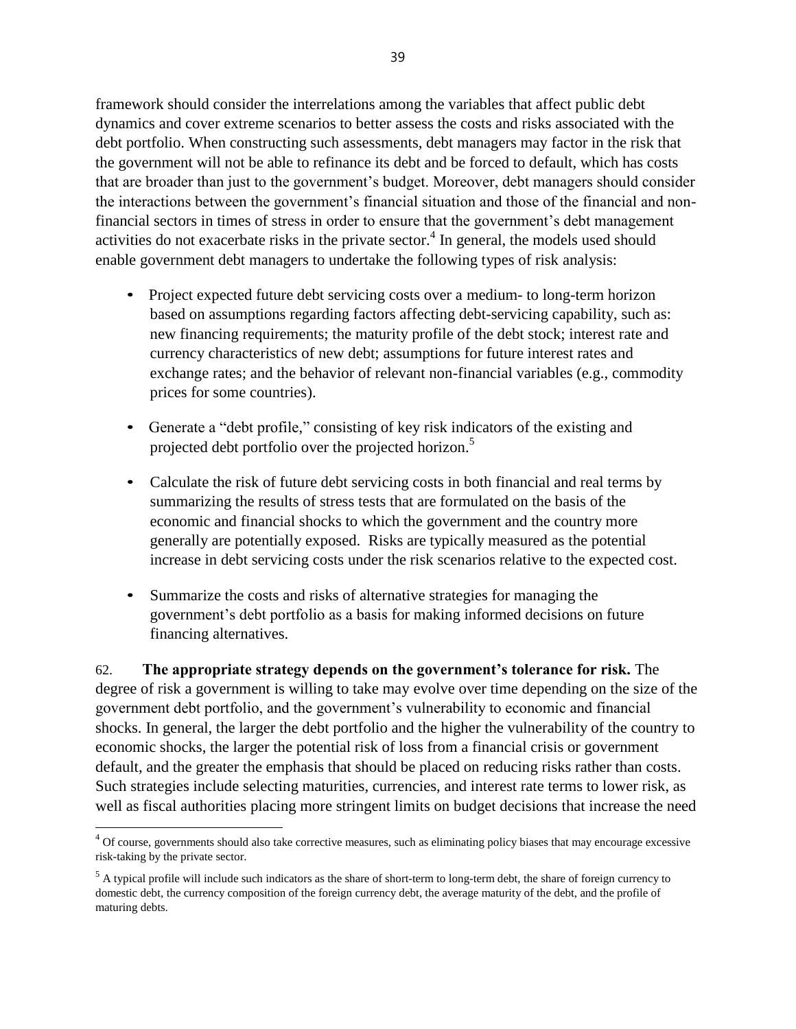framework should consider the interrelations among the variables that affect public debt dynamics and cover extreme scenarios to better assess the costs and risks associated with the debt portfolio. When constructing such assessments, debt managers may factor in the risk that the government will not be able to refinance its debt and be forced to default, which has costs that are broader than just to the government's budget. Moreover, debt managers should consider the interactions between the government's financial situation and those of the financial and non-financial sectors in times of stress in order to ensure that the government's debt management activities do not exacerbate risks in the private sector.[4] In general, the models used should enable government debt managers to undertake the following types of risk analysis:

- Project expected future debt servicing costs over a medium- to long-term horizon based on assumptions regarding factors affecting debt-servicing capability, such as: new financing requirements; the maturity profile of the debt stock; interest rate and currency characteristics of new debt; assumptions for future interest rates and exchange rates; and the behavior of relevant non-financial variables (e.g., commodity prices for some countries).

- Generate a "debt profile," consisting of key risk indicators of the existing and projected debt portfolio over the projected horizon.[5]

- Calculate the risk of future debt servicing costs in both financial and real terms by summarizing the results of stress tests that are formulated on the basis of the economic and financial shocks to which the government and the country more generally are potentially exposed. Risks are typically measured as the potential increase in debt servicing costs under the risk scenarios relative to the expected cost.

- Summarize the costs and risks of alternative strategies for managing the government's debt portfolio as a basis for making informed decisions on future financing alternatives.

62. **The appropriate strategy depends on the government's tolerance for risk.** The degree of risk a government is willing to take may evolve over time depending on the size of the government debt portfolio, and the government's vulnerability to economic and financial shocks. In general, the larger the debt portfolio and the higher the vulnerability of the country to economic shocks, the larger the potential risk of loss from a financial crisis or government default, and the greater the emphasis that should be placed on reducing risks rather than costs. Such strategies include selecting maturities, currencies, and interest rate terms to lower risk, as well as fiscal authorities placing more stringent limits on budget decisions that increase the need

---

[4] Of course, governments should also take corrective measures, such as eliminating policy biases that may encourage excessive risk-taking by the private sector.

[5] A typical profile will include such indicators as the share of short-term to long-term debt, the share of foreign currency to domestic debt, the currency composition of the foreign currency debt, the average maturity of the debt, and the profile of maturing debts.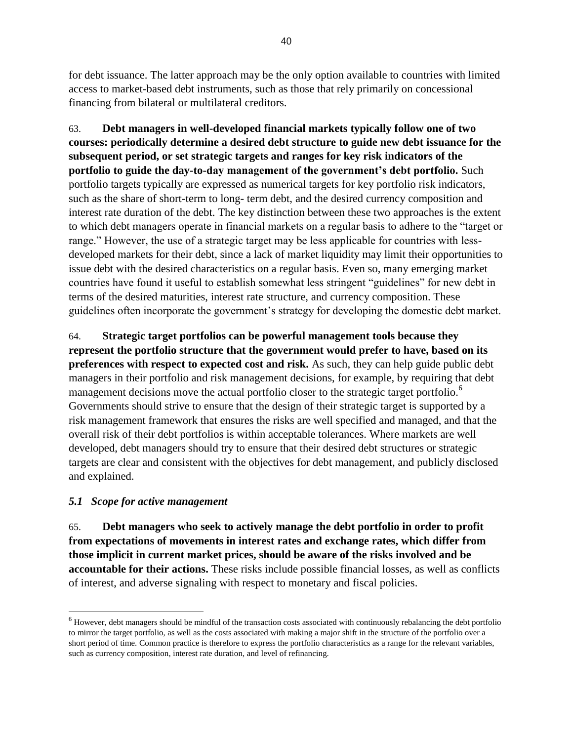for debt issuance. The latter approach may be the only option available to countries with limited access to market-based debt instruments, such as those that rely primarily on concessional financing from bilateral or multilateral creditors.

63. **Debt managers in well-developed financial markets typically follow one of two courses: periodically determine a desired debt structure to guide new debt issuance for the subsequent period, or set strategic targets and ranges for key risk indicators of the portfolio to guide the day-to-day management of the government's debt portfolio.** Such portfolio targets typically are expressed as numerical targets for key portfolio risk indicators, such as the share of short-term to long- term debt, and the desired currency composition and interest rate duration of the debt. The key distinction between these two approaches is the extent to which debt managers operate in financial markets on a regular basis to adhere to the "target or range." However, the use of a strategic target may be less applicable for countries with less-developed markets for their debt, since a lack of market liquidity may limit their opportunities to issue debt with the desired characteristics on a regular basis. Even so, many emerging market countries have found it useful to establish somewhat less stringent "guidelines" for new debt in terms of the desired maturities, interest rate structure, and currency composition. These guidelines often incorporate the government's strategy for developing the domestic debt market.

64. **Strategic target portfolios can be powerful management tools because they represent the portfolio structure that the government would prefer to have, based on its preferences with respect to expected cost and risk.** As such, they can help guide public debt managers in their portfolio and risk management decisions, for example, by requiring that debt management decisions move the actual portfolio closer to the strategic target portfolio.[6] Governments should strive to ensure that the design of their strategic target is supported by a risk management framework that ensures the risks are well specified and managed, and that the overall risk of their debt portfolios is within acceptable tolerances. Where markets are well developed, debt managers should try to ensure that their desired debt structures or strategic targets are clear and consistent with the objectives for debt management, and publicly disclosed and explained.

### *5.1 Scope for active management*

65. **Debt managers who seek to actively manage the debt portfolio in order to profit from expectations of movements in interest rates and exchange rates, which differ from those implicit in current market prices, should be aware of the risks involved and be accountable for their actions.** These risks include possible financial losses, as well as conflicts of interest, and adverse signaling with respect to monetary and fiscal policies.

---

[6] However, debt managers should be mindful of the transaction costs associated with continuously rebalancing the debt portfolio to mirror the target portfolio, as well as the costs associated with making a major shift in the structure of the portfolio over a short period of time. Common practice is therefore to express the portfolio characteristics as a range for the relevant variables, such as currency composition, interest rate duration, and level of refinancing.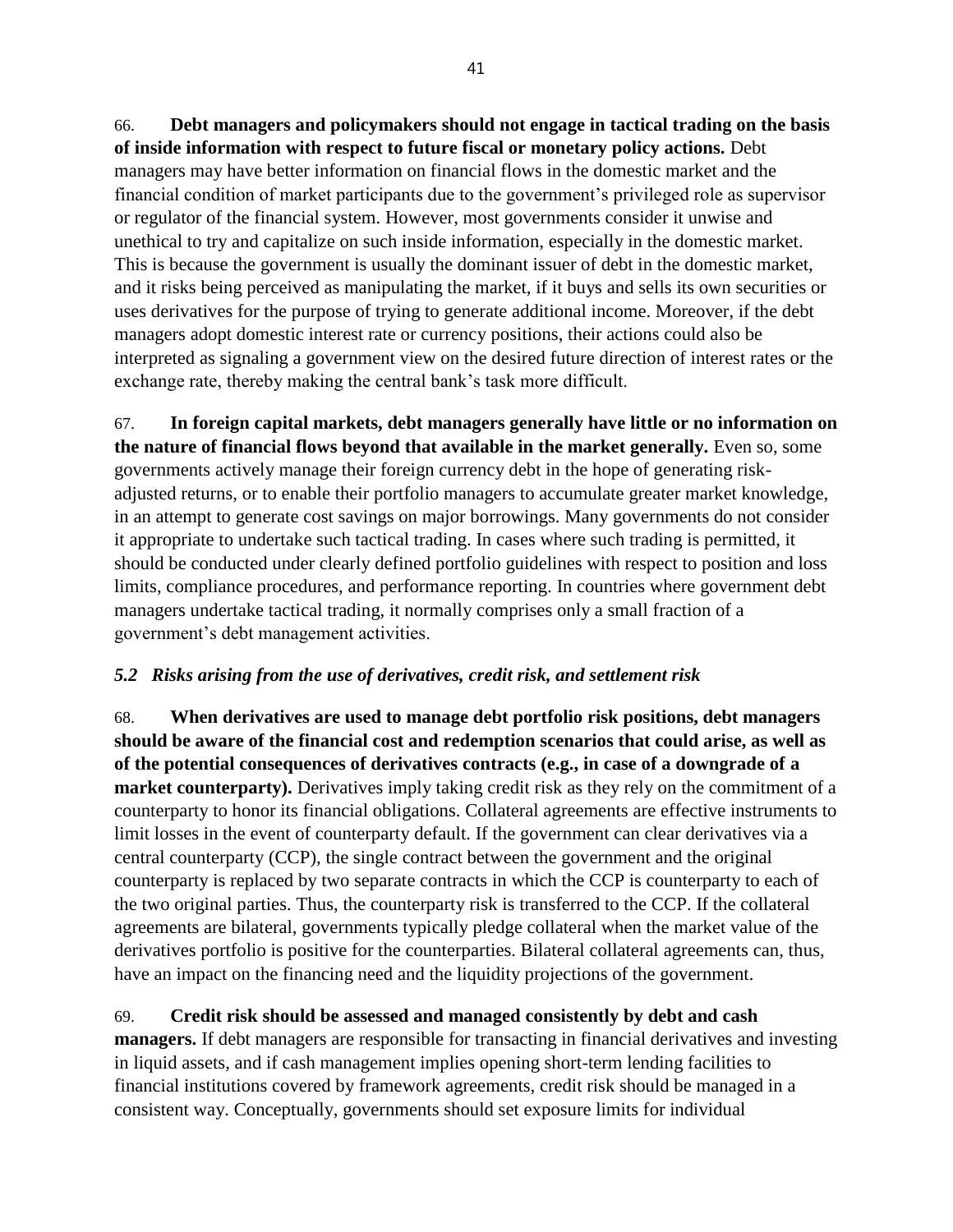66. **Debt managers and policymakers should not engage in tactical trading on the basis of inside information with respect to future fiscal or monetary policy actions.** Debt managers may have better information on financial flows in the domestic market and the financial condition of market participants due to the government's privileged role as supervisor or regulator of the financial system. However, most governments consider it unwise and unethical to try and capitalize on such inside information, especially in the domestic market. This is because the government is usually the dominant issuer of debt in the domestic market, and it risks being perceived as manipulating the market, if it buys and sells its own securities or uses derivatives for the purpose of trying to generate additional income. Moreover, if the debt managers adopt domestic interest rate or currency positions, their actions could also be interpreted as signaling a government view on the desired future direction of interest rates or the exchange rate, thereby making the central bank's task more difficult.

67. **In foreign capital markets, debt managers generally have little or no information on the nature of financial flows beyond that available in the market generally.** Even so, some governments actively manage their foreign currency debt in the hope of generating risk-adjusted returns, or to enable their portfolio managers to accumulate greater market knowledge, in an attempt to generate cost savings on major borrowings. Many governments do not consider it appropriate to undertake such tactical trading. In cases where such trading is permitted, it should be conducted under clearly defined portfolio guidelines with respect to position and loss limits, compliance procedures, and performance reporting. In countries where government debt managers undertake tactical trading, it normally comprises only a small fraction of a government's debt management activities.

### *5.2 Risks arising from the use of derivatives, credit risk, and settlement risk*

68. **When derivatives are used to manage debt portfolio risk positions, debt managers should be aware of the financial cost and redemption scenarios that could arise, as well as of the potential consequences of derivatives contracts (e.g., in case of a downgrade of a market counterparty).** Derivatives imply taking credit risk as they rely on the commitment of a counterparty to honor its financial obligations. Collateral agreements are effective instruments to limit losses in the event of counterparty default. If the government can clear derivatives via a central counterparty (CCP), the single contract between the government and the original counterparty is replaced by two separate contracts in which the CCP is counterparty to each of the two original parties. Thus, the counterparty risk is transferred to the CCP. If the collateral agreements are bilateral, governments typically pledge collateral when the market value of the derivatives portfolio is positive for the counterparties. Bilateral collateral agreements can, thus, have an impact on the financing need and the liquidity projections of the government.

69. **Credit risk should be assessed and managed consistently by debt and cash managers.** If debt managers are responsible for transacting in financial derivatives and investing in liquid assets, and if cash management implies opening short-term lending facilities to financial institutions covered by framework agreements, credit risk should be managed in a consistent way. Conceptually, governments should set exposure limits for individual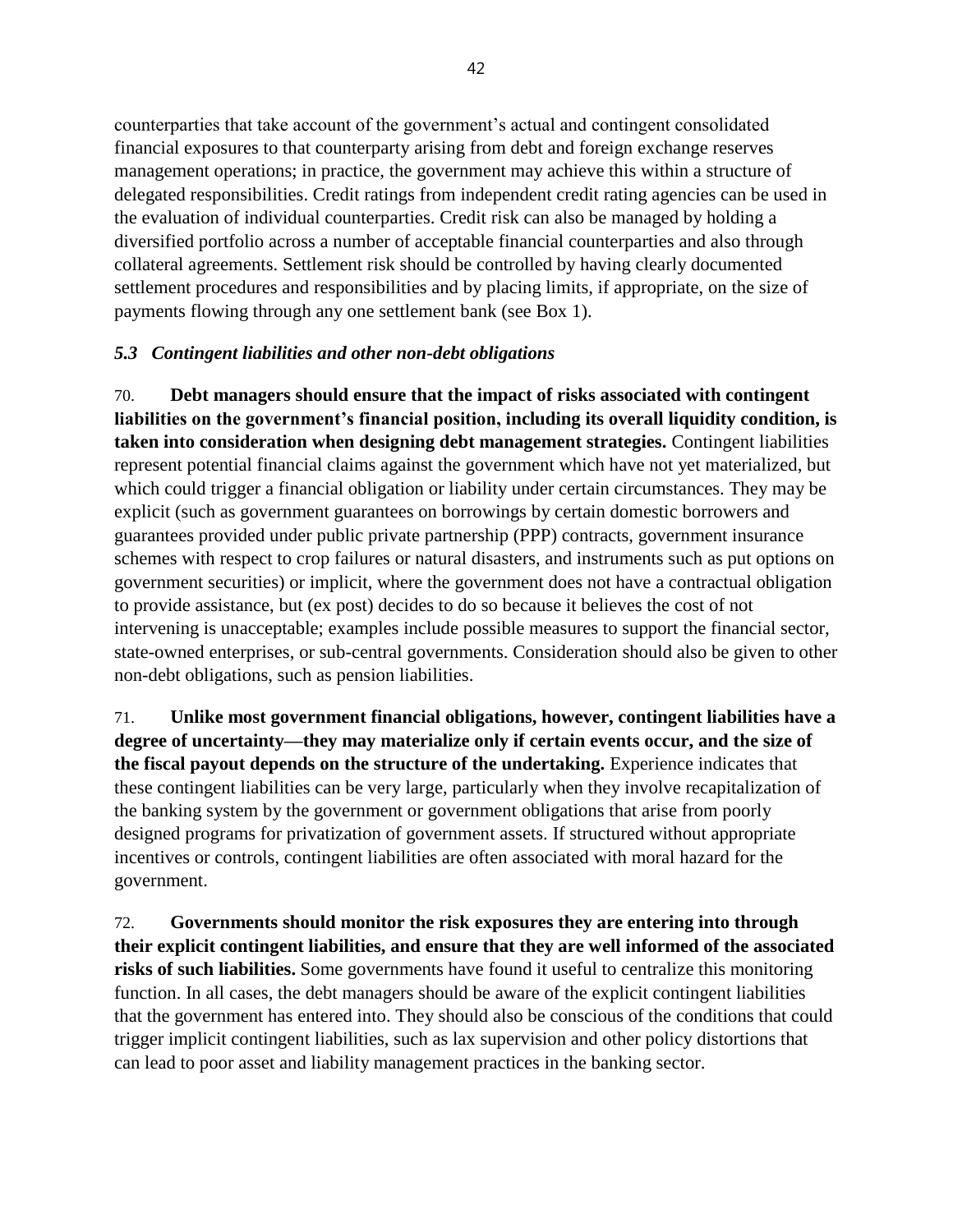counterparties that take account of the government's actual and contingent consolidated financial exposures to that counterparty arising from debt and foreign exchange reserves management operations; in practice, the government may achieve this within a structure of delegated responsibilities. Credit ratings from independent credit rating agencies can be used in the evaluation of individual counterparties. Credit risk can also be managed by holding a diversified portfolio across a number of acceptable financial counterparties and also through collateral agreements. Settlement risk should be controlled by having clearly documented settlement procedures and responsibilities and by placing limits, if appropriate, on the size of payments flowing through any one settlement bank (see Box 1).

### *5.3 Contingent liabilities and other non-debt obligations*

70. **Debt managers should ensure that the impact of risks associated with contingent liabilities on the government's financial position, including its overall liquidity condition, is taken into consideration when designing debt management strategies.** Contingent liabilities represent potential financial claims against the government which have not yet materialized, but which could trigger a financial obligation or liability under certain circumstances. They may be explicit (such as government guarantees on borrowings by certain domestic borrowers and guarantees provided under public private partnership (PPP) contracts, government insurance schemes with respect to crop failures or natural disasters, and instruments such as put options on government securities) or implicit, where the government does not have a contractual obligation to provide assistance, but (ex post) decides to do so because it believes the cost of not intervening is unacceptable; examples include possible measures to support the financial sector, state-owned enterprises, or sub-central governments. Consideration should also be given to other non-debt obligations, such as pension liabilities.

71. **Unlike most government financial obligations, however, contingent liabilities have a degree of uncertainty—they may materialize only if certain events occur, and the size of the fiscal payout depends on the structure of the undertaking.** Experience indicates that these contingent liabilities can be very large, particularly when they involve recapitalization of the banking system by the government or government obligations that arise from poorly designed programs for privatization of government assets. If structured without appropriate incentives or controls, contingent liabilities are often associated with moral hazard for the government.

72. **Governments should monitor the risk exposures they are entering into through their explicit contingent liabilities, and ensure that they are well informed of the associated risks of such liabilities.** Some governments have found it useful to centralize this monitoring function. In all cases, the debt managers should be aware of the explicit contingent liabilities that the government has entered into. They should also be conscious of the conditions that could trigger implicit contingent liabilities, such as lax supervision and other policy distortions that can lead to poor asset and liability management practices in the banking sector.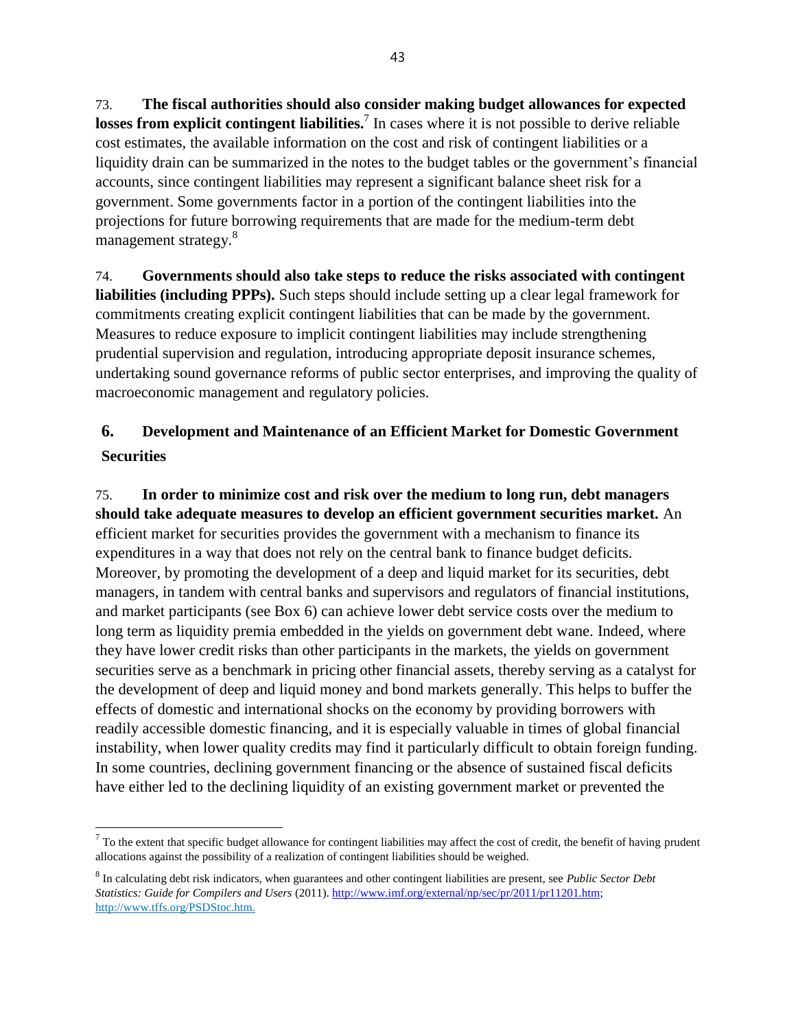73. **The fiscal authorities should also consider making budget allowances for expected losses from explicit contingent liabilities.**[7] In cases where it is not possible to derive reliable cost estimates, the available information on the cost and risk of contingent liabilities or a liquidity drain can be summarized in the notes to the budget tables or the government's financial accounts, since contingent liabilities may represent a significant balance sheet risk for a government. Some governments factor in a portion of the contingent liabilities into the projections for future borrowing requirements that are made for the medium-term debt management strategy.[8]

74. **Governments should also take steps to reduce the risks associated with contingent liabilities (including PPPs).** Such steps should include setting up a clear legal framework for commitments creating explicit contingent liabilities that can be made by the government. Measures to reduce exposure to implicit contingent liabilities may include strengthening prudential supervision and regulation, introducing appropriate deposit insurance schemes, undertaking sound governance reforms of public sector enterprises, and improving the quality of macroeconomic management and regulatory policies.

## 6. Development and Maintenance of an Efficient Market for Domestic Government Securities

75. **In order to minimize cost and risk over the medium to long run, debt managers should take adequate measures to develop an efficient government securities market.** An efficient market for securities provides the government with a mechanism to finance its expenditures in a way that does not rely on the central bank to finance budget deficits. Moreover, by promoting the development of a deep and liquid market for its securities, debt managers, in tandem with central banks and supervisors and regulators of financial institutions, and market participants (see Box 6) can achieve lower debt service costs over the medium to long term as liquidity premia embedded in the yields on government debt wane. Indeed, where they have lower credit risks than other participants in the markets, the yields on government securities serve as a benchmark in pricing other financial assets, thereby serving as a catalyst for the development of deep and liquid money and bond markets generally. This helps to buffer the effects of domestic and international shocks on the economy by providing borrowers with readily accessible domestic financing, and it is especially valuable in times of global financial instability, when lower quality credits may find it particularly difficult to obtain foreign funding. In some countries, declining government financing or the absence of sustained fiscal deficits have either led to the declining liquidity of an existing government market or prevented the

---

[7] To the extent that specific budget allowance for contingent liabilities may affect the cost of credit, the benefit of having prudent allocations against the possibility of a realization of contingent liabilities should be weighed.

[8] In calculating debt risk indicators, when guarantees and other contingent liabilities are present, see *Public Sector Debt Statistics: Guide for Compilers and Users* (2011). http://www.imf.org/external/np/sec/pr/2011/pr11201.htm; http://www.tffs.org/PSDStoc.htm.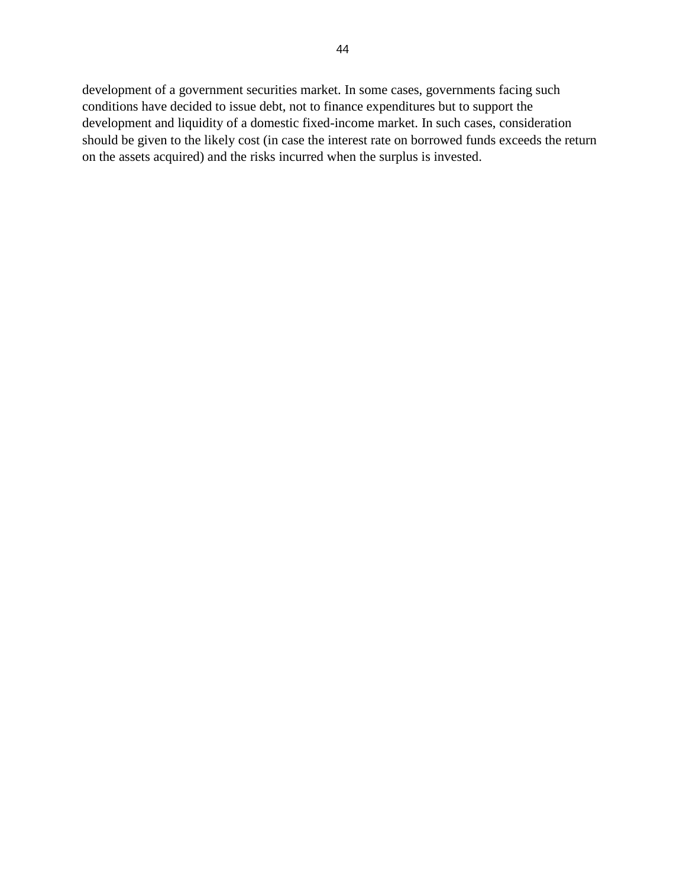development of a government securities market. In some cases, governments facing such conditions have decided to issue debt, not to finance expenditures but to support the development and liquidity of a domestic fixed-income market. In such cases, consideration should be given to the likely cost (in case the interest rate on borrowed funds exceeds the return on the assets acquired) and the risks incurred when the surplus is invested.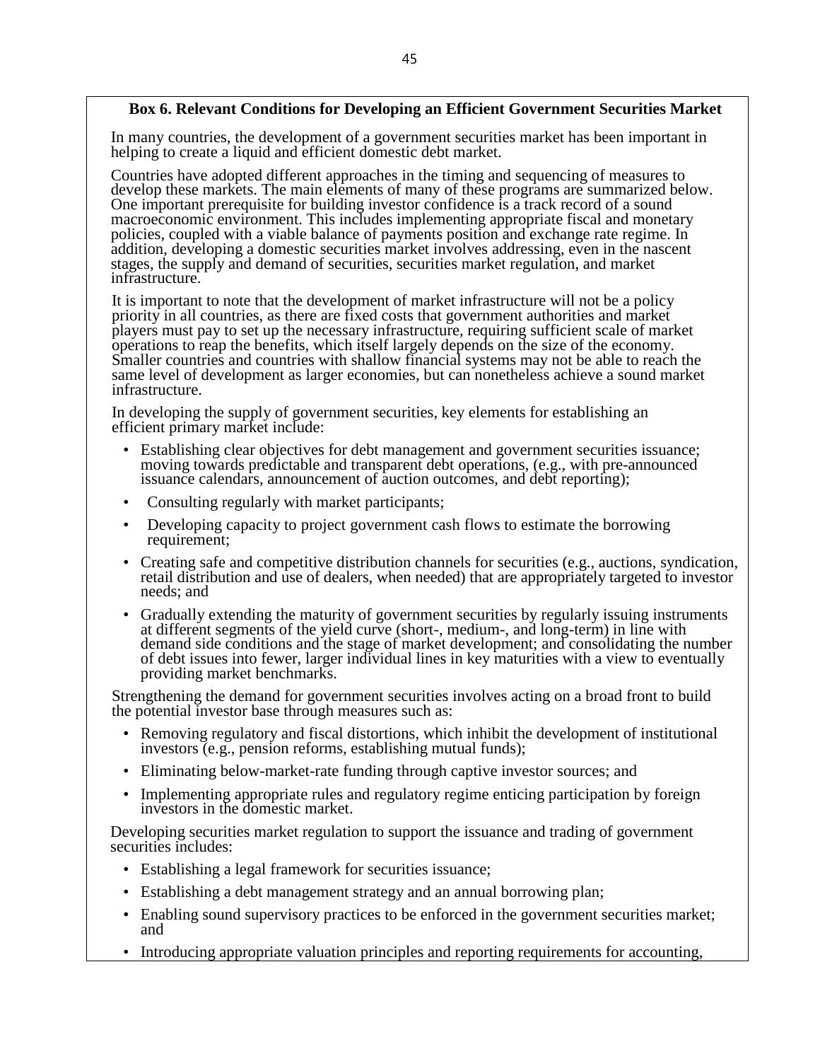**Box 6. Relevant Conditions for Developing an Efficient Government Securities Market**

In many countries, the development of a government securities market has been important in helping to create a liquid and efficient domestic debt market.

Countries have adopted different approaches in the timing and sequencing of measures to develop these markets. The main elements of many of these programs are summarized below. One important prerequisite for building investor confidence is a track record of a sound macroeconomic environment. This includes implementing appropriate fiscal and monetary policies, coupled with a viable balance of payments position and exchange rate regime. In addition, developing a domestic securities market involves addressing, even in the nascent stages, the supply and demand of securities, securities market regulation, and market infrastructure.

It is important to note that the development of market infrastructure will not be a policy priority in all countries, as there are fixed costs that government authorities and market players must pay to set up the necessary infrastructure, requiring sufficient scale of market operations to reap the benefits, which itself largely depends on the size of the economy. Smaller countries and countries with shallow financial systems may not be able to reach the same level of development as larger economies, but can nonetheless achieve a sound market infrastructure.

In developing the supply of government securities, key elements for establishing an efficient primary market include:

- Establishing clear objectives for debt management and government securities issuance; moving towards predictable and transparent debt operations, (e.g., with pre-announced issuance calendars, announcement of auction outcomes, and debt reporting);
- Consulting regularly with market participants;
- Developing capacity to project government cash flows to estimate the borrowing requirement;
- Creating safe and competitive distribution channels for securities (e.g., auctions, syndication, retail distribution and use of dealers, when needed) that are appropriately targeted to investor needs; and
- Gradually extending the maturity of government securities by regularly issuing instruments at different segments of the yield curve (short-, medium-, and long-term) in line with demand side conditions and the stage of market development; and consolidating the number of debt issues into fewer, larger individual lines in key maturities with a view to eventually providing market benchmarks.

Strengthening the demand for government securities involves acting on a broad front to build the potential investor base through measures such as:

- Removing regulatory and fiscal distortions, which inhibit the development of institutional investors (e.g., pension reforms, establishing mutual funds);
- Eliminating below-market-rate funding through captive investor sources; and
- Implementing appropriate rules and regulatory regime enticing participation by foreign investors in the domestic market.

Developing securities market regulation to support the issuance and trading of government securities includes:

- Establishing a legal framework for securities issuance;
- Establishing a debt management strategy and an annual borrowing plan;
- Enabling sound supervisory practices to be enforced in the government securities market; and
- Introducing appropriate valuation principles and reporting requirements for accounting,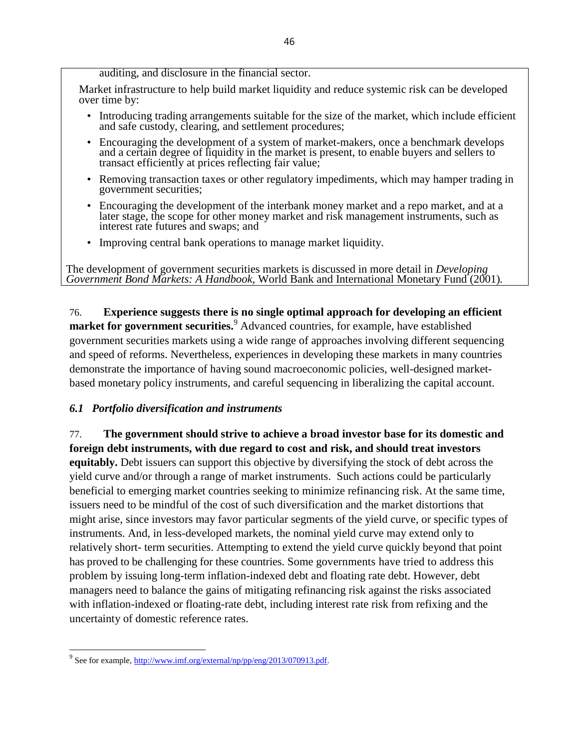auditing, and disclosure in the financial sector.

Market infrastructure to help build market liquidity and reduce systemic risk can be developed over time by:

- Introducing trading arrangements suitable for the size of the market, which include efficient and safe custody, clearing, and settlement procedures;
- Encouraging the development of a system of market-makers, once a benchmark develops and a certain degree of liquidity in the market is present, to enable buyers and sellers to transact efficiently at prices reflecting fair value;
- Removing transaction taxes or other regulatory impediments, which may hamper trading in government securities;
- Encouraging the development of the interbank money market and a repo market, and at a later stage, the scope for other money market and risk management instruments, such as interest rate futures and swaps; and
- Improving central bank operations to manage market liquidity.

The development of government securities markets is discussed in more detail in *Developing Government Bond Markets: A Handbook*, World Bank and International Monetary Fund (2001).

76. **Experience suggests there is no single optimal approach for developing an efficient market for government securities.**[9] Advanced countries, for example, have established government securities markets using a wide range of approaches involving different sequencing and speed of reforms. Nevertheless, experiences in developing these markets in many countries demonstrate the importance of having sound macroeconomic policies, well-designed market-based monetary policy instruments, and careful sequencing in liberalizing the capital account.

### *6.1 Portfolio diversification and instruments*

77. **The government should strive to achieve a broad investor base for its domestic and foreign debt instruments, with due regard to cost and risk, and should treat investors equitably.** Debt issuers can support this objective by diversifying the stock of debt across the yield curve and/or through a range of market instruments. Such actions could be particularly beneficial to emerging market countries seeking to minimize refinancing risk. At the same time, issuers need to be mindful of the cost of such diversification and the market distortions that might arise, since investors may favor particular segments of the yield curve, or specific types of instruments. And, in less-developed markets, the nominal yield curve may extend only to relatively short- term securities. Attempting to extend the yield curve quickly beyond that point has proved to be challenging for these countries. Some governments have tried to address this problem by issuing long-term inflation-indexed debt and floating rate debt. However, debt managers need to balance the gains of mitigating refinancing risk against the risks associated with inflation-indexed or floating-rate debt, including interest rate risk from refixing and the uncertainty of domestic reference rates.

[9] See for example, http://www.imf.org/external/np/pp/eng/2013/070913.pdf.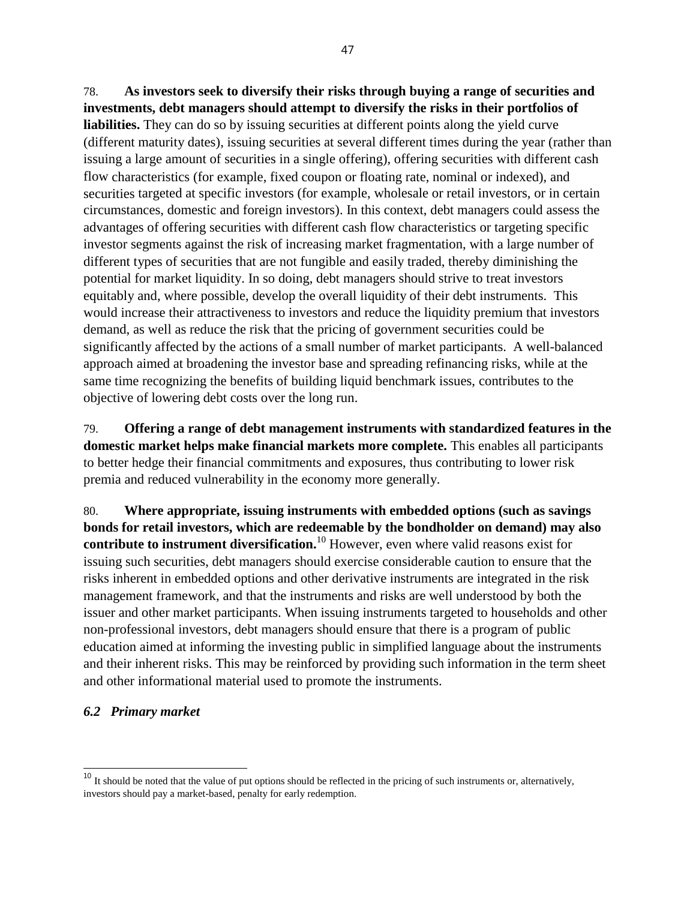78. **As investors seek to diversify their risks through buying a range of securities and investments, debt managers should attempt to diversify the risks in their portfolios of liabilities.** They can do so by issuing securities at different points along the yield curve (different maturity dates), issuing securities at several different times during the year (rather than issuing a large amount of securities in a single offering), offering securities with different cash flow characteristics (for example, fixed coupon or floating rate, nominal or indexed), and securities targeted at specific investors (for example, wholesale or retail investors, or in certain circumstances, domestic and foreign investors). In this context, debt managers could assess the advantages of offering securities with different cash flow characteristics or targeting specific investor segments against the risk of increasing market fragmentation, with a large number of different types of securities that are not fungible and easily traded, thereby diminishing the potential for market liquidity. In so doing, debt managers should strive to treat investors equitably and, where possible, develop the overall liquidity of their debt instruments. This would increase their attractiveness to investors and reduce the liquidity premium that investors demand, as well as reduce the risk that the pricing of government securities could be significantly affected by the actions of a small number of market participants. A well-balanced approach aimed at broadening the investor base and spreading refinancing risks, while at the same time recognizing the benefits of building liquid benchmark issues, contributes to the objective of lowering debt costs over the long run.

79. **Offering a range of debt management instruments with standardized features in the domestic market helps make financial markets more complete.** This enables all participants to better hedge their financial commitments and exposures, thus contributing to lower risk premia and reduced vulnerability in the economy more generally.

80. **Where appropriate, issuing instruments with embedded options (such as savings bonds for retail investors, which are redeemable by the bondholder on demand) may also contribute to instrument diversification.**[10] However, even where valid reasons exist for issuing such securities, debt managers should exercise considerable caution to ensure that the risks inherent in embedded options and other derivative instruments are integrated in the risk management framework, and that the instruments and risks are well understood by both the issuer and other market participants. When issuing instruments targeted to households and other non-professional investors, debt managers should ensure that there is a program of public education aimed at informing the investing public in simplified language about the instruments and their inherent risks. This may be reinforced by providing such information in the term sheet and other informational material used to promote the instruments.

### *6.2 Primary market*

---

[10] It should be noted that the value of put options should be reflected in the pricing of such instruments or, alternatively, investors should pay a market-based, penalty for early redemption.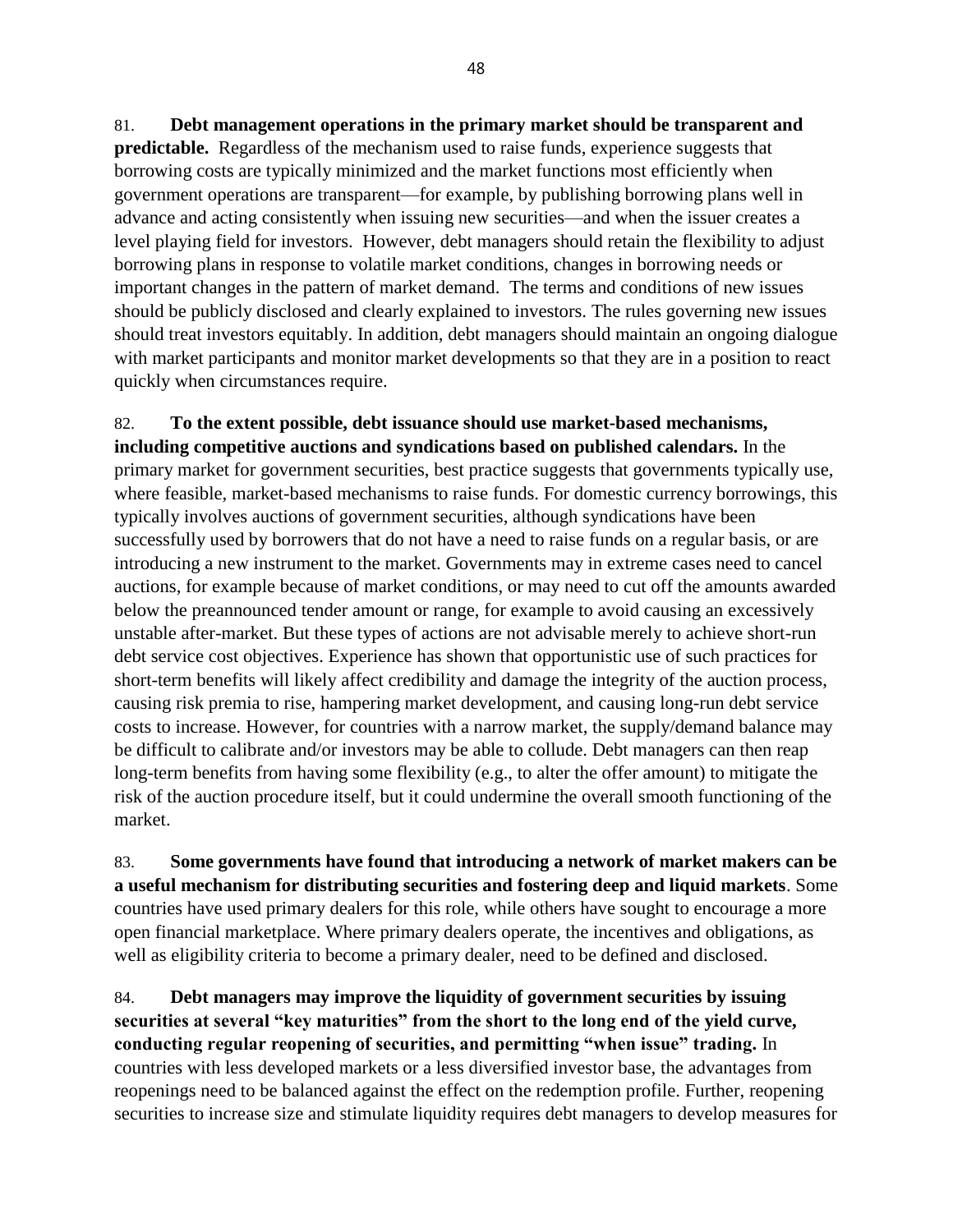81. **Debt management operations in the primary market should be transparent and predictable.** Regardless of the mechanism used to raise funds, experience suggests that borrowing costs are typically minimized and the market functions most efficiently when government operations are transparent—for example, by publishing borrowing plans well in advance and acting consistently when issuing new securities—and when the issuer creates a level playing field for investors. However, debt managers should retain the flexibility to adjust borrowing plans in response to volatile market conditions, changes in borrowing needs or important changes in the pattern of market demand. The terms and conditions of new issues should be publicly disclosed and clearly explained to investors. The rules governing new issues should treat investors equitably. In addition, debt managers should maintain an ongoing dialogue with market participants and monitor market developments so that they are in a position to react quickly when circumstances require.

82. **To the extent possible, debt issuance should use market-based mechanisms, including competitive auctions and syndications based on published calendars.** In the primary market for government securities, best practice suggests that governments typically use, where feasible, market-based mechanisms to raise funds. For domestic currency borrowings, this typically involves auctions of government securities, although syndications have been successfully used by borrowers that do not have a need to raise funds on a regular basis, or are introducing a new instrument to the market. Governments may in extreme cases need to cancel auctions, for example because of market conditions, or may need to cut off the amounts awarded below the preannounced tender amount or range, for example to avoid causing an excessively unstable after-market. But these types of actions are not advisable merely to achieve short-run debt service cost objectives. Experience has shown that opportunistic use of such practices for short-term benefits will likely affect credibility and damage the integrity of the auction process, causing risk premia to rise, hampering market development, and causing long-run debt service costs to increase. However, for countries with a narrow market, the supply/demand balance may be difficult to calibrate and/or investors may be able to collude. Debt managers can then reap long-term benefits from having some flexibility (e.g., to alter the offer amount) to mitigate the risk of the auction procedure itself, but it could undermine the overall smooth functioning of the market.

83. **Some governments have found that introducing a network of market makers can be a useful mechanism for distributing securities and fostering deep and liquid markets**. Some countries have used primary dealers for this role, while others have sought to encourage a more open financial marketplace. Where primary dealers operate, the incentives and obligations, as well as eligibility criteria to become a primary dealer, need to be defined and disclosed.

84. **Debt managers may improve the liquidity of government securities by issuing securities at several "key maturities" from the short to the long end of the yield curve, conducting regular reopening of securities, and permitting "when issue" trading.** In countries with less developed markets or a less diversified investor base, the advantages from reopenings need to be balanced against the effect on the redemption profile. Further, reopening securities to increase size and stimulate liquidity requires debt managers to develop measures for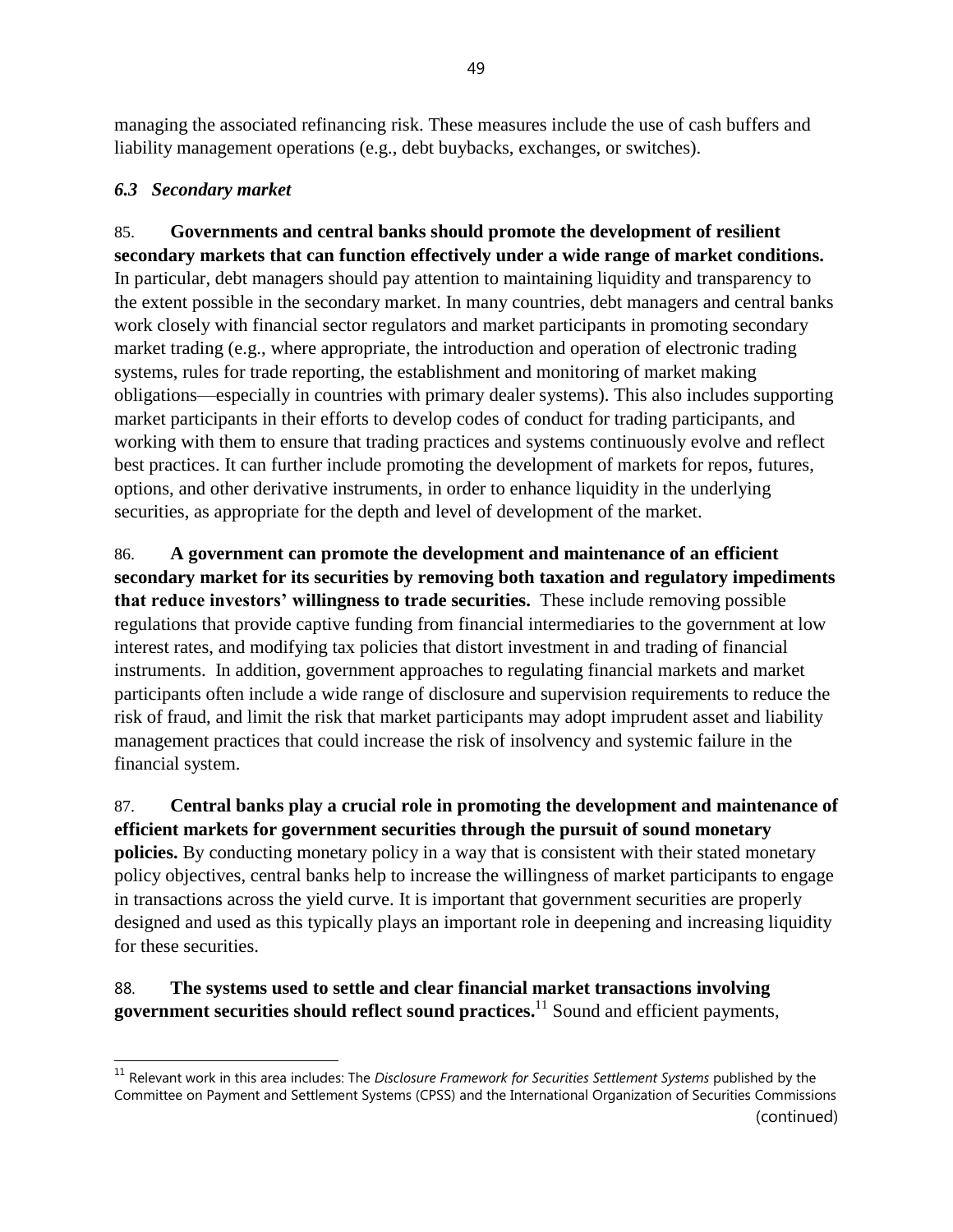managing the associated refinancing risk. These measures include the use of cash buffers and liability management operations (e.g., debt buybacks, exchanges, or switches).

### *6.3 Secondary market*

85. **Governments and central banks should promote the development of resilient secondary markets that can function effectively under a wide range of market conditions.** In particular, debt managers should pay attention to maintaining liquidity and transparency to the extent possible in the secondary market. In many countries, debt managers and central banks work closely with financial sector regulators and market participants in promoting secondary market trading (e.g., where appropriate, the introduction and operation of electronic trading systems, rules for trade reporting, the establishment and monitoring of market making obligations—especially in countries with primary dealer systems). This also includes supporting market participants in their efforts to develop codes of conduct for trading participants, and working with them to ensure that trading practices and systems continuously evolve and reflect best practices. It can further include promoting the development of markets for repos, futures, options, and other derivative instruments, in order to enhance liquidity in the underlying securities, as appropriate for the depth and level of development of the market.

86. **A government can promote the development and maintenance of an efficient secondary market for its securities by removing both taxation and regulatory impediments that reduce investors' willingness to trade securities.** These include removing possible regulations that provide captive funding from financial intermediaries to the government at low interest rates, and modifying tax policies that distort investment in and trading of financial instruments. In addition, government approaches to regulating financial markets and market participants often include a wide range of disclosure and supervision requirements to reduce the risk of fraud, and limit the risk that market participants may adopt imprudent asset and liability management practices that could increase the risk of insolvency and systemic failure in the financial system.

87. **Central banks play a crucial role in promoting the development and maintenance of efficient markets for government securities through the pursuit of sound monetary policies.** By conducting monetary policy in a way that is consistent with their stated monetary policy objectives, central banks help to increase the willingness of market participants to engage in transactions across the yield curve. It is important that government securities are properly designed and used as this typically plays an important role in deepening and increasing liquidity for these securities.

88. **The systems used to settle and clear financial market transactions involving government securities should reflect sound practices.**[11] Sound and efficient payments,

[11] Relevant work in this area includes: The *Disclosure Framework for Securities Settlement Systems* published by the Committee on Payment and Settlement Systems (CPSS) and the International Organization of Securities Commissions (continued)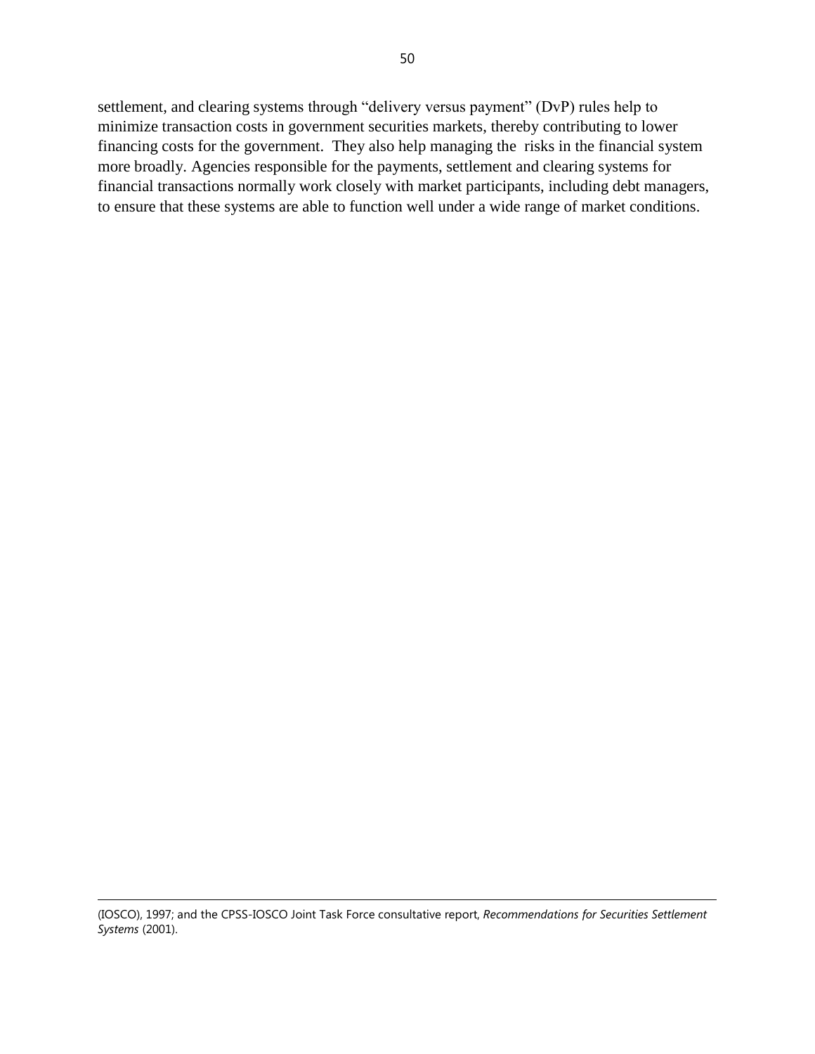settlement, and clearing systems through "delivery versus payment" (DvP) rules help to minimize transaction costs in government securities markets, thereby contributing to lower financing costs for the government. They also help managing the risks in the financial system more broadly. Agencies responsible for the payments, settlement and clearing systems for financial transactions normally work closely with market participants, including debt managers, to ensure that these systems are able to function well under a wide range of market conditions.

---

(IOSCO), 1997; and the CPSS-IOSCO Joint Task Force consultative report, *Recommendations for Securities Settlement Systems* (2001).